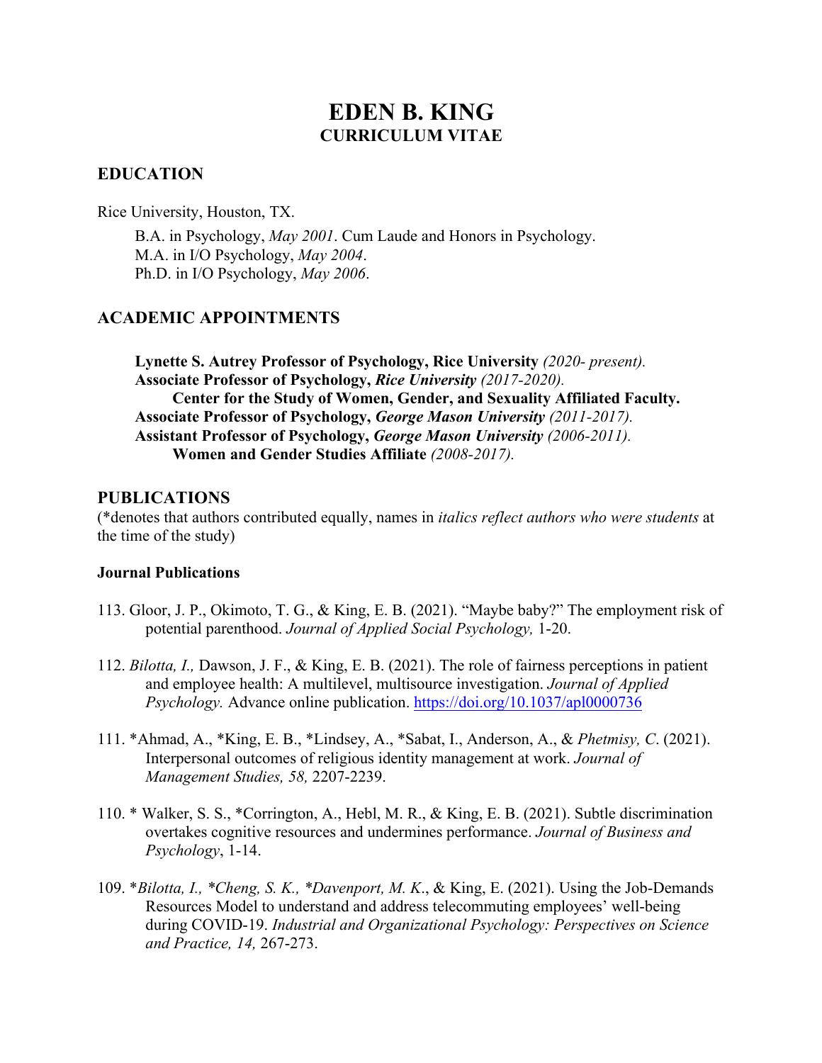# EDEN B. KING
## CURRICULUM VITAE

## EDUCATION

Rice University, Houston, TX.

B.A. in Psychology, *May 2001*. Cum Laude and Honors in Psychology.
M.A. in I/O Psychology, *May 2004*.
Ph.D. in I/O Psychology, *May 2006*.

## ACADEMIC APPOINTMENTS

**Lynette S. Autrey Professor of Psychology, Rice University** *(2020- present).*
**Associate Professor of Psychology, *Rice University*** *(2017-2020).*
  **Center for the Study of Women, Gender, and Sexuality Affiliated Faculty.**
**Associate Professor of Psychology, *George Mason University*** *(2011-2017).*
**Assistant Professor of Psychology, *George Mason University*** *(2006-2011).*
  **Women and Gender Studies Affiliate** *(2008-2017).*

## PUBLICATIONS

(*denotes that authors contributed equally, names in *italics reflect authors who were students* at the time of the study)

### Journal Publications

113. Gloor, J. P., Okimoto, T. G., & King, E. B. (2021). "Maybe baby?" The employment risk of potential parenthood. *Journal of Applied Social Psychology,* 1-20.

112. *Bilotta, I.,* Dawson, J. F., & King, E. B. (2021). The role of fairness perceptions in patient and employee health: A multilevel, multisource investigation. *Journal of Applied Psychology.* Advance online publication. https://doi.org/10.1037/apl0000736

111. *Ahmad, A., *King, E. B., *Lindsey, A., *Sabat, I., Anderson, A., & *Phetmisy, C*. (2021). Interpersonal outcomes of religious identity management at work. *Journal of Management Studies, 58,* 2207-2239.

110. * Walker, S. S., *Corrington, A., Hebl, M. R., & King, E. B. (2021). Subtle discrimination overtakes cognitive resources and undermines performance. *Journal of Business and Psychology*, 1-14.

109. **Bilotta, I., *Cheng, S. K., *Davenport, M. K*., & King, E. (2021). Using the Job-Demands Resources Model to understand and address telecommuting employees' well-being during COVID-19. *Industrial and Organizational Psychology: Perspectives on Science and Practice, 14,* 267-273.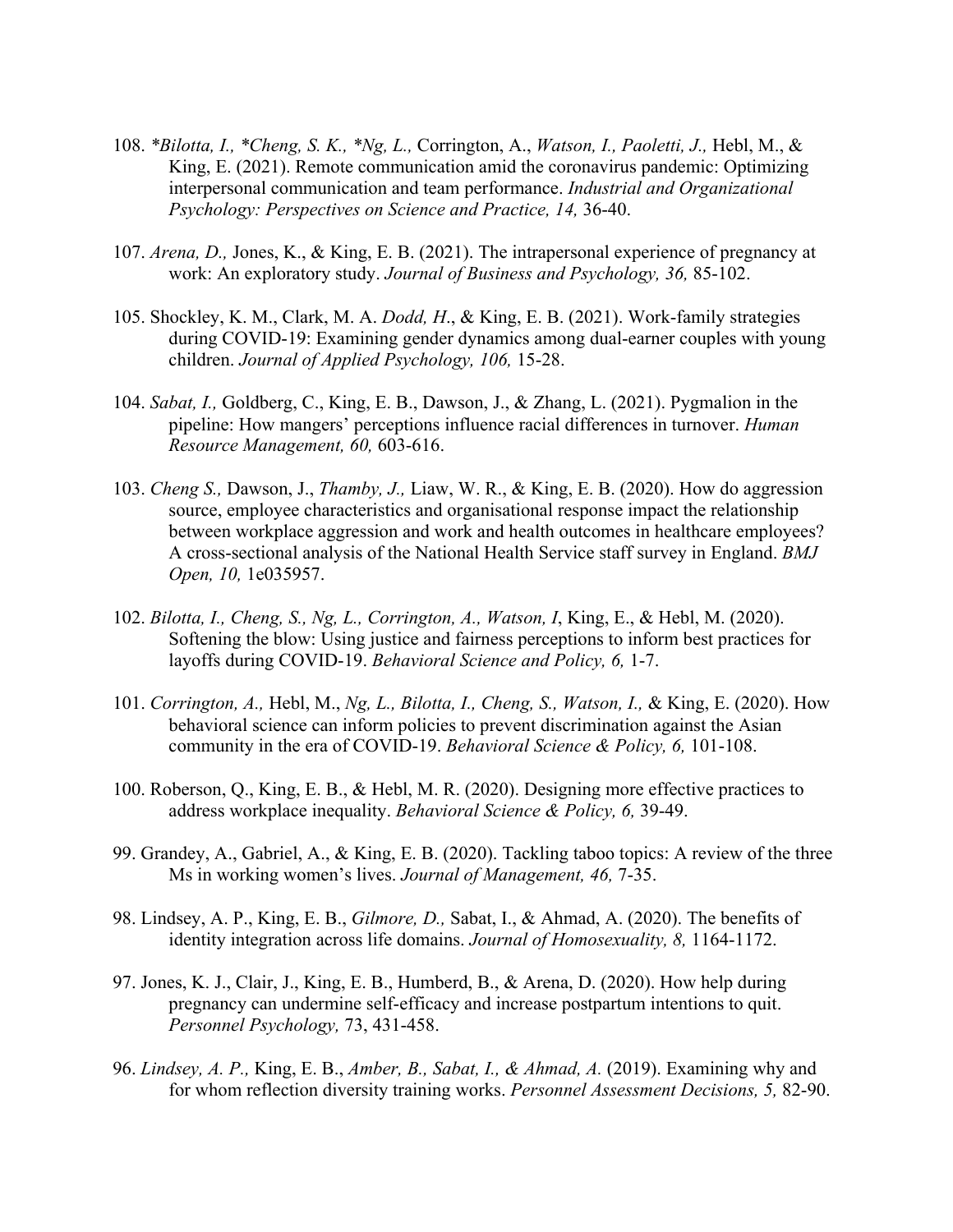108. **Bilotta, I., *Cheng, S. K., *Ng, L.,* Corrington, A., *Watson, I., Paoletti, J.,* Hebl, M., & King, E. (2021). Remote communication amid the coronavirus pandemic: Optimizing interpersonal communication and team performance. *Industrial and Organizational Psychology: Perspectives on Science and Practice, 14,* 36-40.

107. *Arena, D.,* Jones, K., & King, E. B. (2021). The intrapersonal experience of pregnancy at work: An exploratory study. *Journal of Business and Psychology, 36,* 85-102.

105. Shockley, K. M., Clark, M. A. *Dodd, H*., & King, E. B. (2021). Work-family strategies during COVID-19: Examining gender dynamics among dual-earner couples with young children. *Journal of Applied Psychology, 106,* 15-28.

104. *Sabat, I.,* Goldberg, C., King, E. B., Dawson, J., & Zhang, L. (2021). Pygmalion in the pipeline: How mangers' perceptions influence racial differences in turnover. *Human Resource Management, 60,* 603-616.

103. *Cheng S.,* Dawson, J., *Thamby, J.,* Liaw, W. R., & King, E. B. (2020). How do aggression source, employee characteristics and organisational response impact the relationship between workplace aggression and work and health outcomes in healthcare employees? A cross-sectional analysis of the National Health Service staff survey in England. *BMJ Open, 10,* 1e035957.

102. *Bilotta, I., Cheng, S., Ng, L., Corrington, A., Watson, I*, King, E., & Hebl, M. (2020). Softening the blow: Using justice and fairness perceptions to inform best practices for layoffs during COVID-19. *Behavioral Science and Policy, 6,* 1-7.

101. *Corrington, A.,* Hebl, M., *Ng, L., Bilotta, I., Cheng, S., Watson, I.,* & King, E. (2020). How behavioral science can inform policies to prevent discrimination against the Asian community in the era of COVID-19. *Behavioral Science & Policy, 6,* 101-108.

100. Roberson, Q., King, E. B., & Hebl, M. R. (2020). Designing more effective practices to address workplace inequality. *Behavioral Science & Policy, 6,* 39-49.

99. Grandey, A., Gabriel, A., & King, E. B. (2020). Tackling taboo topics: A review of the three Ms in working women's lives. *Journal of Management, 46,* 7-35.

98. Lindsey, A. P., King, E. B., *Gilmore, D.,* Sabat, I., & Ahmad, A. (2020). The benefits of identity integration across life domains. *Journal of Homosexuality, 8,* 1164-1172.

97. Jones, K. J., Clair, J., King, E. B., Humberd, B., & Arena, D. (2020). How help during pregnancy can undermine self-efficacy and increase postpartum intentions to quit. *Personnel Psychology,* 73, 431-458.

96. *Lindsey, A. P.,* King, E. B., *Amber, B., Sabat, I., & Ahmad, A.* (2019). Examining why and for whom reflection diversity training works. *Personnel Assessment Decisions, 5,* 82-90.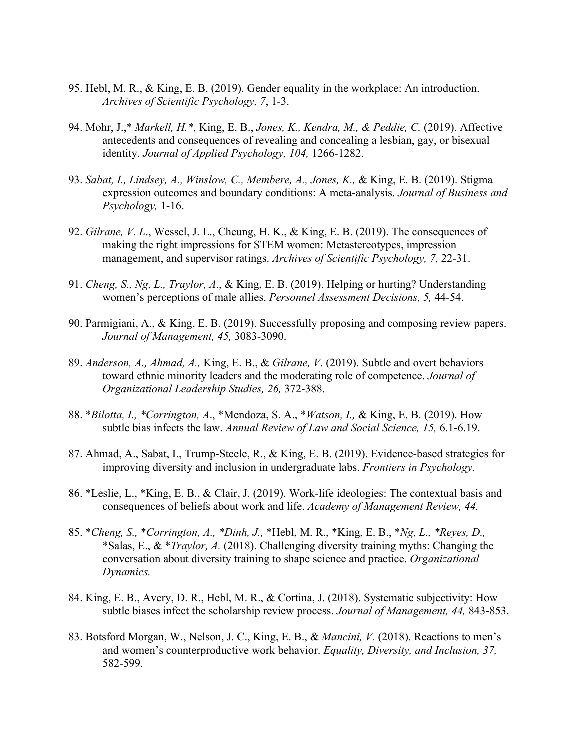95. Hebl, M. R., & King, E. B. (2019). Gender equality in the workplace: An introduction. *Archives of Scientific Psychology, 7*, 1-3.

94. Mohr, J.,* *Markell, H.*,* King, E. B., *Jones, K., Kendra, M., & Peddie, C.* (2019). Affective antecedents and consequences of revealing and concealing a lesbian, gay, or bisexual identity. *Journal of Applied Psychology, 104,* 1266-1282.

93. *Sabat, I., Lindsey, A., Winslow, C., Membere, A., Jones, K.,* & King, E. B. (2019). Stigma expression outcomes and boundary conditions: A meta-analysis. *Journal of Business and Psychology,* 1-16.

92. *Gilrane, V. L*., Wessel, J. L., Cheung, H. K., & King, E. B. (2019). The consequences of making the right impressions for STEM women: Metastereotypes, impression management, and supervisor ratings. *Archives of Scientific Psychology, 7,* 22-31.

91. *Cheng, S., Ng, L., Traylor, A*., & King, E. B. (2019). Helping or hurting? Understanding women's perceptions of male allies. *Personnel Assessment Decisions, 5,* 44-54.

90. Parmigiani, A., & King, E. B. (2019). Successfully proposing and composing review papers. *Journal of Management, 45,* 3083-3090.

89. *Anderson, A., Ahmad, A.,* King, E. B., & *Gilrane, V*. (2019). Subtle and overt behaviors toward ethnic minority leaders and the moderating role of competence. *Journal of Organizational Leadership Studies, 26,* 372-388.

88. \**Bilotta, I., \*Corrington, A*., \*Mendoza, S. A., \**Watson, I.,* & King, E. B. (2019). How subtle bias infects the law. *Annual Review of Law and Social Science, 15,* 6.1-6.19.

87. Ahmad, A., Sabat, I., Trump-Steele, R., & King, E. B. (2019). Evidence-based strategies for improving diversity and inclusion in undergraduate labs. *Frontiers in Psychology.*

86. \*Leslie, L., \*King, E. B., & Clair, J. (2019). Work-life ideologies: The contextual basis and consequences of beliefs about work and life. *Academy of Management Review, 44.*

85. \**Cheng, S.,* \**Corrington, A., \*Dinh, J.,* \*Hebl, M. R., \*King, E. B., \**Ng, L., \*Reyes, D.,* \*Salas, E., & \**Traylor, A.* (2018). Challenging diversity training myths: Changing the conversation about diversity training to shape science and practice. *Organizational Dynamics.*

84. King, E. B., Avery, D. R., Hebl, M. R., & Cortina, J. (2018). Systematic subjectivity: How subtle biases infect the scholarship review process. *Journal of Management, 44,* 843-853.

83. Botsford Morgan, W., Nelson, J. C., King, E. B., & *Mancini, V.* (2018). Reactions to men's and women's counterproductive work behavior. *Equality, Diversity, and Inclusion, 37,* 582-599.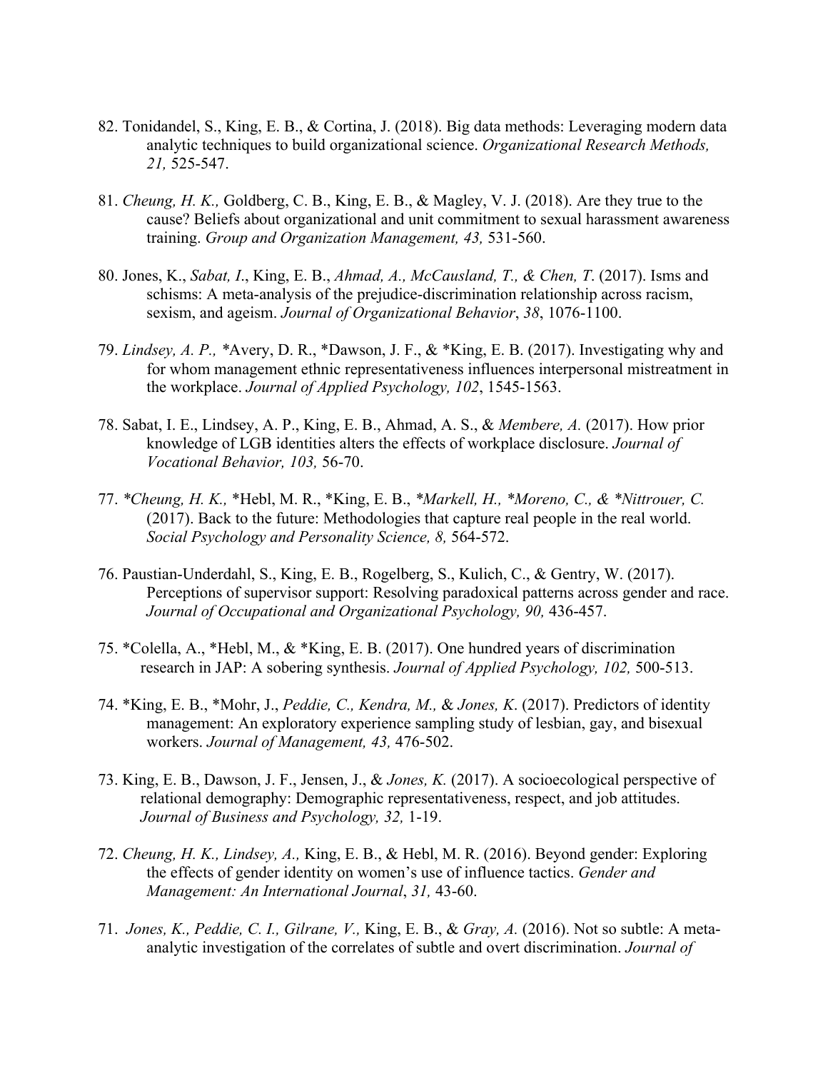82. Tonidandel, S., King, E. B., & Cortina, J. (2018). Big data methods: Leveraging modern data analytic techniques to build organizational science. *Organizational Research Methods, 21,* 525-547.

81. *Cheung, H. K.,* Goldberg, C. B., King, E. B., & Magley, V. J. (2018). Are they true to the cause? Beliefs about organizational and unit commitment to sexual harassment awareness training. *Group and Organization Management, 43,* 531-560.

80. Jones, K., *Sabat, I*., King, E. B., *Ahmad, A., McCausland, T., & Chen, T*. (2017). Isms and schisms: A meta-analysis of the prejudice-discrimination relationship across racism, sexism, and ageism. *Journal of Organizational Behavior*, *38*, 1076-1100.

79. *Lindsey, A. P.,* *Avery, D. R., *Dawson, J. F., & *King, E. B. (2017). Investigating why and for whom management ethnic representativeness influences interpersonal mistreatment in the workplace. *Journal of Applied Psychology, 102*, 1545-1563.

78. Sabat, I. E., Lindsey, A. P., King, E. B., Ahmad, A. S., & *Membere, A.* (2017). How prior knowledge of LGB identities alters the effects of workplace disclosure. *Journal of Vocational Behavior, 103,* 56-70.

77. *\*Cheung, H. K.,* *Hebl, M. R., *King, E. B., *\*Markell, H., \*Moreno, C., & \*Nittrouer, C.* (2017). Back to the future: Methodologies that capture real people in the real world. *Social Psychology and Personality Science, 8,* 564-572.

76. Paustian-Underdahl, S., King, E. B., Rogelberg, S., Kulich, C., & Gentry, W. (2017). Perceptions of supervisor support: Resolving paradoxical patterns across gender and race. *Journal of Occupational and Organizational Psychology, 90,* 436-457.

75. *Colella, A., *Hebl, M., & *King, E. B. (2017). One hundred years of discrimination research in JAP: A sobering synthesis. *Journal of Applied Psychology, 102,* 500-513.

74. *King, E. B., *Mohr, J., *Peddie, C., Kendra, M.,* & *Jones, K*. (2017). Predictors of identity management: An exploratory experience sampling study of lesbian, gay, and bisexual workers. *Journal of Management, 43,* 476-502.

73. King, E. B., Dawson, J. F., Jensen, J., & *Jones, K.* (2017). A socioecological perspective of relational demography: Demographic representativeness, respect, and job attitudes. *Journal of Business and Psychology, 32,* 1-19.

72. *Cheung, H. K., Lindsey, A.,* King, E. B., & Hebl, M. R. (2016). Beyond gender: Exploring the effects of gender identity on women's use of influence tactics. *Gender and Management: An International Journal*, *31,* 43-60.

71. *Jones, K., Peddie, C. I., Gilrane, V.,* King, E. B., & *Gray, A.* (2016). Not so subtle: A meta-analytic investigation of the correlates of subtle and overt discrimination. *Journal of*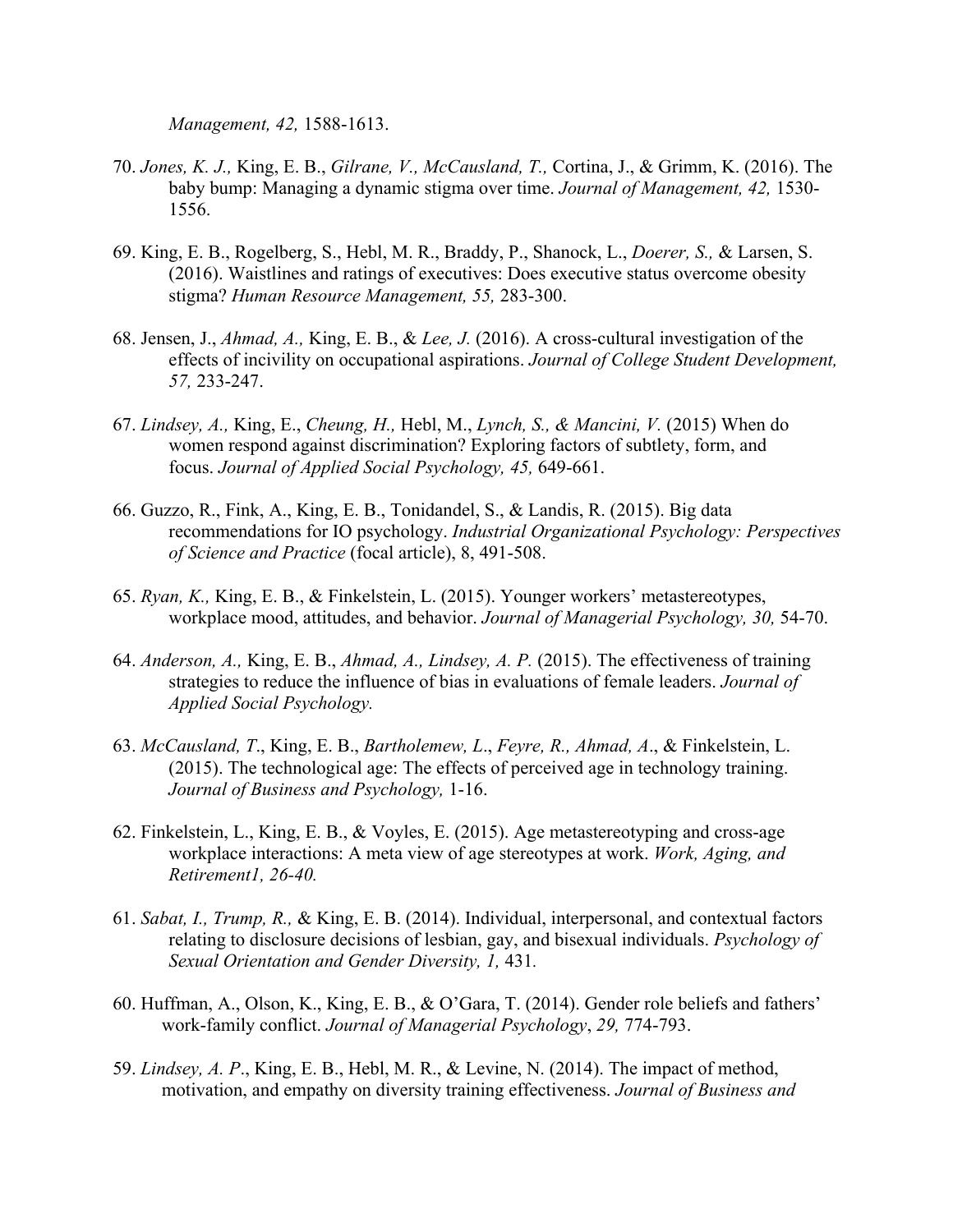*Management, 42,* 1588-1613.

70. *Jones, K. J.,* King, E. B., *Gilrane, V., McCausland, T.,* Cortina, J., & Grimm, K. (2016). The baby bump: Managing a dynamic stigma over time. *Journal of Management, 42,* 1530-1556.

69. King, E. B., Rogelberg, S., Hebl, M. R., Braddy, P., Shanock, L., *Doerer, S.,* & Larsen, S. (2016). Waistlines and ratings of executives: Does executive status overcome obesity stigma? *Human Resource Management, 55,* 283-300.

68. Jensen, J., *Ahmad, A.,* King, E. B., & *Lee, J.* (2016). A cross-cultural investigation of the effects of incivility on occupational aspirations. *Journal of College Student Development, 57,* 233-247.

67. *Lindsey, A.,* King, E., *Cheung, H.,* Hebl, M., *Lynch, S., & Mancini, V.* (2015) When do women respond against discrimination? Exploring factors of subtlety, form, and focus. *Journal of Applied Social Psychology, 45,* 649-661.

66. Guzzo, R., Fink, A., King, E. B., Tonidandel, S., & Landis, R. (2015). Big data recommendations for IO psychology. *Industrial Organizational Psychology: Perspectives of Science and Practice* (focal article), 8, 491-508.

65. *Ryan, K.,* King, E. B., & Finkelstein, L. (2015). Younger workers' metastereotypes, workplace mood, attitudes, and behavior. *Journal of Managerial Psychology, 30,* 54-70.

64. *Anderson, A.,* King, E. B., *Ahmad, A., Lindsey, A. P.* (2015). The effectiveness of training strategies to reduce the influence of bias in evaluations of female leaders. *Journal of Applied Social Psychology.*

63. *McCausland, T*., King, E. B., *Bartholemew, L*., *Feyre, R., Ahmad, A*., & Finkelstein, L. (2015). The technological age: The effects of perceived age in technology training. *Journal of Business and Psychology,* 1-16.

62. Finkelstein, L., King, E. B., & Voyles, E. (2015). Age metastereotyping and cross-age workplace interactions: A meta view of age stereotypes at work. *Work, Aging, and Retirement1, 26-40.*

61. *Sabat, I., Trump, R.,* & King, E. B. (2014). Individual, interpersonal, and contextual factors relating to disclosure decisions of lesbian, gay, and bisexual individuals. *Psychology of Sexual Orientation and Gender Diversity, 1,* 431*.*

60. Huffman, A., Olson, K., King, E. B., & O'Gara, T. (2014). Gender role beliefs and fathers' work-family conflict. *Journal of Managerial Psychology*, *29,* 774-793.

59. *Lindsey, A. P*., King, E. B., Hebl, M. R., & Levine, N. (2014). The impact of method, motivation, and empathy on diversity training effectiveness. *Journal of Business and*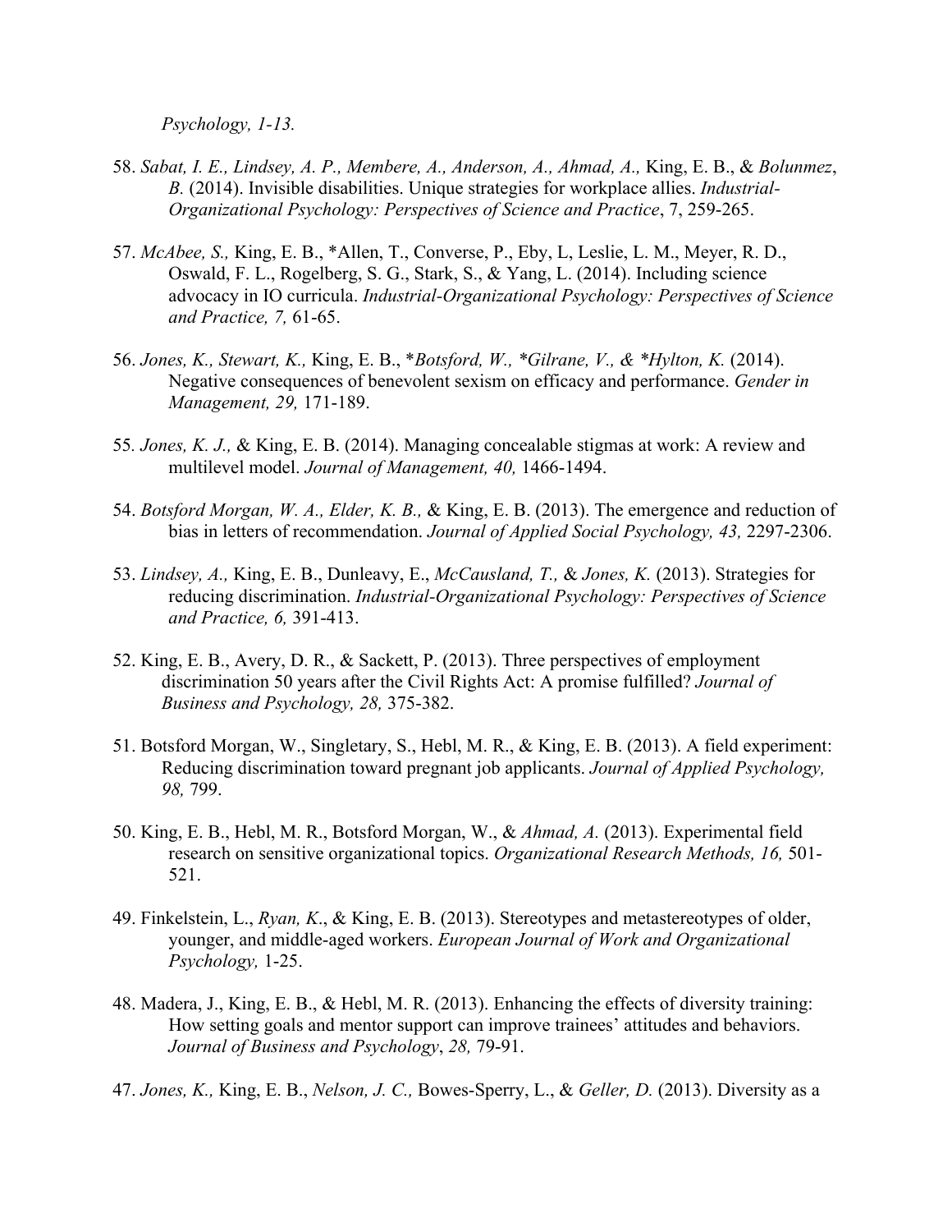*Psychology, 1-13.*

58. *Sabat, I. E., Lindsey, A. P., Membere, A., Anderson, A., Ahmad, A.,* King, E. B., & *Bolunmez*, *B.* (2014). Invisible disabilities. Unique strategies for workplace allies. *Industrial-Organizational Psychology: Perspectives of Science and Practice*, 7, 259-265.

57. *McAbee, S.,* King, E. B., *Allen, T., Converse, P., Eby, L, Leslie, L. M., Meyer, R. D., Oswald, F. L., Rogelberg, S. G., Stark, S., & Yang, L. (2014). Including science advocacy in IO curricula. *Industrial-Organizational Psychology: Perspectives of Science and Practice, 7,* 61-65.

56. *Jones, K., Stewart, K.,* King, E. B., **Botsford, W., *Gilrane, V., & *Hylton, K.* (2014). Negative consequences of benevolent sexism on efficacy and performance. *Gender in Management, 29,* 171-189.

55. *Jones, K. J.,* & King, E. B. (2014). Managing concealable stigmas at work: A review and multilevel model. *Journal of Management, 40,* 1466-1494.

54. *Botsford Morgan, W. A., Elder, K. B.,* & King, E. B. (2013). The emergence and reduction of bias in letters of recommendation. *Journal of Applied Social Psychology, 43,* 2297-2306.

53. *Lindsey, A.,* King, E. B., Dunleavy, E., *McCausland, T.,* & *Jones, K.* (2013). Strategies for reducing discrimination. *Industrial-Organizational Psychology: Perspectives of Science and Practice, 6,* 391-413.

52. King, E. B., Avery, D. R., & Sackett, P. (2013). Three perspectives of employment discrimination 50 years after the Civil Rights Act: A promise fulfilled? *Journal of Business and Psychology, 28,* 375-382.

51. Botsford Morgan, W., Singletary, S., Hebl, M. R., & King, E. B. (2013). A field experiment: Reducing discrimination toward pregnant job applicants. *Journal of Applied Psychology, 98,* 799.

50. King, E. B., Hebl, M. R., Botsford Morgan, W., & *Ahmad, A.* (2013). Experimental field research on sensitive organizational topics. *Organizational Research Methods, 16,* 501-521.

49. Finkelstein, L., *Ryan, K*., & King, E. B. (2013). Stereotypes and metastereotypes of older, younger, and middle-aged workers. *European Journal of Work and Organizational Psychology,* 1-25.

48. Madera, J., King, E. B., & Hebl, M. R. (2013). Enhancing the effects of diversity training: How setting goals and mentor support can improve trainees' attitudes and behaviors. *Journal of Business and Psychology*, *28,* 79-91.

47. *Jones, K.,* King, E. B., *Nelson, J. C.,* Bowes-Sperry, L., & *Geller, D.* (2013). Diversity as a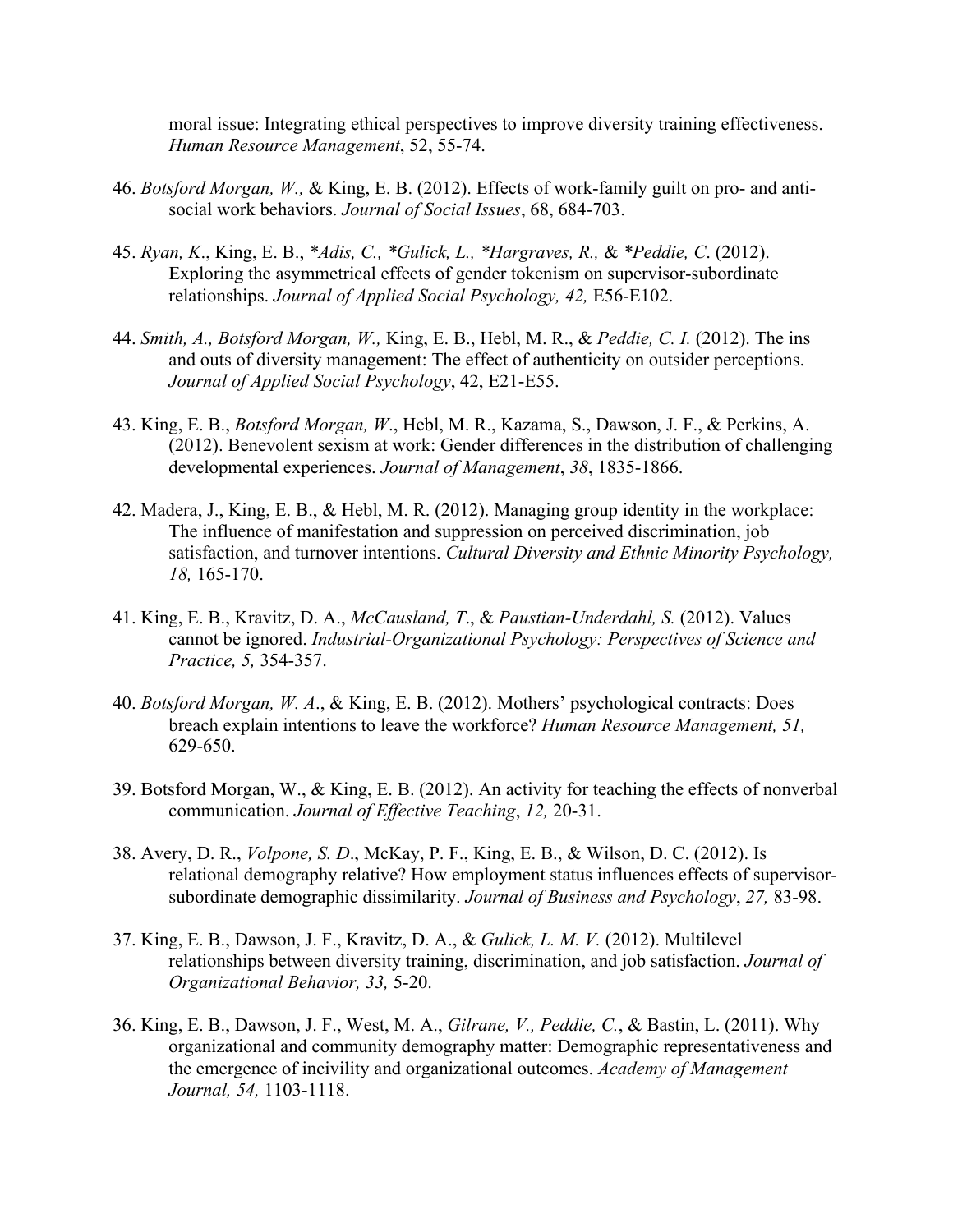moral issue: Integrating ethical perspectives to improve diversity training effectiveness. *Human Resource Management*, 52, 55-74.

46. *Botsford Morgan, W.,* & King, E. B. (2012). Effects of work-family guilt on pro- and anti-social work behaviors. *Journal of Social Issues*, 68, 684-703.

45. *Ryan, K*., King, E. B., *\*Adis, C., \*Gulick, L., \*Hargraves, R.,* & *\*Peddie, C*. (2012). Exploring the asymmetrical effects of gender tokenism on supervisor-subordinate relationships. *Journal of Applied Social Psychology, 42,* E56-E102.

44. *Smith, A., Botsford Morgan, W.,* King, E. B., Hebl, M. R., & *Peddie, C. I.* (2012). The ins and outs of diversity management: The effect of authenticity on outsider perceptions. *Journal of Applied Social Psychology*, 42, E21-E55.

43. King, E. B., *Botsford Morgan, W*., Hebl, M. R., Kazama, S., Dawson, J. F., & Perkins, A. (2012). Benevolent sexism at work: Gender differences in the distribution of challenging developmental experiences. *Journal of Management*, *38*, 1835-1866.

42. Madera, J., King, E. B., & Hebl, M. R. (2012). Managing group identity in the workplace: The influence of manifestation and suppression on perceived discrimination, job satisfaction, and turnover intentions. *Cultural Diversity and Ethnic Minority Psychology, 18,* 165-170.

41. King, E. B., Kravitz, D. A., *McCausland, T*., & *Paustian-Underdahl, S.* (2012). Values cannot be ignored. *Industrial-Organizational Psychology: Perspectives of Science and Practice, 5,* 354-357.

40. *Botsford Morgan, W. A*., & King, E. B. (2012). Mothers' psychological contracts: Does breach explain intentions to leave the workforce? *Human Resource Management, 51,* 629-650.

39. Botsford Morgan, W., & King, E. B. (2012). An activity for teaching the effects of nonverbal communication. *Journal of Effective Teaching*, *12,* 20-31.

38. Avery, D. R., *Volpone, S. D*., McKay, P. F., King, E. B., & Wilson, D. C. (2012). Is relational demography relative? How employment status influences effects of supervisor-subordinate demographic dissimilarity. *Journal of Business and Psychology*, *27,* 83-98.

37. King, E. B., Dawson, J. F., Kravitz, D. A., & *Gulick, L. M. V.* (2012). Multilevel relationships between diversity training, discrimination, and job satisfaction. *Journal of Organizational Behavior, 33,* 5-20.

36. King, E. B., Dawson, J. F., West, M. A., *Gilrane, V., Peddie, C.*, & Bastin, L. (2011). Why organizational and community demography matter: Demographic representativeness and the emergence of incivility and organizational outcomes. *Academy of Management Journal, 54,* 1103-1118.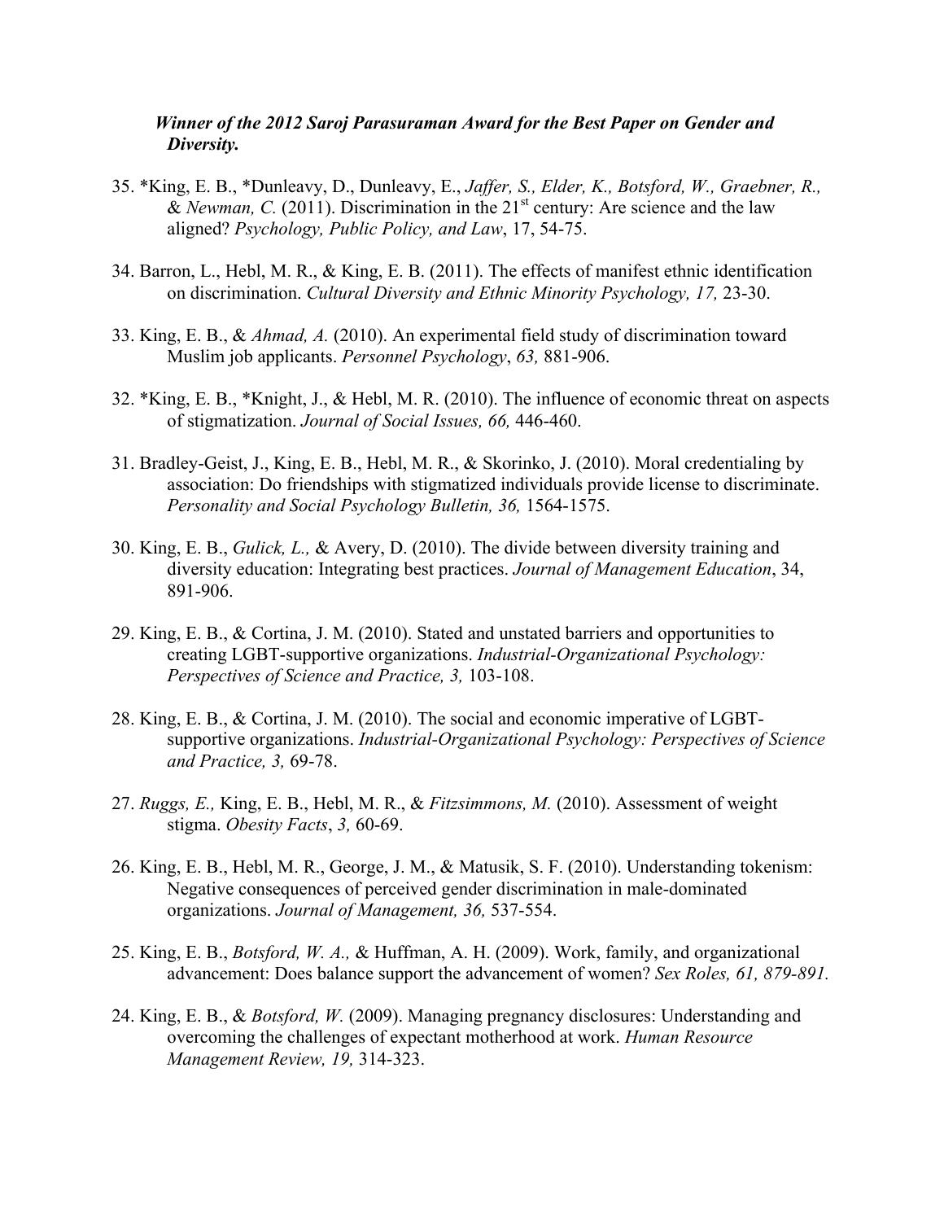*Winner of the 2012 Saroj Parasuraman Award for the Best Paper on Gender and Diversity.*

35. *King, E. B., *Dunleavy, D., Dunleavy, E., *Jaffer, S., Elder, K., Botsford, W., Graebner, R.,* & *Newman, C.* (2011). Discrimination in the 21st century: Are science and the law aligned? *Psychology, Public Policy, and Law*, 17, 54-75.

34. Barron, L., Hebl, M. R., & King, E. B. (2011). The effects of manifest ethnic identification on discrimination. *Cultural Diversity and Ethnic Minority Psychology, 17,* 23-30.

33. King, E. B., & *Ahmad, A.* (2010). An experimental field study of discrimination toward Muslim job applicants. *Personnel Psychology*, *63,* 881-906.

32. *King, E. B., *Knight, J., & Hebl, M. R. (2010). The influence of economic threat on aspects of stigmatization. *Journal of Social Issues, 66,* 446-460.

31. Bradley-Geist, J., King, E. B., Hebl, M. R., & Skorinko, J. (2010). Moral credentialing by association: Do friendships with stigmatized individuals provide license to discriminate. *Personality and Social Psychology Bulletin, 36,* 1564-1575.

30. King, E. B., *Gulick, L.,* & Avery, D. (2010). The divide between diversity training and diversity education: Integrating best practices. *Journal of Management Education*, 34, 891-906.

29. King, E. B., & Cortina, J. M. (2010). Stated and unstated barriers and opportunities to creating LGBT-supportive organizations. *Industrial-Organizational Psychology: Perspectives of Science and Practice, 3,* 103-108.

28. King, E. B., & Cortina, J. M. (2010). The social and economic imperative of LGBT-supportive organizations. *Industrial-Organizational Psychology: Perspectives of Science and Practice, 3,* 69-78.

27. *Ruggs, E.,* King, E. B., Hebl, M. R., & *Fitzsimmons, M.* (2010). Assessment of weight stigma. *Obesity Facts*, *3,* 60-69.

26. King, E. B., Hebl, M. R., George, J. M., & Matusik, S. F. (2010). Understanding tokenism: Negative consequences of perceived gender discrimination in male-dominated organizations. *Journal of Management, 36,* 537-554.

25. King, E. B., *Botsford, W. A.,* & Huffman, A. H. (2009). Work, family, and organizational advancement: Does balance support the advancement of women? *Sex Roles, 61, 879-891.*

24. King, E. B., & *Botsford, W.* (2009). Managing pregnancy disclosures: Understanding and overcoming the challenges of expectant motherhood at work. *Human Resource Management Review, 19,* 314-323.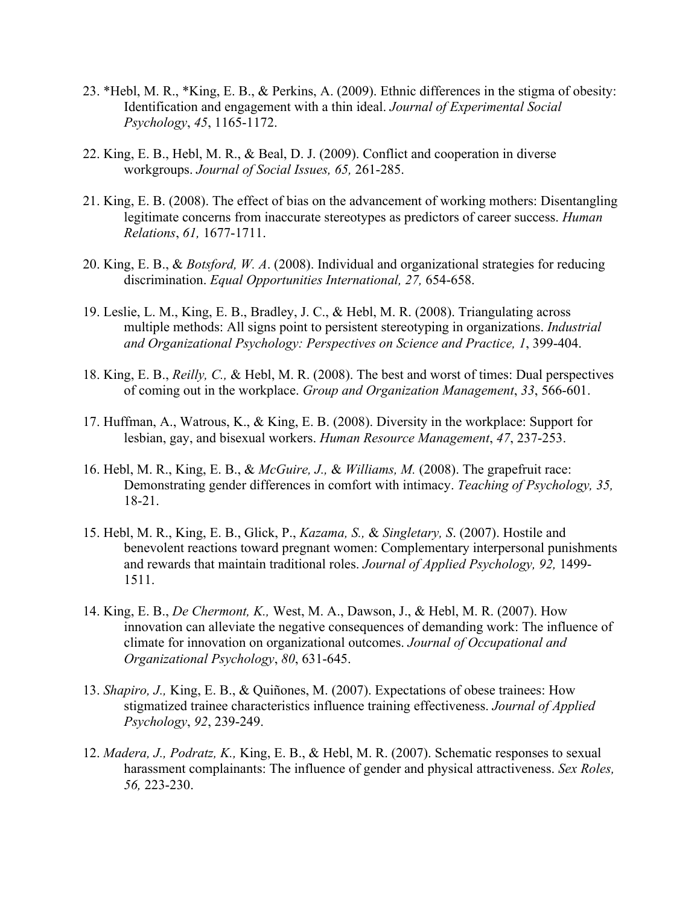23. *Hebl, M. R., *King, E. B., & Perkins, A. (2009). Ethnic differences in the stigma of obesity: Identification and engagement with a thin ideal. *Journal of Experimental Social Psychology*, *45*, 1165-1172.

22. King, E. B., Hebl, M. R., & Beal, D. J. (2009). Conflict and cooperation in diverse workgroups. *Journal of Social Issues, 65,* 261-285.

21. King, E. B. (2008). The effect of bias on the advancement of working mothers: Disentangling legitimate concerns from inaccurate stereotypes as predictors of career success. *Human Relations*, *61,* 1677-1711.

20. King, E. B., & *Botsford, W. A*. (2008). Individual and organizational strategies for reducing discrimination. *Equal Opportunities International, 27,* 654-658.

19. Leslie, L. M., King, E. B., Bradley, J. C., & Hebl, M. R. (2008). Triangulating across multiple methods: All signs point to persistent stereotyping in organizations. *Industrial and Organizational Psychology: Perspectives on Science and Practice, 1*, 399-404.

18. King, E. B., *Reilly, C.,* & Hebl, M. R. (2008). The best and worst of times: Dual perspectives of coming out in the workplace. *Group and Organization Management*, *33*, 566-601.

17. Huffman, A., Watrous, K., & King, E. B. (2008). Diversity in the workplace: Support for lesbian, gay, and bisexual workers. *Human Resource Management*, *47*, 237-253.

16. Hebl, M. R., King, E. B., & *McGuire, J.,* & *Williams, M.* (2008). The grapefruit race: Demonstrating gender differences in comfort with intimacy. *Teaching of Psychology, 35,* 18-21.

15. Hebl, M. R., King, E. B., Glick, P., *Kazama, S.,* & *Singletary, S*. (2007). Hostile and benevolent reactions toward pregnant women: Complementary interpersonal punishments and rewards that maintain traditional roles. *Journal of Applied Psychology, 92,* 1499-1511.

14. King, E. B., *De Chermont, K.,* West, M. A., Dawson, J., & Hebl, M. R. (2007). How innovation can alleviate the negative consequences of demanding work: The influence of climate for innovation on organizational outcomes. *Journal of Occupational and Organizational Psychology*, *80*, 631-645.

13. *Shapiro, J.,* King, E. B., & Quiñones, M. (2007). Expectations of obese trainees: How stigmatized trainee characteristics influence training effectiveness. *Journal of Applied Psychology*, *92*, 239-249.

12. *Madera, J., Podratz, K.,* King, E. B., & Hebl, M. R. (2007). Schematic responses to sexual harassment complainants: The influence of gender and physical attractiveness. *Sex Roles, 56,* 223-230.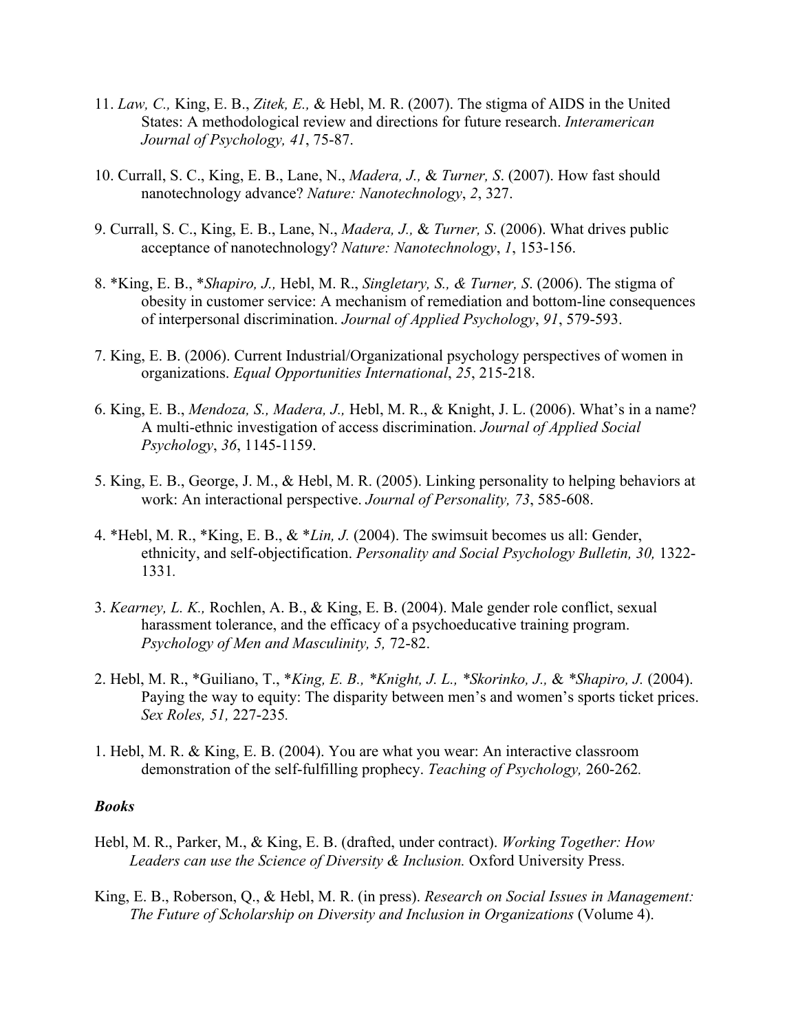11. *Law, C.,* King, E. B., *Zitek, E.,* & Hebl, M. R. (2007). The stigma of AIDS in the United States: A methodological review and directions for future research. *Interamerican Journal of Psychology, 41*, 75-87.

10. Currall, S. C., King, E. B., Lane, N., *Madera, J.,* & *Turner, S*. (2007). How fast should nanotechnology advance? *Nature: Nanotechnology*, *2*, 327.

9. Currall, S. C., King, E. B., Lane, N., *Madera, J.,* & *Turner, S*. (2006). What drives public acceptance of nanotechnology? *Nature: Nanotechnology*, *1*, 153-156.

8. *King, E. B., **Shapiro, J.,* Hebl, M. R., *Singletary, S., & Turner, S*. (2006). The stigma of obesity in customer service: A mechanism of remediation and bottom-line consequences of interpersonal discrimination. *Journal of Applied Psychology*, *91*, 579-593.

7. King, E. B. (2006). Current Industrial/Organizational psychology perspectives of women in organizations. *Equal Opportunities International*, *25*, 215-218.

6. King, E. B., *Mendoza, S., Madera, J.,* Hebl, M. R., & Knight, J. L. (2006). What's in a name? A multi-ethnic investigation of access discrimination. *Journal of Applied Social Psychology*, *36*, 1145-1159.

5. King, E. B., George, J. M., & Hebl, M. R. (2005). Linking personality to helping behaviors at work: An interactional perspective. *Journal of Personality, 73*, 585-608.

4. *Hebl, M. R., *King, E. B., & **Lin, J.* (2004). The swimsuit becomes us all: Gender, ethnicity, and self-objectification. *Personality and Social Psychology Bulletin, 30,* 1322-1331.

3. *Kearney, L. K.,* Rochlen, A. B., & King, E. B. (2004). Male gender role conflict, sexual harassment tolerance, and the efficacy of a psychoeducative training program. *Psychology of Men and Masculinity, 5,* 72-82.

2. Hebl, M. R., *Guiliano, T., **King, E. B., *Knight, J. L., *Skorinko, J.,* & **Shapiro, J.* (2004). Paying the way to equity: The disparity between men's and women's sports ticket prices. *Sex Roles, 51,* 227-235.

1. Hebl, M. R. & King, E. B. (2004). You are what you wear: An interactive classroom demonstration of the self-fulfilling prophecy. *Teaching of Psychology,* 260-262.

### *Books*

Hebl, M. R., Parker, M., & King, E. B. (drafted, under contract). *Working Together: How Leaders can use the Science of Diversity & Inclusion.* Oxford University Press.

King, E. B., Roberson, Q., & Hebl, M. R. (in press). *Research on Social Issues in Management: The Future of Scholarship on Diversity and Inclusion in Organizations* (Volume 4).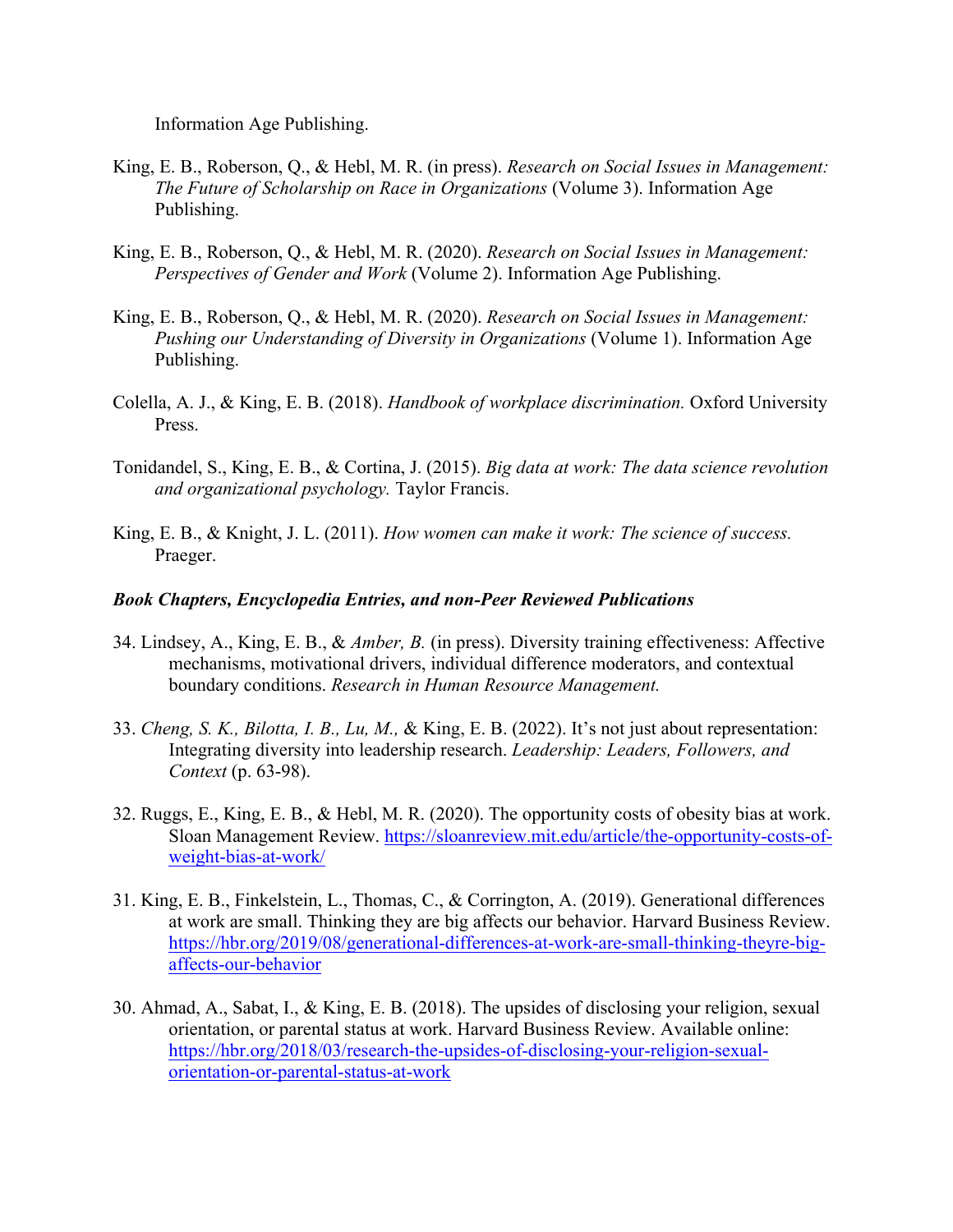Information Age Publishing.

King, E. B., Roberson, Q., & Hebl, M. R. (in press). *Research on Social Issues in Management: The Future of Scholarship on Race in Organizations* (Volume 3). Information Age Publishing.

King, E. B., Roberson, Q., & Hebl, M. R. (2020). *Research on Social Issues in Management: Perspectives of Gender and Work* (Volume 2). Information Age Publishing.

King, E. B., Roberson, Q., & Hebl, M. R. (2020). *Research on Social Issues in Management: Pushing our Understanding of Diversity in Organizations* (Volume 1). Information Age Publishing.

Colella, A. J., & King, E. B. (2018). *Handbook of workplace discrimination.* Oxford University Press.

Tonidandel, S., King, E. B., & Cortina, J. (2015). *Big data at work: The data science revolution and organizational psychology.* Taylor Francis.

King, E. B., & Knight, J. L. (2011). *How women can make it work: The science of success.* Praeger.

***Book Chapters, Encyclopedia Entries, and non-Peer Reviewed Publications***

34. Lindsey, A., King, E. B., & *Amber, B.* (in press). Diversity training effectiveness: Affective mechanisms, motivational drivers, individual difference moderators, and contextual boundary conditions. *Research in Human Resource Management.*

33. *Cheng, S. K., Bilotta, I. B., Lu, M.,* & King, E. B. (2022). It's not just about representation: Integrating diversity into leadership research. *Leadership: Leaders, Followers, and Context* (p. 63-98).

32. Ruggs, E., King, E. B., & Hebl, M. R. (2020). The opportunity costs of obesity bias at work. Sloan Management Review. https://sloanreview.mit.edu/article/the-opportunity-costs-of-weight-bias-at-work/

31. King, E. B., Finkelstein, L., Thomas, C., & Corrington, A. (2019). Generational differences at work are small. Thinking they are big affects our behavior. Harvard Business Review. https://hbr.org/2019/08/generational-differences-at-work-are-small-thinking-theyre-big-affects-our-behavior

30. Ahmad, A., Sabat, I., & King, E. B. (2018). The upsides of disclosing your religion, sexual orientation, or parental status at work. Harvard Business Review. Available online: https://hbr.org/2018/03/research-the-upsides-of-disclosing-your-religion-sexual-orientation-or-parental-status-at-work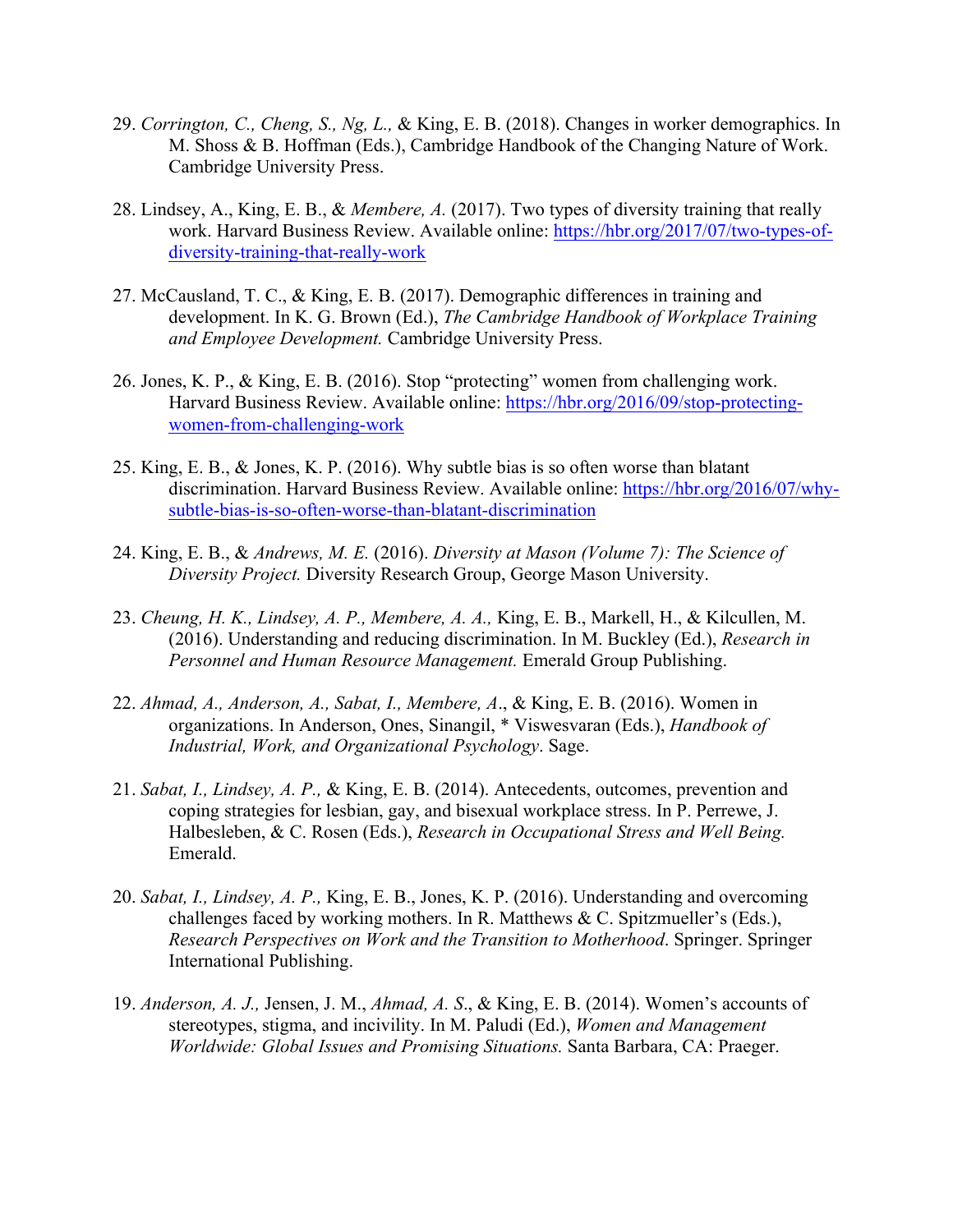29. *Corrington, C., Cheng, S., Ng, L.,* & King, E. B. (2018). Changes in worker demographics. In M. Shoss & B. Hoffman (Eds.), Cambridge Handbook of the Changing Nature of Work. Cambridge University Press.

28. Lindsey, A., King, E. B., & *Membere, A.* (2017). Two types of diversity training that really work. Harvard Business Review. Available online: [https://hbr.org/2017/07/two-types-of-diversity-training-that-really-work](https://hbr.org/2017/07/two-types-of-diversity-training-that-really-work)

27. McCausland, T. C., & King, E. B. (2017). Demographic differences in training and development. In K. G. Brown (Ed.), *The Cambridge Handbook of Workplace Training and Employee Development.* Cambridge University Press.

26. Jones, K. P., & King, E. B. (2016). Stop "protecting" women from challenging work. Harvard Business Review. Available online: [https://hbr.org/2016/09/stop-protecting-women-from-challenging-work](https://hbr.org/2016/09/stop-protecting-women-from-challenging-work)

25. King, E. B., & Jones, K. P. (2016). Why subtle bias is so often worse than blatant discrimination. Harvard Business Review. Available online: [https://hbr.org/2016/07/why-subtle-bias-is-so-often-worse-than-blatant-discrimination](https://hbr.org/2016/07/why-subtle-bias-is-so-often-worse-than-blatant-discrimination)

24. King, E. B., & *Andrews, M. E.* (2016). *Diversity at Mason (Volume 7): The Science of Diversity Project.* Diversity Research Group, George Mason University.

23. *Cheung, H. K., Lindsey, A. P., Membere, A. A.,* King, E. B., Markell, H., & Kilcullen, M. (2016). Understanding and reducing discrimination. In M. Buckley (Ed.), *Research in Personnel and Human Resource Management.* Emerald Group Publishing.

22. *Ahmad, A., Anderson, A., Sabat, I., Membere, A*., & King, E. B. (2016). Women in organizations. In Anderson, Ones, Sinangil, * Viswesvaran (Eds.), *Handbook of Industrial, Work, and Organizational Psychology*. Sage.

21. *Sabat, I., Lindsey, A. P.,* & King, E. B. (2014). Antecedents, outcomes, prevention and coping strategies for lesbian, gay, and bisexual workplace stress. In P. Perrewe, J. Halbesleben, & C. Rosen (Eds.), *Research in Occupational Stress and Well Being.* Emerald.

20. *Sabat, I., Lindsey, A. P.,* King, E. B., Jones, K. P. (2016). Understanding and overcoming challenges faced by working mothers. In R. Matthews & C. Spitzmueller's (Eds.), *Research Perspectives on Work and the Transition to Motherhood*. Springer. Springer International Publishing.

19. *Anderson, A. J.,* Jensen, J. M., *Ahmad, A. S*., & King, E. B. (2014). Women's accounts of stereotypes, stigma, and incivility. In M. Paludi (Ed.), *Women and Management Worldwide: Global Issues and Promising Situations.* Santa Barbara, CA: Praeger.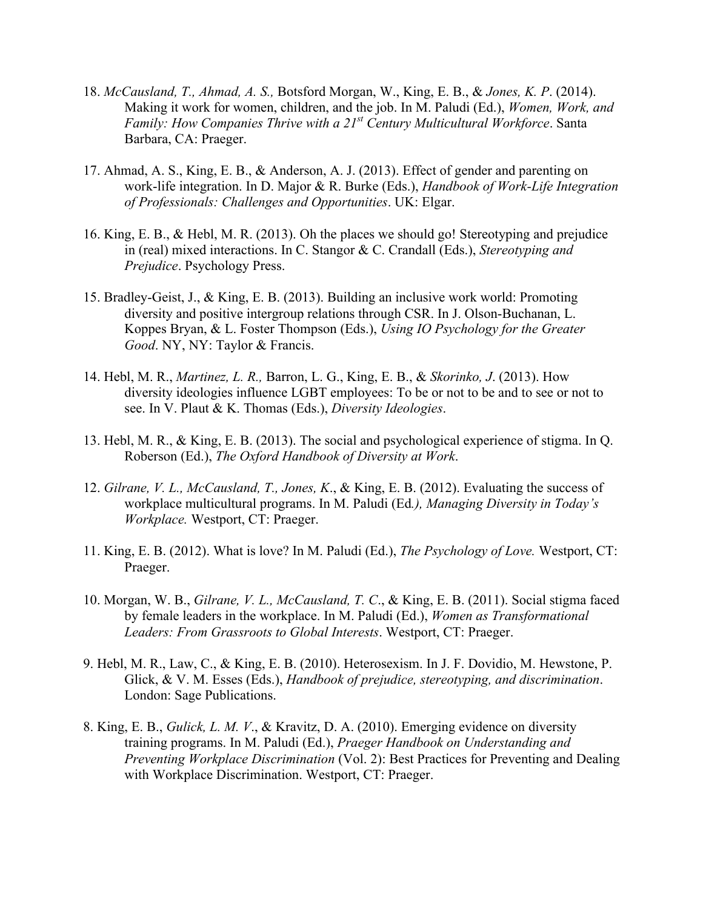18. *McCausland, T., Ahmad, A. S.,* Botsford Morgan, W., King, E. B., & *Jones, K. P*. (2014). Making it work for women, children, and the job. In M. Paludi (Ed.), *Women, Work, and Family: How Companies Thrive with a 21st Century Multicultural Workforce*. Santa Barbara, CA: Praeger.

17. Ahmad, A. S., King, E. B., & Anderson, A. J. (2013). Effect of gender and parenting on work-life integration. In D. Major & R. Burke (Eds.), *Handbook of Work-Life Integration of Professionals: Challenges and Opportunities*. UK: Elgar.

16. King, E. B., & Hebl, M. R. (2013). Oh the places we should go! Stereotyping and prejudice in (real) mixed interactions. In C. Stangor & C. Crandall (Eds.), *Stereotyping and Prejudice*. Psychology Press.

15. Bradley-Geist, J., & King, E. B. (2013). Building an inclusive work world: Promoting diversity and positive intergroup relations through CSR. In J. Olson-Buchanan, L. Koppes Bryan, & L. Foster Thompson (Eds.), *Using IO Psychology for the Greater Good*. NY, NY: Taylor & Francis.

14. Hebl, M. R., *Martinez, L. R.,* Barron, L. G., King, E. B., & *Skorinko, J*. (2013). How diversity ideologies influence LGBT employees: To be or not to be and to see or not to see. In V. Plaut & K. Thomas (Eds.), *Diversity Ideologies*.

13. Hebl, M. R., & King, E. B. (2013). The social and psychological experience of stigma. In Q. Roberson (Ed.), *The Oxford Handbook of Diversity at Work*.

12. *Gilrane, V. L., McCausland, T., Jones, K*., & King, E. B. (2012). Evaluating the success of workplace multicultural programs. In M. Paludi (Ed*.), Managing Diversity in Today's Workplace.* Westport, CT: Praeger.

11. King, E. B. (2012). What is love? In M. Paludi (Ed.), *The Psychology of Love.* Westport, CT: Praeger.

10. Morgan, W. B., *Gilrane, V. L., McCausland, T. C*., & King, E. B. (2011). Social stigma faced by female leaders in the workplace. In M. Paludi (Ed.), *Women as Transformational Leaders: From Grassroots to Global Interests*. Westport, CT: Praeger.

9. Hebl, M. R., Law, C., & King, E. B. (2010). Heterosexism. In J. F. Dovidio, M. Hewstone, P. Glick, & V. M. Esses (Eds.), *Handbook of prejudice, stereotyping, and discrimination*. London: Sage Publications.

8. King, E. B., *Gulick, L. M. V*., & Kravitz, D. A. (2010). Emerging evidence on diversity training programs. In M. Paludi (Ed.), *Praeger Handbook on Understanding and Preventing Workplace Discrimination* (Vol. 2): Best Practices for Preventing and Dealing with Workplace Discrimination. Westport, CT: Praeger.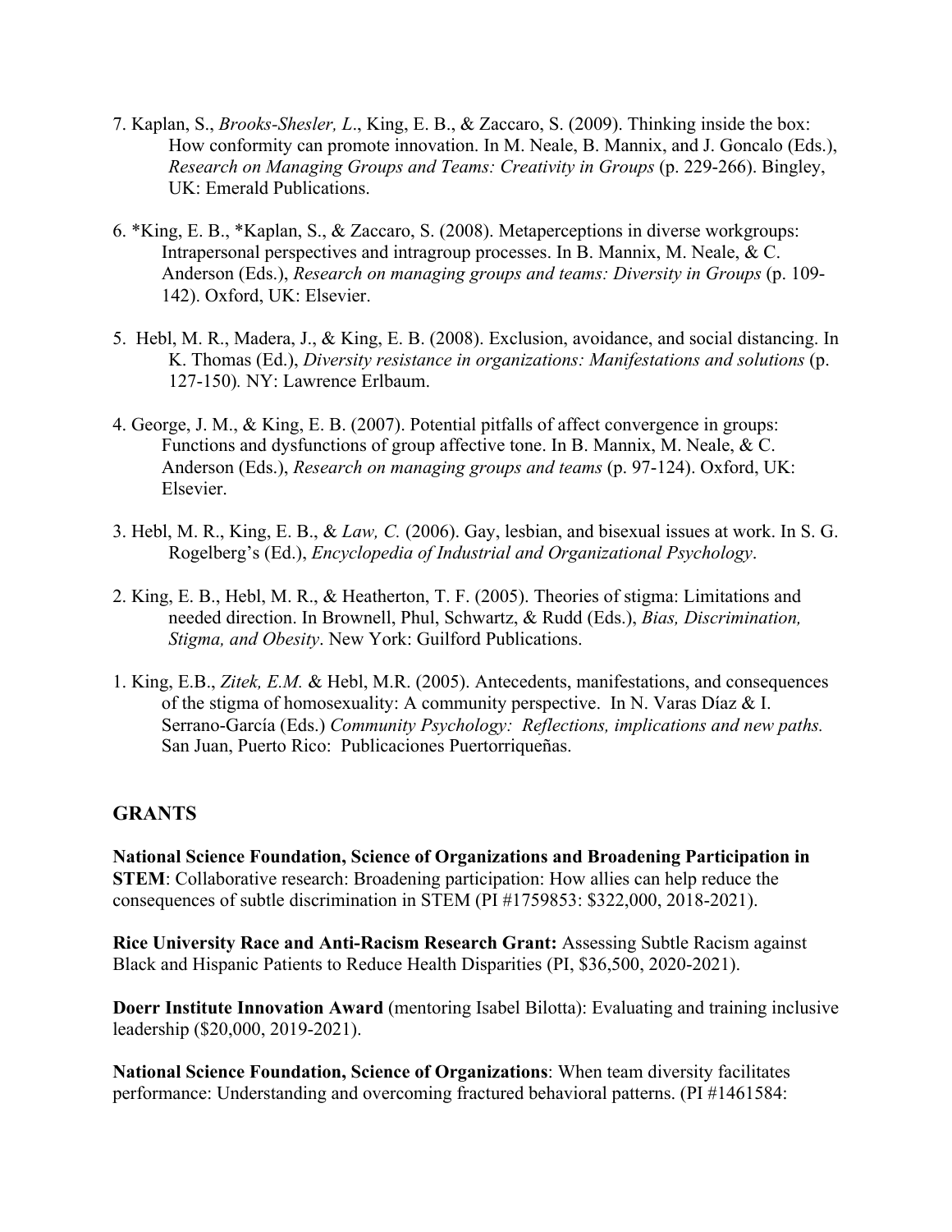7. Kaplan, S., *Brooks-Shesler, L*., King, E. B., & Zaccaro, S. (2009). Thinking inside the box: How conformity can promote innovation. In M. Neale, B. Mannix, and J. Goncalo (Eds.), *Research on Managing Groups and Teams: Creativity in Groups* (p. 229-266). Bingley, UK: Emerald Publications.

6. *King, E. B., *Kaplan, S., & Zaccaro, S. (2008). Metaperceptions in diverse workgroups: Intrapersonal perspectives and intragroup processes. In B. Mannix, M. Neale, & C. Anderson (Eds.), *Research on managing groups and teams: Diversity in Groups* (p. 109-142). Oxford, UK: Elsevier.

5. Hebl, M. R., Madera, J., & King, E. B. (2008). Exclusion, avoidance, and social distancing. In K. Thomas (Ed.), *Diversity resistance in organizations: Manifestations and solutions* (p. 127-150). NY: Lawrence Erlbaum.

4. George, J. M., & King, E. B. (2007). Potential pitfalls of affect convergence in groups: Functions and dysfunctions of group affective tone. In B. Mannix, M. Neale, & C. Anderson (Eds.), *Research on managing groups and teams* (p. 97-124). Oxford, UK: Elsevier.

3. Hebl, M. R., King, E. B., & *Law, C.* (2006). Gay, lesbian, and bisexual issues at work. In S. G. Rogelberg's (Ed.), *Encyclopedia of Industrial and Organizational Psychology*.

2. King, E. B., Hebl, M. R., & Heatherton, T. F. (2005). Theories of stigma: Limitations and needed direction. In Brownell, Phul, Schwartz, & Rudd (Eds.), *Bias, Discrimination, Stigma, and Obesity*. New York: Guilford Publications.

1. King, E.B., *Zitek, E.M.* & Hebl, M.R. (2005). Antecedents, manifestations, and consequences of the stigma of homosexuality: A community perspective. In N. Varas Díaz & I. Serrano-García (Eds.) *Community Psychology: Reflections, implications and new paths.* San Juan, Puerto Rico: Publicaciones Puertorriqueñas.

## GRANTS

**National Science Foundation, Science of Organizations and Broadening Participation in STEM**: Collaborative research: Broadening participation: How allies can help reduce the consequences of subtle discrimination in STEM (PI #1759853: $322,000, 2018-2021).

**Rice University Race and Anti-Racism Research Grant:** Assessing Subtle Racism against Black and Hispanic Patients to Reduce Health Disparities (PI, $36,500, 2020-2021).

**Doerr Institute Innovation Award** (mentoring Isabel Bilotta): Evaluating and training inclusive leadership ($20,000, 2019-2021).

**National Science Foundation, Science of Organizations**: When team diversity facilitates performance: Understanding and overcoming fractured behavioral patterns. (PI #1461584: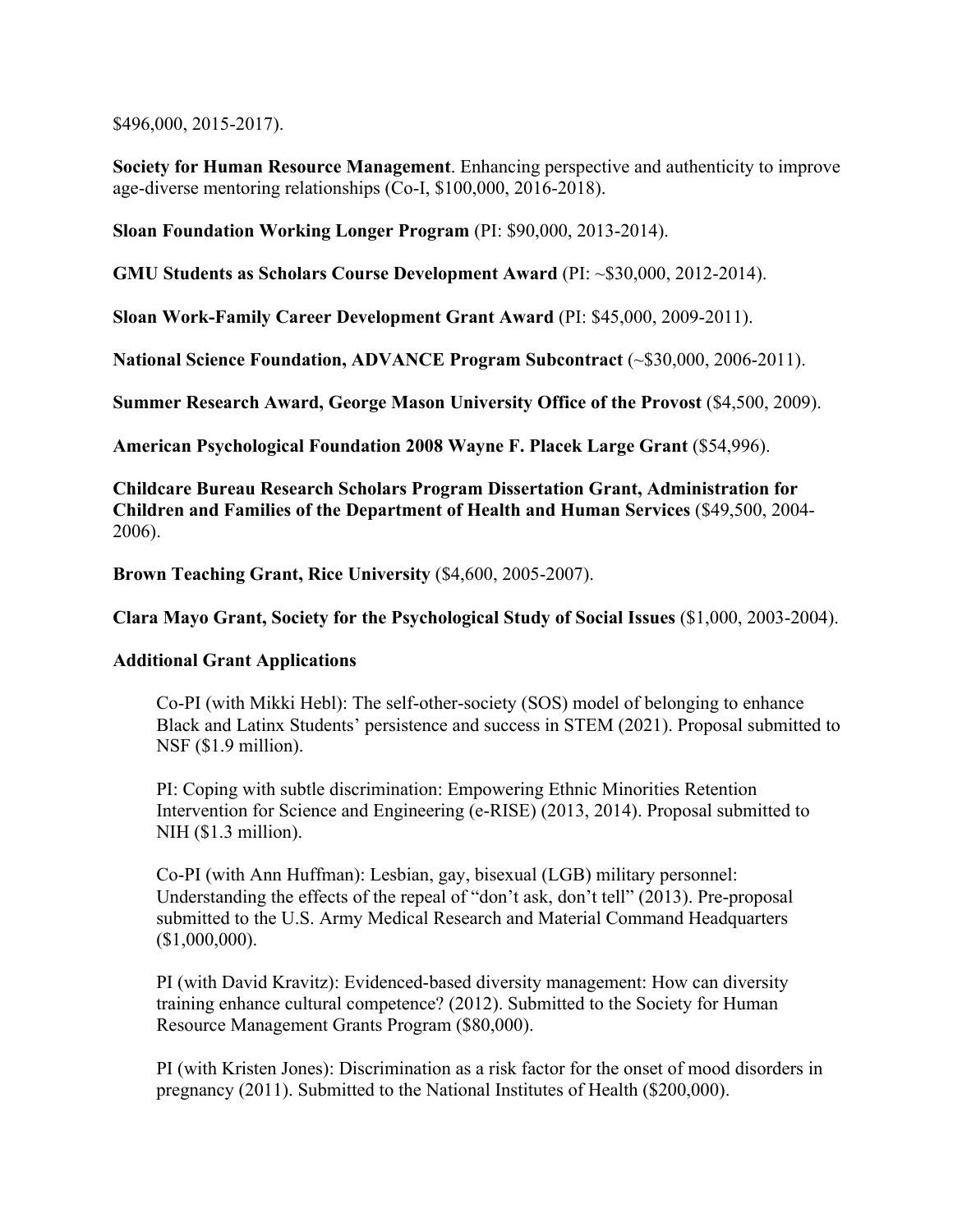$496,000, 2015-2017).

**Society for Human Resource Management**. Enhancing perspective and authenticity to improve age-diverse mentoring relationships (Co-I, $100,000, 2016-2018).

**Sloan Foundation Working Longer Program** (PI: $90,000, 2013-2014).

**GMU Students as Scholars Course Development Award** (PI: ~$30,000, 2012-2014).

**Sloan Work-Family Career Development Grant Award** (PI: $45,000, 2009-2011).

**National Science Foundation, ADVANCE Program Subcontract** (~$30,000, 2006-2011).

**Summer Research Award, George Mason University Office of the Provost** ($4,500, 2009).

**American Psychological Foundation 2008 Wayne F. Placek Large Grant** ($54,996).

**Childcare Bureau Research Scholars Program Dissertation Grant, Administration for Children and Families of the Department of Health and Human Services** ($49,500, 2004-2006).

**Brown Teaching Grant, Rice University** ($4,600, 2005-2007).

**Clara Mayo Grant, Society for the Psychological Study of Social Issues** ($1,000, 2003-2004).

**Additional Grant Applications**

Co-PI (with Mikki Hebl): The self-other-society (SOS) model of belonging to enhance Black and Latinx Students' persistence and success in STEM (2021). Proposal submitted to NSF ($1.9 million).

PI: Coping with subtle discrimination: Empowering Ethnic Minorities Retention Intervention for Science and Engineering (e-RISE) (2013, 2014). Proposal submitted to NIH ($1.3 million).

Co-PI (with Ann Huffman): Lesbian, gay, bisexual (LGB) military personnel: Understanding the effects of the repeal of "don't ask, don't tell" (2013). Pre-proposal submitted to the U.S. Army Medical Research and Material Command Headquarters ($1,000,000).

PI (with David Kravitz): Evidenced-based diversity management: How can diversity training enhance cultural competence? (2012). Submitted to the Society for Human Resource Management Grants Program ($80,000).

PI (with Kristen Jones): Discrimination as a risk factor for the onset of mood disorders in pregnancy (2011). Submitted to the National Institutes of Health ($200,000).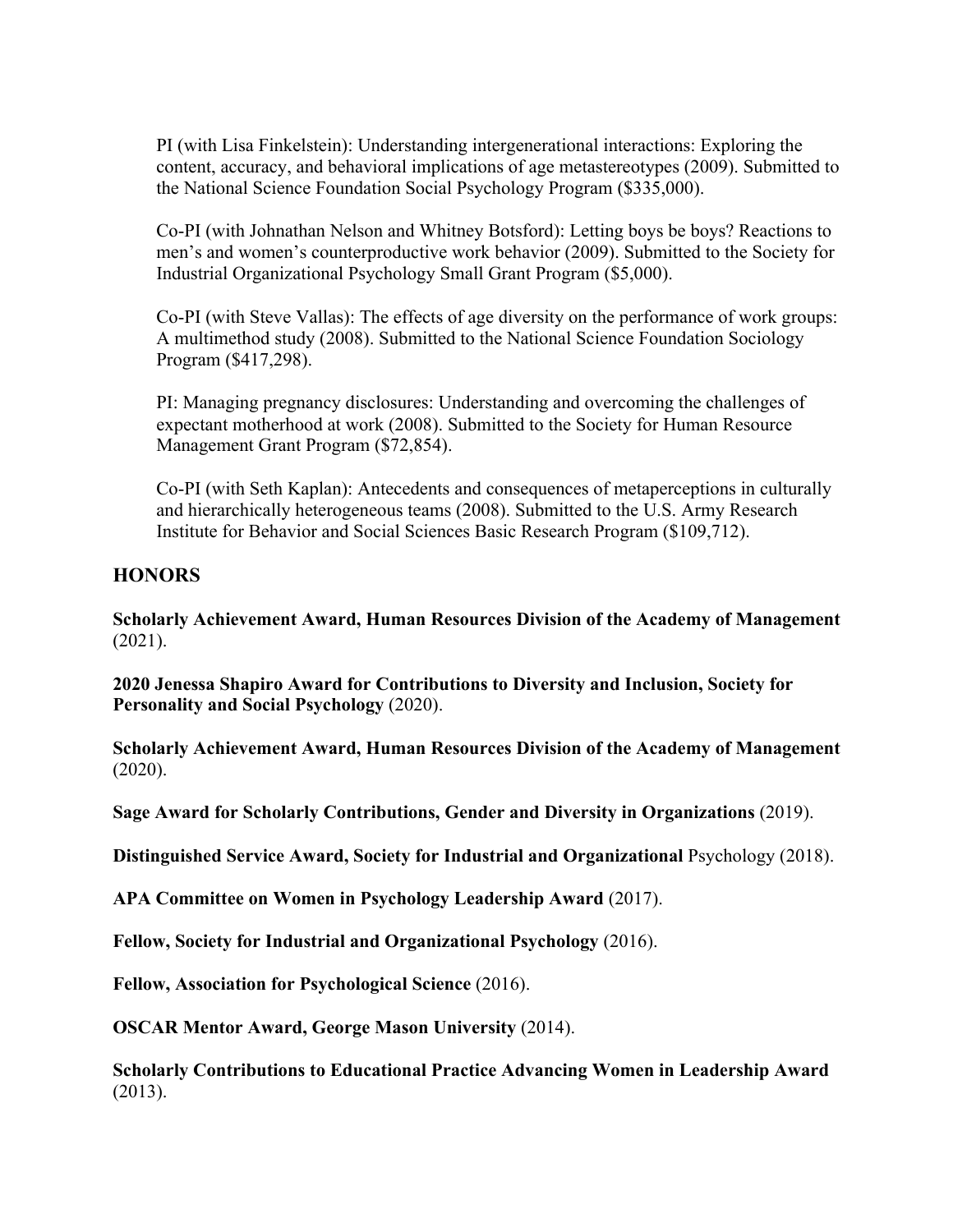PI (with Lisa Finkelstein): Understanding intergenerational interactions: Exploring the content, accuracy, and behavioral implications of age metastereotypes (2009). Submitted to the National Science Foundation Social Psychology Program ($335,000).

Co-PI (with Johnathan Nelson and Whitney Botsford): Letting boys be boys? Reactions to men's and women's counterproductive work behavior (2009). Submitted to the Society for Industrial Organizational Psychology Small Grant Program ($5,000).

Co-PI (with Steve Vallas): The effects of age diversity on the performance of work groups: A multimethod study (2008). Submitted to the National Science Foundation Sociology Program ($417,298).

PI: Managing pregnancy disclosures: Understanding and overcoming the challenges of expectant motherhood at work (2008). Submitted to the Society for Human Resource Management Grant Program ($72,854).

Co-PI (with Seth Kaplan): Antecedents and consequences of metaperceptions in culturally and hierarchically heterogeneous teams (2008). Submitted to the U.S. Army Research Institute for Behavior and Social Sciences Basic Research Program ($109,712).

## HONORS

**Scholarly Achievement Award, Human Resources Division of the Academy of Management** (2021).

**2020 Jenessa Shapiro Award for Contributions to Diversity and Inclusion, Society for Personality and Social Psychology** (2020).

**Scholarly Achievement Award, Human Resources Division of the Academy of Management** (2020).

**Sage Award for Scholarly Contributions, Gender and Diversity in Organizations** (2019).

**Distinguished Service Award, Society for Industrial and Organizational** Psychology (2018).

**APA Committee on Women in Psychology Leadership Award** (2017).

**Fellow, Society for Industrial and Organizational Psychology** (2016).

**Fellow, Association for Psychological Science** (2016).

**OSCAR Mentor Award, George Mason University** (2014).

**Scholarly Contributions to Educational Practice Advancing Women in Leadership Award** (2013).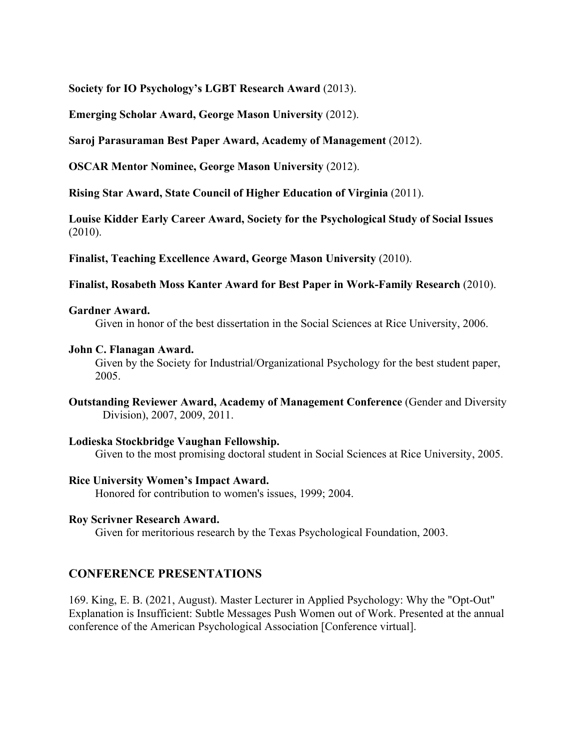**Society for IO Psychology's LGBT Research Award** (2013).

**Emerging Scholar Award, George Mason University** (2012).

**Saroj Parasuraman Best Paper Award, Academy of Management** (2012).

**OSCAR Mentor Nominee, George Mason University** (2012).

**Rising Star Award, State Council of Higher Education of Virginia** (2011).

**Louise Kidder Early Career Award, Society for the Psychological Study of Social Issues** (2010).

**Finalist, Teaching Excellence Award, George Mason University** (2010).

**Finalist, Rosabeth Moss Kanter Award for Best Paper in Work-Family Research** (2010).

**Gardner Award.**
Given in honor of the best dissertation in the Social Sciences at Rice University, 2006.

**John C. Flanagan Award.**
Given by the Society for Industrial/Organizational Psychology for the best student paper, 2005.

**Outstanding Reviewer Award, Academy of Management Conference** (Gender and Diversity Division), 2007, 2009, 2011.

**Lodieska Stockbridge Vaughan Fellowship.**
Given to the most promising doctoral student in Social Sciences at Rice University, 2005.

**Rice University Women's Impact Award.**
Honored for contribution to women's issues, 1999; 2004.

**Roy Scrivner Research Award.**
Given for meritorious research by the Texas Psychological Foundation, 2003.

## CONFERENCE PRESENTATIONS

169. King, E. B. (2021, August). Master Lecturer in Applied Psychology: Why the "Opt-Out" Explanation is Insufficient: Subtle Messages Push Women out of Work. Presented at the annual conference of the American Psychological Association [Conference virtual].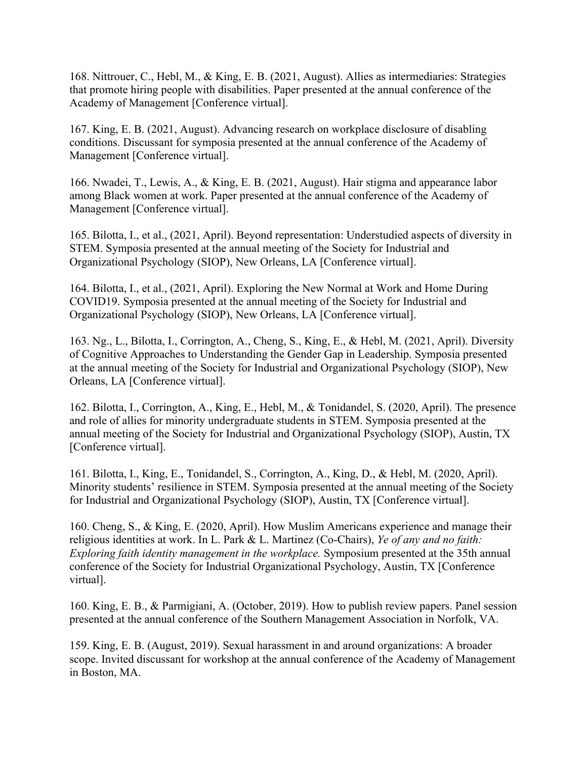168. Nittrouer, C., Hebl, M., & King, E. B. (2021, August). Allies as intermediaries: Strategies that promote hiring people with disabilities. Paper presented at the annual conference of the Academy of Management [Conference virtual].

167. King, E. B. (2021, August). Advancing research on workplace disclosure of disabling conditions. Discussant for symposia presented at the annual conference of the Academy of Management [Conference virtual].

166. Nwadei, T., Lewis, A., & King, E. B. (2021, August). Hair stigma and appearance labor among Black women at work. Paper presented at the annual conference of the Academy of Management [Conference virtual].

165. Bilotta, I., et al., (2021, April). Beyond representation: Understudied aspects of diversity in STEM. Symposia presented at the annual meeting of the Society for Industrial and Organizational Psychology (SIOP), New Orleans, LA [Conference virtual].

164. Bilotta, I., et al., (2021, April). Exploring the New Normal at Work and Home During COVID19. Symposia presented at the annual meeting of the Society for Industrial and Organizational Psychology (SIOP), New Orleans, LA [Conference virtual].

163. Ng., L., Bilotta, I., Corrington, A., Cheng, S., King, E., & Hebl, M. (2021, April). Diversity of Cognitive Approaches to Understanding the Gender Gap in Leadership. Symposia presented at the annual meeting of the Society for Industrial and Organizational Psychology (SIOP), New Orleans, LA [Conference virtual].

162. Bilotta, I., Corrington, A., King, E., Hebl, M., & Tonidandel, S. (2020, April). The presence and role of allies for minority undergraduate students in STEM. Symposia presented at the annual meeting of the Society for Industrial and Organizational Psychology (SIOP), Austin, TX [Conference virtual].

161. Bilotta, I., King, E., Tonidandel, S., Corrington, A., King, D., & Hebl, M. (2020, April). Minority students' resilience in STEM. Symposia presented at the annual meeting of the Society for Industrial and Organizational Psychology (SIOP), Austin, TX [Conference virtual].

160. Cheng, S., & King, E. (2020, April). How Muslim Americans experience and manage their religious identities at work. In L. Park & L. Martinez (Co-Chairs), *Ye of any and no faith: Exploring faith identity management in the workplace.* Symposium presented at the 35th annual conference of the Society for Industrial Organizational Psychology, Austin, TX [Conference virtual].

160. King, E. B., & Parmigiani, A. (October, 2019). How to publish review papers. Panel session presented at the annual conference of the Southern Management Association in Norfolk, VA.

159. King, E. B. (August, 2019). Sexual harassment in and around organizations: A broader scope. Invited discussant for workshop at the annual conference of the Academy of Management in Boston, MA.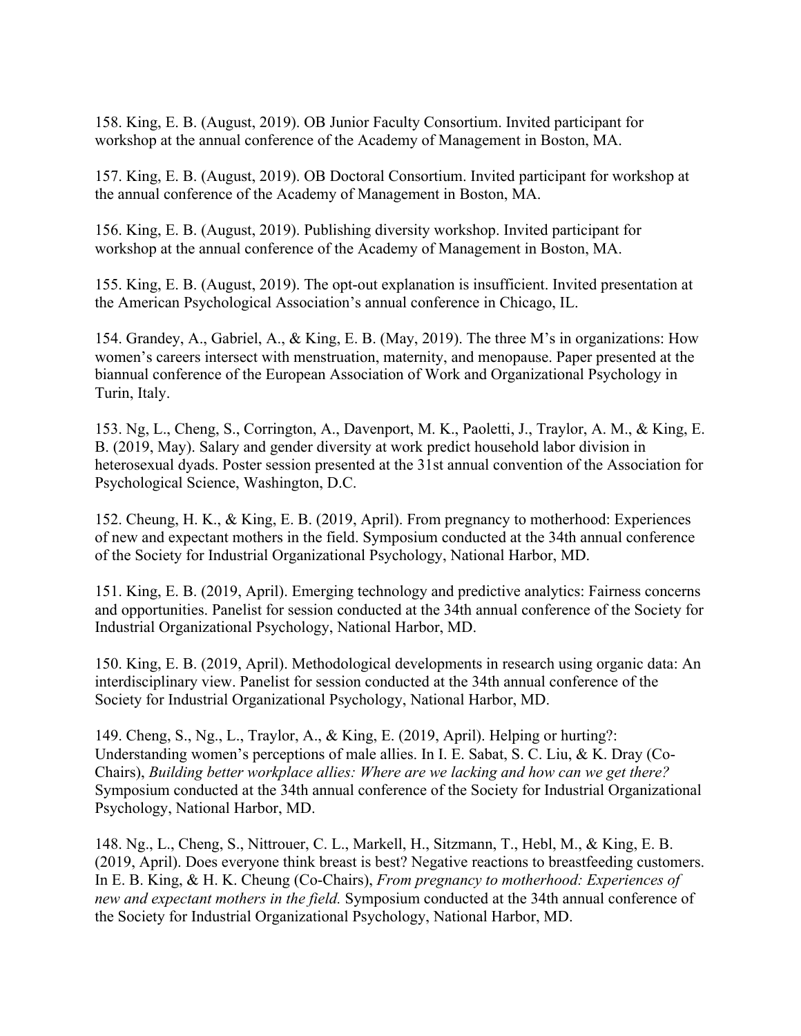158. King, E. B. (August, 2019). OB Junior Faculty Consortium. Invited participant for workshop at the annual conference of the Academy of Management in Boston, MA.

157. King, E. B. (August, 2019). OB Doctoral Consortium. Invited participant for workshop at the annual conference of the Academy of Management in Boston, MA.

156. King, E. B. (August, 2019). Publishing diversity workshop. Invited participant for workshop at the annual conference of the Academy of Management in Boston, MA.

155. King, E. B. (August, 2019). The opt-out explanation is insufficient. Invited presentation at the American Psychological Association's annual conference in Chicago, IL.

154. Grandey, A., Gabriel, A., & King, E. B. (May, 2019). The three M's in organizations: How women's careers intersect with menstruation, maternity, and menopause. Paper presented at the biannual conference of the European Association of Work and Organizational Psychology in Turin, Italy.

153. Ng, L., Cheng, S., Corrington, A., Davenport, M. K., Paoletti, J., Traylor, A. M., & King, E. B. (2019, May). Salary and gender diversity at work predict household labor division in heterosexual dyads. Poster session presented at the 31st annual convention of the Association for Psychological Science, Washington, D.C.

152. Cheung, H. K., & King, E. B. (2019, April). From pregnancy to motherhood: Experiences of new and expectant mothers in the field. Symposium conducted at the 34th annual conference of the Society for Industrial Organizational Psychology, National Harbor, MD.

151. King, E. B. (2019, April). Emerging technology and predictive analytics: Fairness concerns and opportunities. Panelist for session conducted at the 34th annual conference of the Society for Industrial Organizational Psychology, National Harbor, MD.

150. King, E. B. (2019, April). Methodological developments in research using organic data: An interdisciplinary view. Panelist for session conducted at the 34th annual conference of the Society for Industrial Organizational Psychology, National Harbor, MD.

149. Cheng, S., Ng., L., Traylor, A., & King, E. (2019, April). Helping or hurting?: Understanding women's perceptions of male allies. In I. E. Sabat, S. C. Liu, & K. Dray (Co-Chairs), *Building better workplace allies: Where are we lacking and how can we get there?* Symposium conducted at the 34th annual conference of the Society for Industrial Organizational Psychology, National Harbor, MD.

148. Ng., L., Cheng, S., Nittrouer, C. L., Markell, H., Sitzmann, T., Hebl, M., & King, E. B. (2019, April). Does everyone think breast is best? Negative reactions to breastfeeding customers. In E. B. King, & H. K. Cheung (Co-Chairs), *From pregnancy to motherhood: Experiences of new and expectant mothers in the field.* Symposium conducted at the 34th annual conference of the Society for Industrial Organizational Psychology, National Harbor, MD.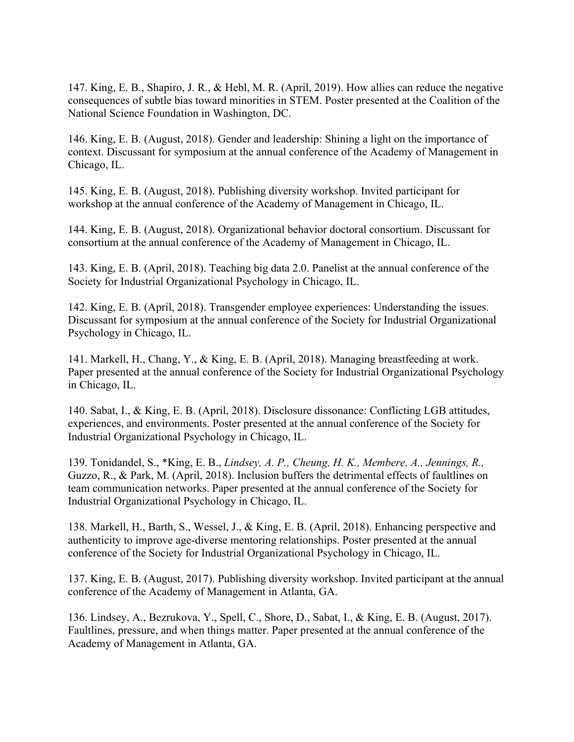147. King, E. B., Shapiro, J. R., & Hebl, M. R. (April, 2019). How allies can reduce the negative consequences of subtle bias toward minorities in STEM. Poster presented at the Coalition of the National Science Foundation in Washington, DC.

146. King, E. B. (August, 2018). Gender and leadership: Shining a light on the importance of context. Discussant for symposium at the annual conference of the Academy of Management in Chicago, IL.

145. King, E. B. (August, 2018). Publishing diversity workshop. Invited participant for workshop at the annual conference of the Academy of Management in Chicago, IL.

144. King, E. B. (August, 2018). Organizational behavior doctoral consortium. Discussant for consortium at the annual conference of the Academy of Management in Chicago, IL.

143. King, E. B. (April, 2018). Teaching big data 2.0. Panelist at the annual conference of the Society for Industrial Organizational Psychology in Chicago, IL.

142. King, E. B. (April, 2018). Transgender employee experiences: Understanding the issues. Discussant for symposium at the annual conference of the Society for Industrial Organizational Psychology in Chicago, IL.

141. Markell, H., Chang, Y., & King, E. B. (April, 2018). Managing breastfeeding at work. Paper presented at the annual conference of the Society for Industrial Organizational Psychology in Chicago, IL.

140. Sabat, I., & King, E. B. (April, 2018). Disclosure dissonance: Conflicting LGB attitudes, experiences, and environments. Poster presented at the annual conference of the Society for Industrial Organizational Psychology in Chicago, IL.

139. Tonidandel, S., *King, E. B., *Lindsey, A. P., Cheung, H. K., Membere, A., Jennings, R.,* Guzzo, R., & Park, M. (April, 2018). Inclusion buffers the detrimental effects of faultlines on team communication networks. Paper presented at the annual conference of the Society for Industrial Organizational Psychology in Chicago, IL.

138. Markell, H., Barth, S., Wessel, J., & King, E. B. (April, 2018). Enhancing perspective and authenticity to improve age-diverse mentoring relationships. Poster presented at the annual conference of the Society for Industrial Organizational Psychology in Chicago, IL.

137. King, E. B. (August, 2017). Publishing diversity workshop. Invited participant at the annual conference of the Academy of Management in Atlanta, GA.

136. Lindsey, A., Bezrukova, Y., Spell, C., Shore, D., Sabat, I., & King, E. B. (August, 2017). Faultlines, pressure, and when things matter. Paper presented at the annual conference of the Academy of Management in Atlanta, GA.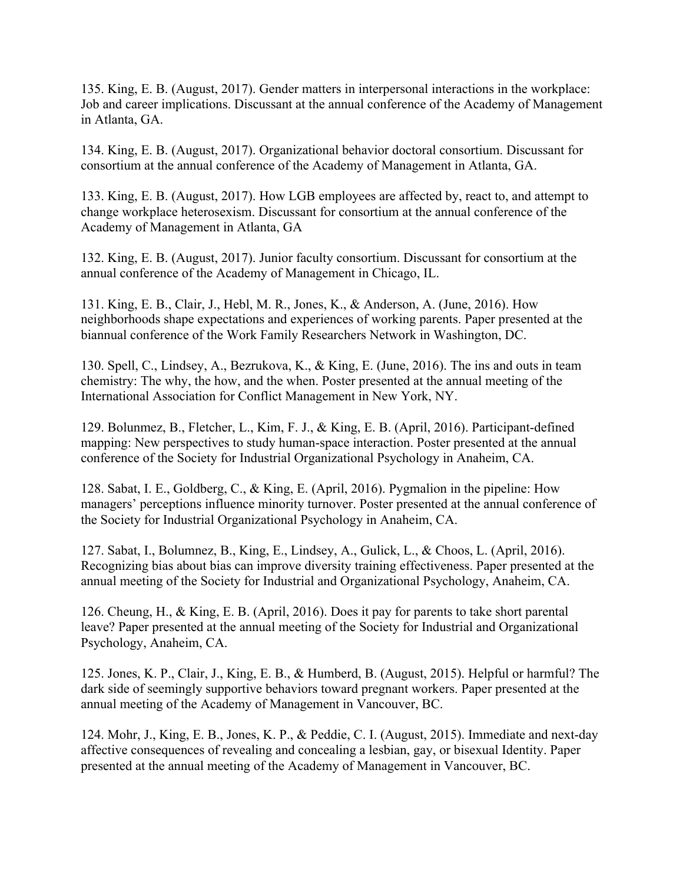135. King, E. B. (August, 2017). Gender matters in interpersonal interactions in the workplace: Job and career implications. Discussant at the annual conference of the Academy of Management in Atlanta, GA.

134. King, E. B. (August, 2017). Organizational behavior doctoral consortium. Discussant for consortium at the annual conference of the Academy of Management in Atlanta, GA.

133. King, E. B. (August, 2017). How LGB employees are affected by, react to, and attempt to change workplace heterosexism. Discussant for consortium at the annual conference of the Academy of Management in Atlanta, GA

132. King, E. B. (August, 2017). Junior faculty consortium. Discussant for consortium at the annual conference of the Academy of Management in Chicago, IL.

131. King, E. B., Clair, J., Hebl, M. R., Jones, K., & Anderson, A. (June, 2016). How neighborhoods shape expectations and experiences of working parents. Paper presented at the biannual conference of the Work Family Researchers Network in Washington, DC.

130. Spell, C., Lindsey, A., Bezrukova, K., & King, E. (June, 2016). The ins and outs in team chemistry: The why, the how, and the when. Poster presented at the annual meeting of the International Association for Conflict Management in New York, NY.

129. Bolunmez, B., Fletcher, L., Kim, F. J., & King, E. B. (April, 2016). Participant-defined mapping: New perspectives to study human-space interaction. Poster presented at the annual conference of the Society for Industrial Organizational Psychology in Anaheim, CA.

128. Sabat, I. E., Goldberg, C., & King, E. (April, 2016). Pygmalion in the pipeline: How managers' perceptions influence minority turnover. Poster presented at the annual conference of the Society for Industrial Organizational Psychology in Anaheim, CA.

127. Sabat, I., Bolumnez, B., King, E., Lindsey, A., Gulick, L., & Choos, L. (April, 2016). Recognizing bias about bias can improve diversity training effectiveness. Paper presented at the annual meeting of the Society for Industrial and Organizational Psychology, Anaheim, CA.

126. Cheung, H., & King, E. B. (April, 2016). Does it pay for parents to take short parental leave? Paper presented at the annual meeting of the Society for Industrial and Organizational Psychology, Anaheim, CA.

125. Jones, K. P., Clair, J., King, E. B., & Humberd, B. (August, 2015). Helpful or harmful? The dark side of seemingly supportive behaviors toward pregnant workers. Paper presented at the annual meeting of the Academy of Management in Vancouver, BC.

124. Mohr, J., King, E. B., Jones, K. P., & Peddie, C. I. (August, 2015). Immediate and next-day affective consequences of revealing and concealing a lesbian, gay, or bisexual Identity. Paper presented at the annual meeting of the Academy of Management in Vancouver, BC.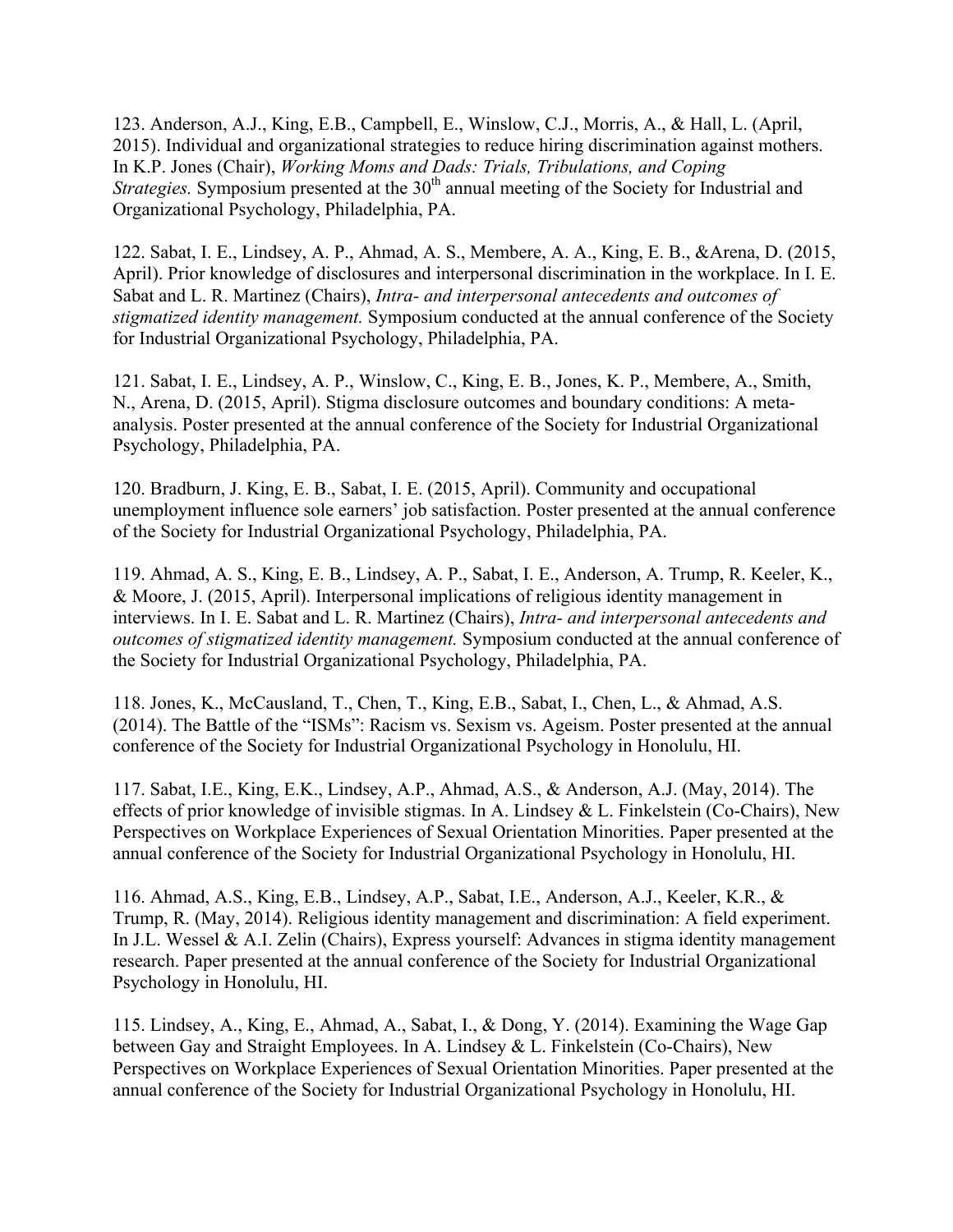123. Anderson, A.J., King, E.B., Campbell, E., Winslow, C.J., Morris, A., & Hall, L. (April, 2015). Individual and organizational strategies to reduce hiring discrimination against mothers. In K.P. Jones (Chair), *Working Moms and Dads: Trials, Tribulations, and Coping Strategies.* Symposium presented at the 30th annual meeting of the Society for Industrial and Organizational Psychology, Philadelphia, PA.

122. Sabat, I. E., Lindsey, A. P., Ahmad, A. S., Membere, A. A., King, E. B., &Arena, D. (2015, April). Prior knowledge of disclosures and interpersonal discrimination in the workplace. In I. E. Sabat and L. R. Martinez (Chairs), *Intra- and interpersonal antecedents and outcomes of stigmatized identity management.* Symposium conducted at the annual conference of the Society for Industrial Organizational Psychology, Philadelphia, PA.

121. Sabat, I. E., Lindsey, A. P., Winslow, C., King, E. B., Jones, K. P., Membere, A., Smith, N., Arena, D. (2015, April). Stigma disclosure outcomes and boundary conditions: A meta-analysis. Poster presented at the annual conference of the Society for Industrial Organizational Psychology, Philadelphia, PA.

120. Bradburn, J. King, E. B., Sabat, I. E. (2015, April). Community and occupational unemployment influence sole earners' job satisfaction. Poster presented at the annual conference of the Society for Industrial Organizational Psychology, Philadelphia, PA.

119. Ahmad, A. S., King, E. B., Lindsey, A. P., Sabat, I. E., Anderson, A. Trump, R. Keeler, K., & Moore, J. (2015, April). Interpersonal implications of religious identity management in interviews. In I. E. Sabat and L. R. Martinez (Chairs), *Intra- and interpersonal antecedents and outcomes of stigmatized identity management.* Symposium conducted at the annual conference of the Society for Industrial Organizational Psychology, Philadelphia, PA.

118. Jones, K., McCausland, T., Chen, T., King, E.B., Sabat, I., Chen, L., & Ahmad, A.S. (2014). The Battle of the "ISMs": Racism vs. Sexism vs. Ageism. Poster presented at the annual conference of the Society for Industrial Organizational Psychology in Honolulu, HI.

117. Sabat, I.E., King, E.K., Lindsey, A.P., Ahmad, A.S., & Anderson, A.J. (May, 2014). The effects of prior knowledge of invisible stigmas. In A. Lindsey & L. Finkelstein (Co-Chairs), New Perspectives on Workplace Experiences of Sexual Orientation Minorities. Paper presented at the annual conference of the Society for Industrial Organizational Psychology in Honolulu, HI.

116. Ahmad, A.S., King, E.B., Lindsey, A.P., Sabat, I.E., Anderson, A.J., Keeler, K.R., & Trump, R. (May, 2014). Religious identity management and discrimination: A field experiment. In J.L. Wessel & A.I. Zelin (Chairs), Express yourself: Advances in stigma identity management research. Paper presented at the annual conference of the Society for Industrial Organizational Psychology in Honolulu, HI.

115. Lindsey, A., King, E., Ahmad, A., Sabat, I., & Dong, Y. (2014). Examining the Wage Gap between Gay and Straight Employees. In A. Lindsey & L. Finkelstein (Co-Chairs), New Perspectives on Workplace Experiences of Sexual Orientation Minorities. Paper presented at the annual conference of the Society for Industrial Organizational Psychology in Honolulu, HI.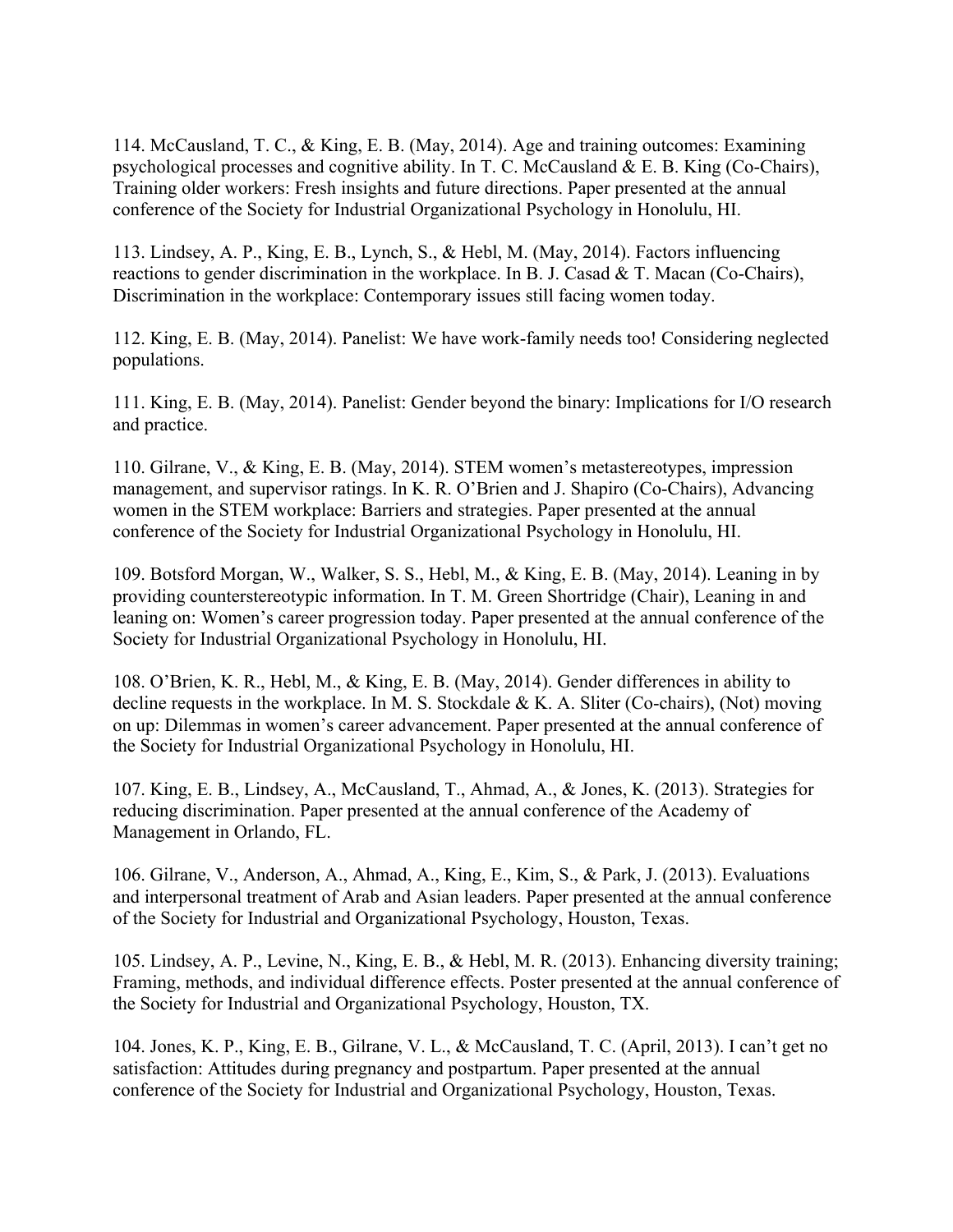114. McCausland, T. C., & King, E. B. (May, 2014). Age and training outcomes: Examining psychological processes and cognitive ability. In T. C. McCausland & E. B. King (Co-Chairs), Training older workers: Fresh insights and future directions. Paper presented at the annual conference of the Society for Industrial Organizational Psychology in Honolulu, HI.

113. Lindsey, A. P., King, E. B., Lynch, S., & Hebl, M. (May, 2014). Factors influencing reactions to gender discrimination in the workplace. In B. J. Casad & T. Macan (Co-Chairs), Discrimination in the workplace: Contemporary issues still facing women today.

112. King, E. B. (May, 2014). Panelist: We have work-family needs too! Considering neglected populations.

111. King, E. B. (May, 2014). Panelist: Gender beyond the binary: Implications for I/O research and practice.

110. Gilrane, V., & King, E. B. (May, 2014). STEM women's metastereotypes, impression management, and supervisor ratings. In K. R. O'Brien and J. Shapiro (Co-Chairs), Advancing women in the STEM workplace: Barriers and strategies. Paper presented at the annual conference of the Society for Industrial Organizational Psychology in Honolulu, HI.

109. Botsford Morgan, W., Walker, S. S., Hebl, M., & King, E. B. (May, 2014). Leaning in by providing counterstereotypic information. In T. M. Green Shortridge (Chair), Leaning in and leaning on: Women's career progression today. Paper presented at the annual conference of the Society for Industrial Organizational Psychology in Honolulu, HI.

108. O'Brien, K. R., Hebl, M., & King, E. B. (May, 2014). Gender differences in ability to decline requests in the workplace. In M. S. Stockdale & K. A. Sliter (Co-chairs), (Not) moving on up: Dilemmas in women's career advancement. Paper presented at the annual conference of the Society for Industrial Organizational Psychology in Honolulu, HI.

107. King, E. B., Lindsey, A., McCausland, T., Ahmad, A., & Jones, K. (2013). Strategies for reducing discrimination. Paper presented at the annual conference of the Academy of Management in Orlando, FL.

106. Gilrane, V., Anderson, A., Ahmad, A., King, E., Kim, S., & Park, J. (2013). Evaluations and interpersonal treatment of Arab and Asian leaders. Paper presented at the annual conference of the Society for Industrial and Organizational Psychology, Houston, Texas.

105. Lindsey, A. P., Levine, N., King, E. B., & Hebl, M. R. (2013). Enhancing diversity training; Framing, methods, and individual difference effects. Poster presented at the annual conference of the Society for Industrial and Organizational Psychology, Houston, TX.

104. Jones, K. P., King, E. B., Gilrane, V. L., & McCausland, T. C. (April, 2013). I can't get no satisfaction: Attitudes during pregnancy and postpartum. Paper presented at the annual conference of the Society for Industrial and Organizational Psychology, Houston, Texas.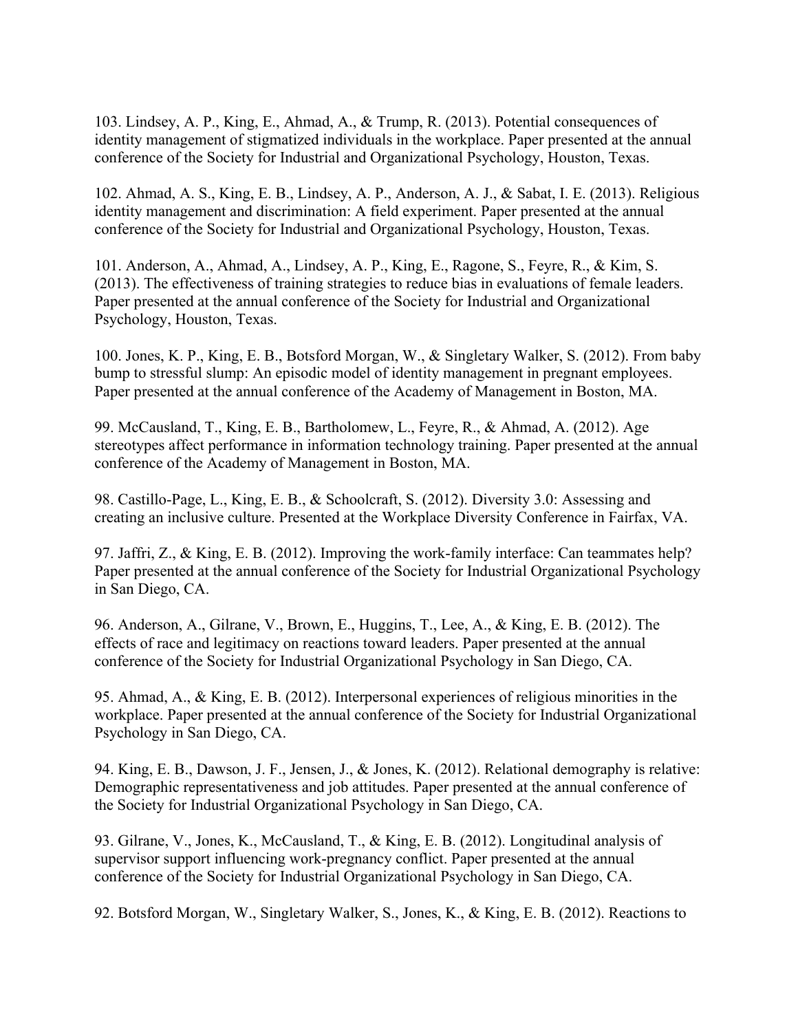103. Lindsey, A. P., King, E., Ahmad, A., & Trump, R. (2013). Potential consequences of identity management of stigmatized individuals in the workplace. Paper presented at the annual conference of the Society for Industrial and Organizational Psychology, Houston, Texas.

102. Ahmad, A. S., King, E. B., Lindsey, A. P., Anderson, A. J., & Sabat, I. E. (2013). Religious identity management and discrimination: A field experiment. Paper presented at the annual conference of the Society for Industrial and Organizational Psychology, Houston, Texas.

101. Anderson, A., Ahmad, A., Lindsey, A. P., King, E., Ragone, S., Feyre, R., & Kim, S. (2013). The effectiveness of training strategies to reduce bias in evaluations of female leaders. Paper presented at the annual conference of the Society for Industrial and Organizational Psychology, Houston, Texas.

100. Jones, K. P., King, E. B., Botsford Morgan, W., & Singletary Walker, S. (2012). From baby bump to stressful slump: An episodic model of identity management in pregnant employees. Paper presented at the annual conference of the Academy of Management in Boston, MA.

99. McCausland, T., King, E. B., Bartholomew, L., Feyre, R., & Ahmad, A. (2012). Age stereotypes affect performance in information technology training. Paper presented at the annual conference of the Academy of Management in Boston, MA.

98. Castillo-Page, L., King, E. B., & Schoolcraft, S. (2012). Diversity 3.0: Assessing and creating an inclusive culture. Presented at the Workplace Diversity Conference in Fairfax, VA.

97. Jaffri, Z., & King, E. B. (2012). Improving the work-family interface: Can teammates help? Paper presented at the annual conference of the Society for Industrial Organizational Psychology in San Diego, CA.

96. Anderson, A., Gilrane, V., Brown, E., Huggins, T., Lee, A., & King, E. B. (2012). The effects of race and legitimacy on reactions toward leaders. Paper presented at the annual conference of the Society for Industrial Organizational Psychology in San Diego, CA.

95. Ahmad, A., & King, E. B. (2012). Interpersonal experiences of religious minorities in the workplace. Paper presented at the annual conference of the Society for Industrial Organizational Psychology in San Diego, CA.

94. King, E. B., Dawson, J. F., Jensen, J., & Jones, K. (2012). Relational demography is relative: Demographic representativeness and job attitudes. Paper presented at the annual conference of the Society for Industrial Organizational Psychology in San Diego, CA.

93. Gilrane, V., Jones, K., McCausland, T., & King, E. B. (2012). Longitudinal analysis of supervisor support influencing work-pregnancy conflict. Paper presented at the annual conference of the Society for Industrial Organizational Psychology in San Diego, CA.

92. Botsford Morgan, W., Singletary Walker, S., Jones, K., & King, E. B. (2012). Reactions to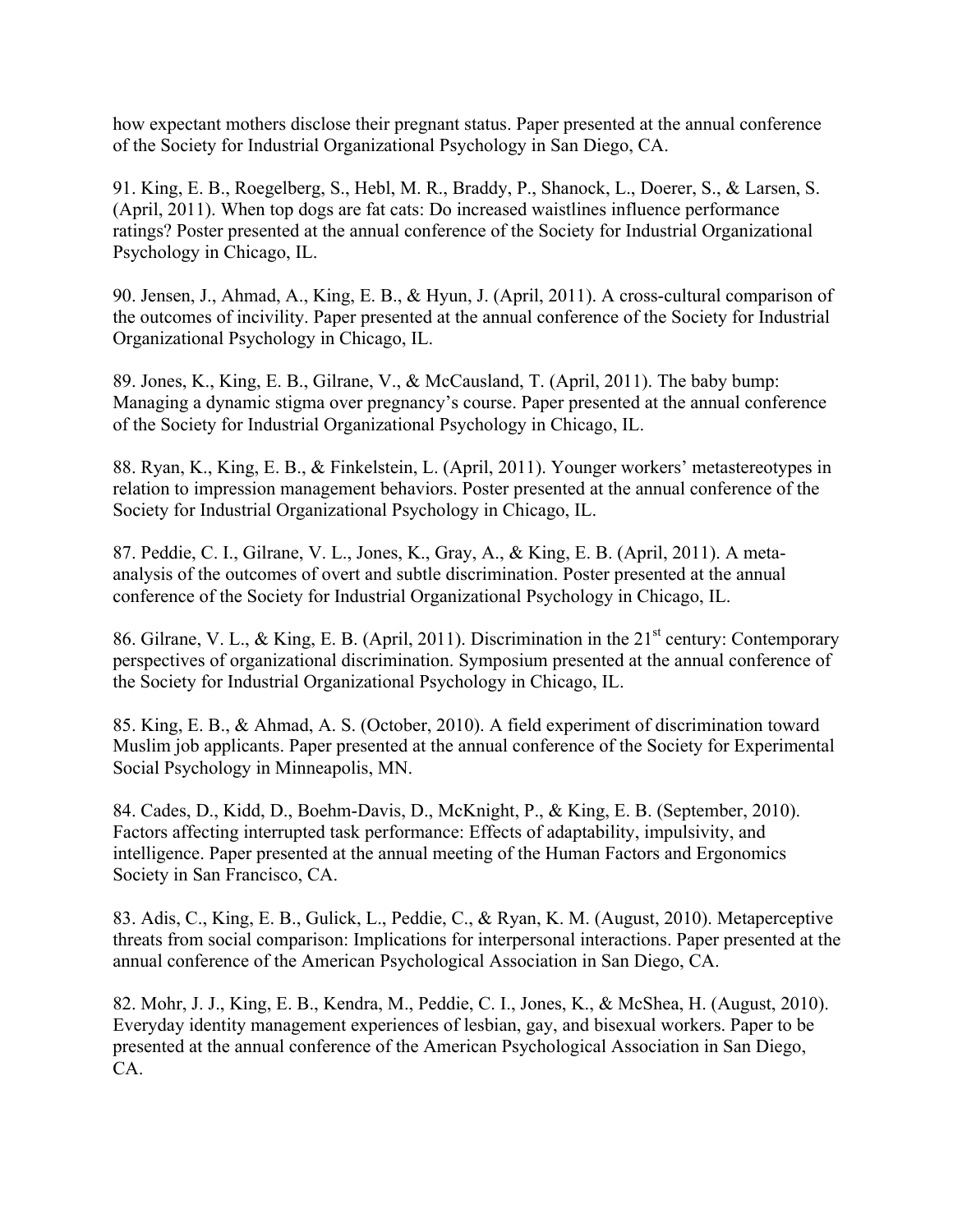how expectant mothers disclose their pregnant status. Paper presented at the annual conference of the Society for Industrial Organizational Psychology in San Diego, CA.

91. King, E. B., Roegelberg, S., Hebl, M. R., Braddy, P., Shanock, L., Doerer, S., & Larsen, S. (April, 2011). When top dogs are fat cats: Do increased waistlines influence performance ratings? Poster presented at the annual conference of the Society for Industrial Organizational Psychology in Chicago, IL.

90. Jensen, J., Ahmad, A., King, E. B., & Hyun, J. (April, 2011). A cross-cultural comparison of the outcomes of incivility. Paper presented at the annual conference of the Society for Industrial Organizational Psychology in Chicago, IL.

89. Jones, K., King, E. B., Gilrane, V., & McCausland, T. (April, 2011). The baby bump: Managing a dynamic stigma over pregnancy's course. Paper presented at the annual conference of the Society for Industrial Organizational Psychology in Chicago, IL.

88. Ryan, K., King, E. B., & Finkelstein, L. (April, 2011). Younger workers' metastereotypes in relation to impression management behaviors. Poster presented at the annual conference of the Society for Industrial Organizational Psychology in Chicago, IL.

87. Peddie, C. I., Gilrane, V. L., Jones, K., Gray, A., & King, E. B. (April, 2011). A meta-analysis of the outcomes of overt and subtle discrimination. Poster presented at the annual conference of the Society for Industrial Organizational Psychology in Chicago, IL.

86. Gilrane, V. L., & King, E. B. (April, 2011). Discrimination in the 21st century: Contemporary perspectives of organizational discrimination. Symposium presented at the annual conference of the Society for Industrial Organizational Psychology in Chicago, IL.

85. King, E. B., & Ahmad, A. S. (October, 2010). A field experiment of discrimination toward Muslim job applicants. Paper presented at the annual conference of the Society for Experimental Social Psychology in Minneapolis, MN.

84. Cades, D., Kidd, D., Boehm-Davis, D., McKnight, P., & King, E. B. (September, 2010). Factors affecting interrupted task performance: Effects of adaptability, impulsivity, and intelligence. Paper presented at the annual meeting of the Human Factors and Ergonomics Society in San Francisco, CA.

83. Adis, C., King, E. B., Gulick, L., Peddie, C., & Ryan, K. M. (August, 2010). Metaperceptive threats from social comparison: Implications for interpersonal interactions. Paper presented at the annual conference of the American Psychological Association in San Diego, CA.

82. Mohr, J. J., King, E. B., Kendra, M., Peddie, C. I., Jones, K., & McShea, H. (August, 2010). Everyday identity management experiences of lesbian, gay, and bisexual workers. Paper to be presented at the annual conference of the American Psychological Association in San Diego, CA.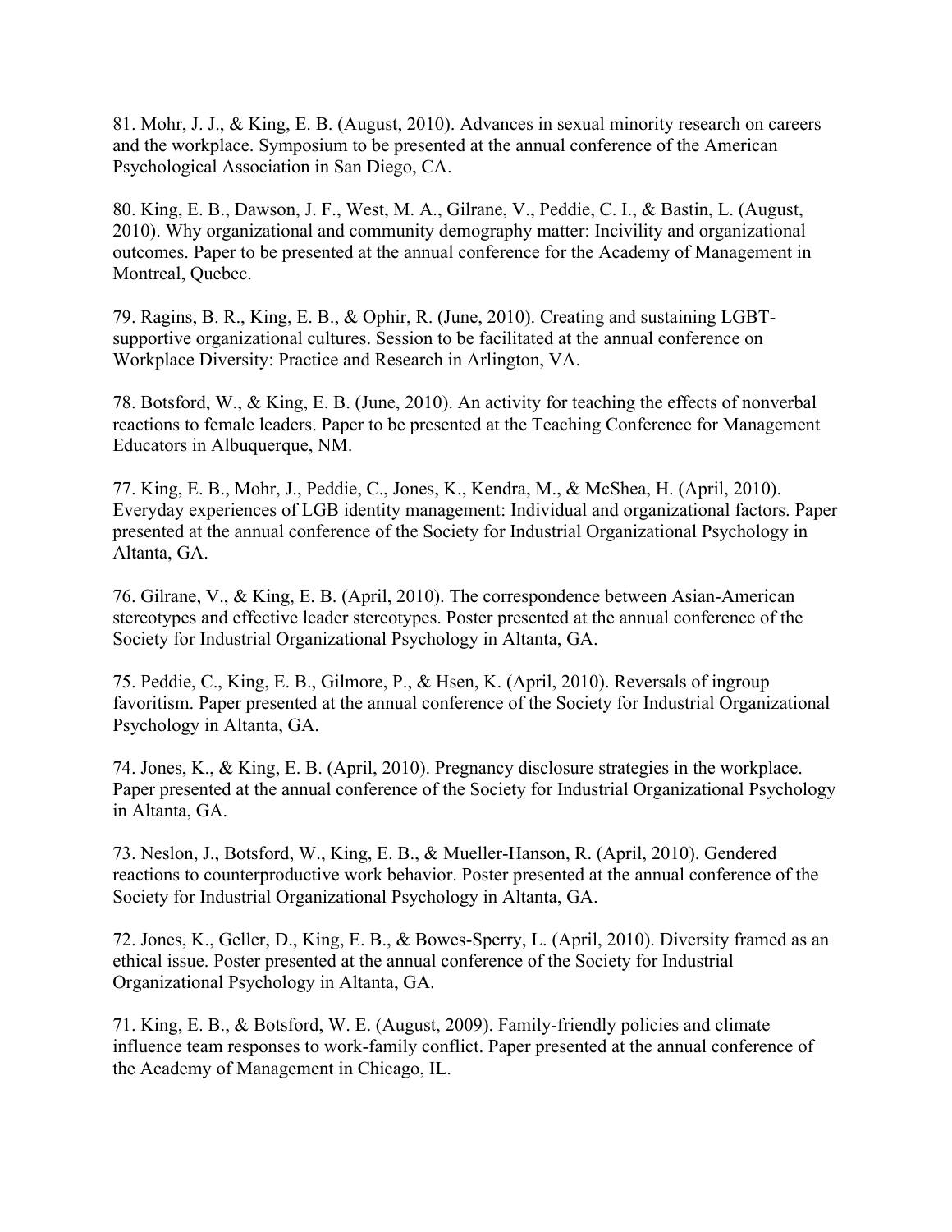81. Mohr, J. J., & King, E. B. (August, 2010). Advances in sexual minority research on careers and the workplace. Symposium to be presented at the annual conference of the American Psychological Association in San Diego, CA.

80. King, E. B., Dawson, J. F., West, M. A., Gilrane, V., Peddie, C. I., & Bastin, L. (August, 2010). Why organizational and community demography matter: Incivility and organizational outcomes. Paper to be presented at the annual conference for the Academy of Management in Montreal, Quebec.

79. Ragins, B. R., King, E. B., & Ophir, R. (June, 2010). Creating and sustaining LGBT-supportive organizational cultures. Session to be facilitated at the annual conference on Workplace Diversity: Practice and Research in Arlington, VA.

78. Botsford, W., & King, E. B. (June, 2010). An activity for teaching the effects of nonverbal reactions to female leaders. Paper to be presented at the Teaching Conference for Management Educators in Albuquerque, NM.

77. King, E. B., Mohr, J., Peddie, C., Jones, K., Kendra, M., & McShea, H. (April, 2010). Everyday experiences of LGB identity management: Individual and organizational factors. Paper presented at the annual conference of the Society for Industrial Organizational Psychology in Altanta, GA.

76. Gilrane, V., & King, E. B. (April, 2010). The correspondence between Asian-American stereotypes and effective leader stereotypes. Poster presented at the annual conference of the Society for Industrial Organizational Psychology in Altanta, GA.

75. Peddie, C., King, E. B., Gilmore, P., & Hsen, K. (April, 2010). Reversals of ingroup favoritism. Paper presented at the annual conference of the Society for Industrial Organizational Psychology in Altanta, GA.

74. Jones, K., & King, E. B. (April, 2010). Pregnancy disclosure strategies in the workplace. Paper presented at the annual conference of the Society for Industrial Organizational Psychology in Altanta, GA.

73. Neslon, J., Botsford, W., King, E. B., & Mueller-Hanson, R. (April, 2010). Gendered reactions to counterproductive work behavior. Poster presented at the annual conference of the Society for Industrial Organizational Psychology in Altanta, GA.

72. Jones, K., Geller, D., King, E. B., & Bowes-Sperry, L. (April, 2010). Diversity framed as an ethical issue. Poster presented at the annual conference of the Society for Industrial Organizational Psychology in Altanta, GA.

71. King, E. B., & Botsford, W. E. (August, 2009). Family-friendly policies and climate influence team responses to work-family conflict. Paper presented at the annual conference of the Academy of Management in Chicago, IL.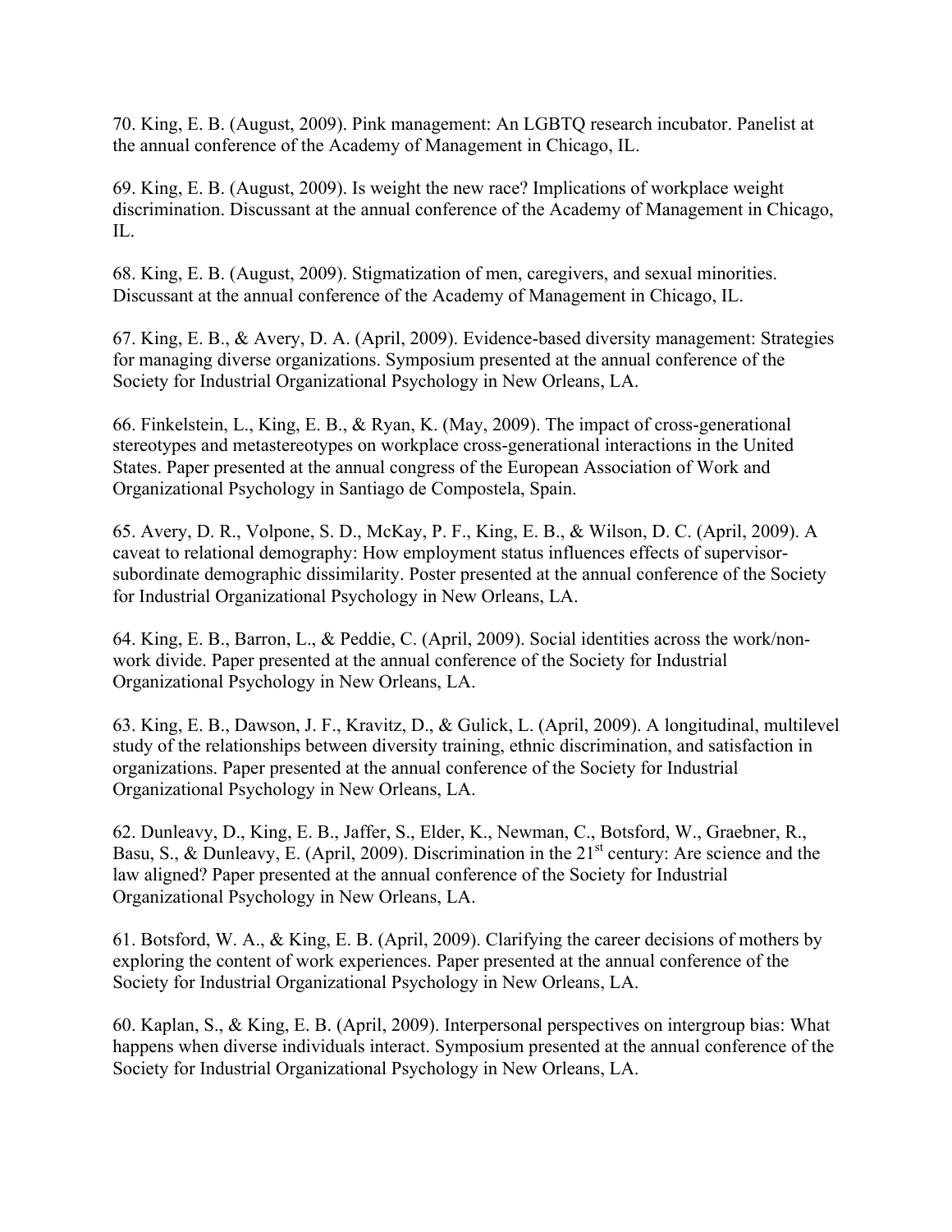70. King, E. B. (August, 2009). Pink management: An LGBTQ research incubator. Panelist at the annual conference of the Academy of Management in Chicago, IL.

69. King, E. B. (August, 2009). Is weight the new race? Implications of workplace weight discrimination. Discussant at the annual conference of the Academy of Management in Chicago, IL.

68. King, E. B. (August, 2009). Stigmatization of men, caregivers, and sexual minorities. Discussant at the annual conference of the Academy of Management in Chicago, IL.

67. King, E. B., & Avery, D. A. (April, 2009). Evidence-based diversity management: Strategies for managing diverse organizations. Symposium presented at the annual conference of the Society for Industrial Organizational Psychology in New Orleans, LA.

66. Finkelstein, L., King, E. B., & Ryan, K. (May, 2009). The impact of cross-generational stereotypes and metastereotypes on workplace cross-generational interactions in the United States. Paper presented at the annual congress of the European Association of Work and Organizational Psychology in Santiago de Compostela, Spain.

65. Avery, D. R., Volpone, S. D., McKay, P. F., King, E. B., & Wilson, D. C. (April, 2009). A caveat to relational demography: How employment status influences effects of supervisor-subordinate demographic dissimilarity. Poster presented at the annual conference of the Society for Industrial Organizational Psychology in New Orleans, LA.

64. King, E. B., Barron, L., & Peddie, C. (April, 2009). Social identities across the work/non-work divide. Paper presented at the annual conference of the Society for Industrial Organizational Psychology in New Orleans, LA.

63. King, E. B., Dawson, J. F., Kravitz, D., & Gulick, L. (April, 2009). A longitudinal, multilevel study of the relationships between diversity training, ethnic discrimination, and satisfaction in organizations. Paper presented at the annual conference of the Society for Industrial Organizational Psychology in New Orleans, LA.

62. Dunleavy, D., King, E. B., Jaffer, S., Elder, K., Newman, C., Botsford, W., Graebner, R., Basu, S., & Dunleavy, E. (April, 2009). Discrimination in the 21st century: Are science and the law aligned? Paper presented at the annual conference of the Society for Industrial Organizational Psychology in New Orleans, LA.

61. Botsford, W. A., & King, E. B. (April, 2009). Clarifying the career decisions of mothers by exploring the content of work experiences. Paper presented at the annual conference of the Society for Industrial Organizational Psychology in New Orleans, LA.

60. Kaplan, S., & King, E. B. (April, 2009). Interpersonal perspectives on intergroup bias: What happens when diverse individuals interact. Symposium presented at the annual conference of the Society for Industrial Organizational Psychology in New Orleans, LA.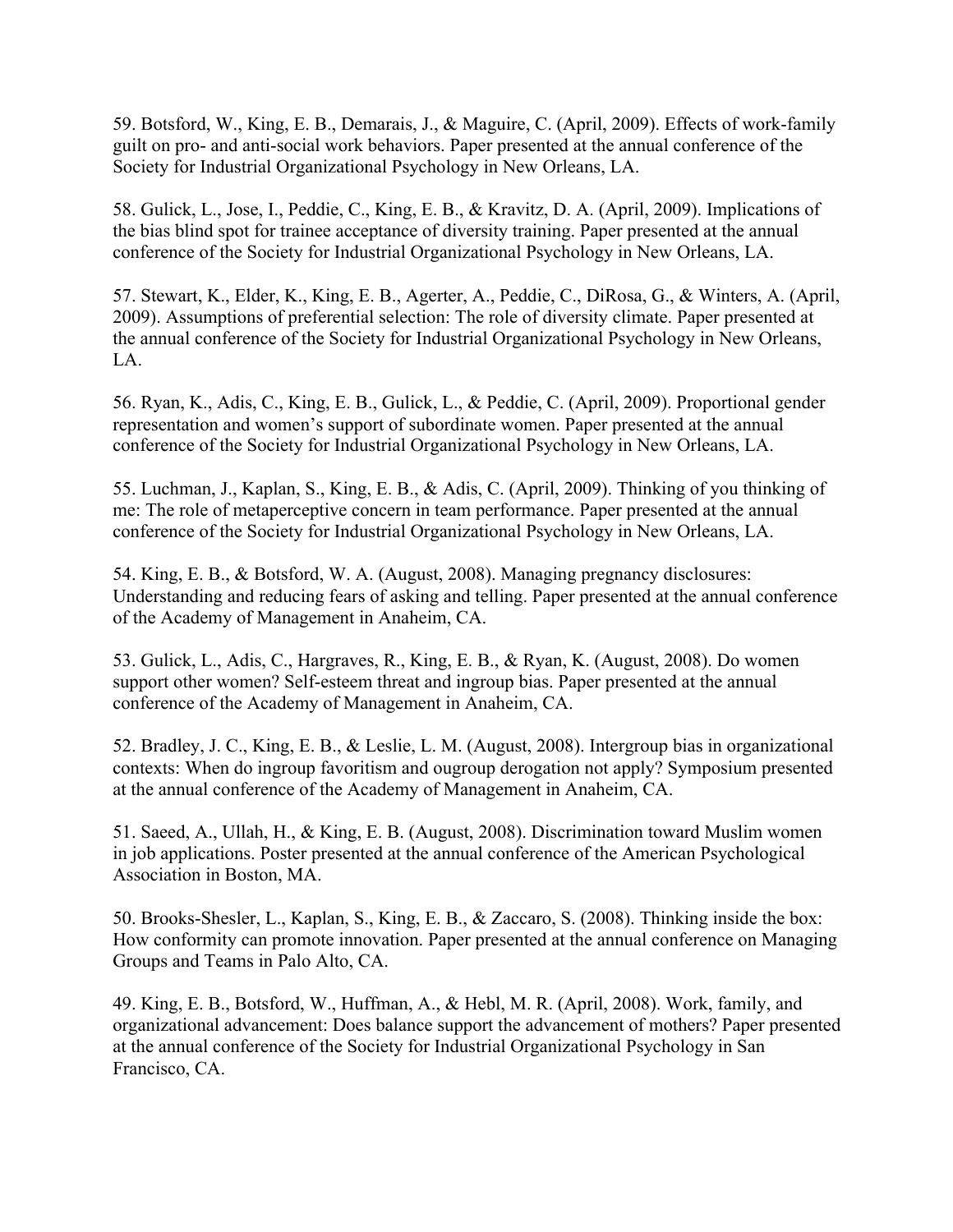59. Botsford, W., King, E. B., Demarais, J., & Maguire, C. (April, 2009). Effects of work-family guilt on pro- and anti-social work behaviors. Paper presented at the annual conference of the Society for Industrial Organizational Psychology in New Orleans, LA.

58. Gulick, L., Jose, I., Peddie, C., King, E. B., & Kravitz, D. A. (April, 2009). Implications of the bias blind spot for trainee acceptance of diversity training. Paper presented at the annual conference of the Society for Industrial Organizational Psychology in New Orleans, LA.

57. Stewart, K., Elder, K., King, E. B., Agerter, A., Peddie, C., DiRosa, G., & Winters, A. (April, 2009). Assumptions of preferential selection: The role of diversity climate. Paper presented at the annual conference of the Society for Industrial Organizational Psychology in New Orleans, LA.

56. Ryan, K., Adis, C., King, E. B., Gulick, L., & Peddie, C. (April, 2009). Proportional gender representation and women's support of subordinate women. Paper presented at the annual conference of the Society for Industrial Organizational Psychology in New Orleans, LA.

55. Luchman, J., Kaplan, S., King, E. B., & Adis, C. (April, 2009). Thinking of you thinking of me: The role of metaperceptive concern in team performance. Paper presented at the annual conference of the Society for Industrial Organizational Psychology in New Orleans, LA.

54. King, E. B., & Botsford, W. A. (August, 2008). Managing pregnancy disclosures: Understanding and reducing fears of asking and telling. Paper presented at the annual conference of the Academy of Management in Anaheim, CA.

53. Gulick, L., Adis, C., Hargraves, R., King, E. B., & Ryan, K. (August, 2008). Do women support other women? Self-esteem threat and ingroup bias. Paper presented at the annual conference of the Academy of Management in Anaheim, CA.

52. Bradley, J. C., King, E. B., & Leslie, L. M. (August, 2008). Intergroup bias in organizational contexts: When do ingroup favoritism and ougroup derogation not apply? Symposium presented at the annual conference of the Academy of Management in Anaheim, CA.

51. Saeed, A., Ullah, H., & King, E. B. (August, 2008). Discrimination toward Muslim women in job applications. Poster presented at the annual conference of the American Psychological Association in Boston, MA.

50. Brooks-Shesler, L., Kaplan, S., King, E. B., & Zaccaro, S. (2008). Thinking inside the box: How conformity can promote innovation. Paper presented at the annual conference on Managing Groups and Teams in Palo Alto, CA.

49. King, E. B., Botsford, W., Huffman, A., & Hebl, M. R. (April, 2008). Work, family, and organizational advancement: Does balance support the advancement of mothers? Paper presented at the annual conference of the Society for Industrial Organizational Psychology in San Francisco, CA.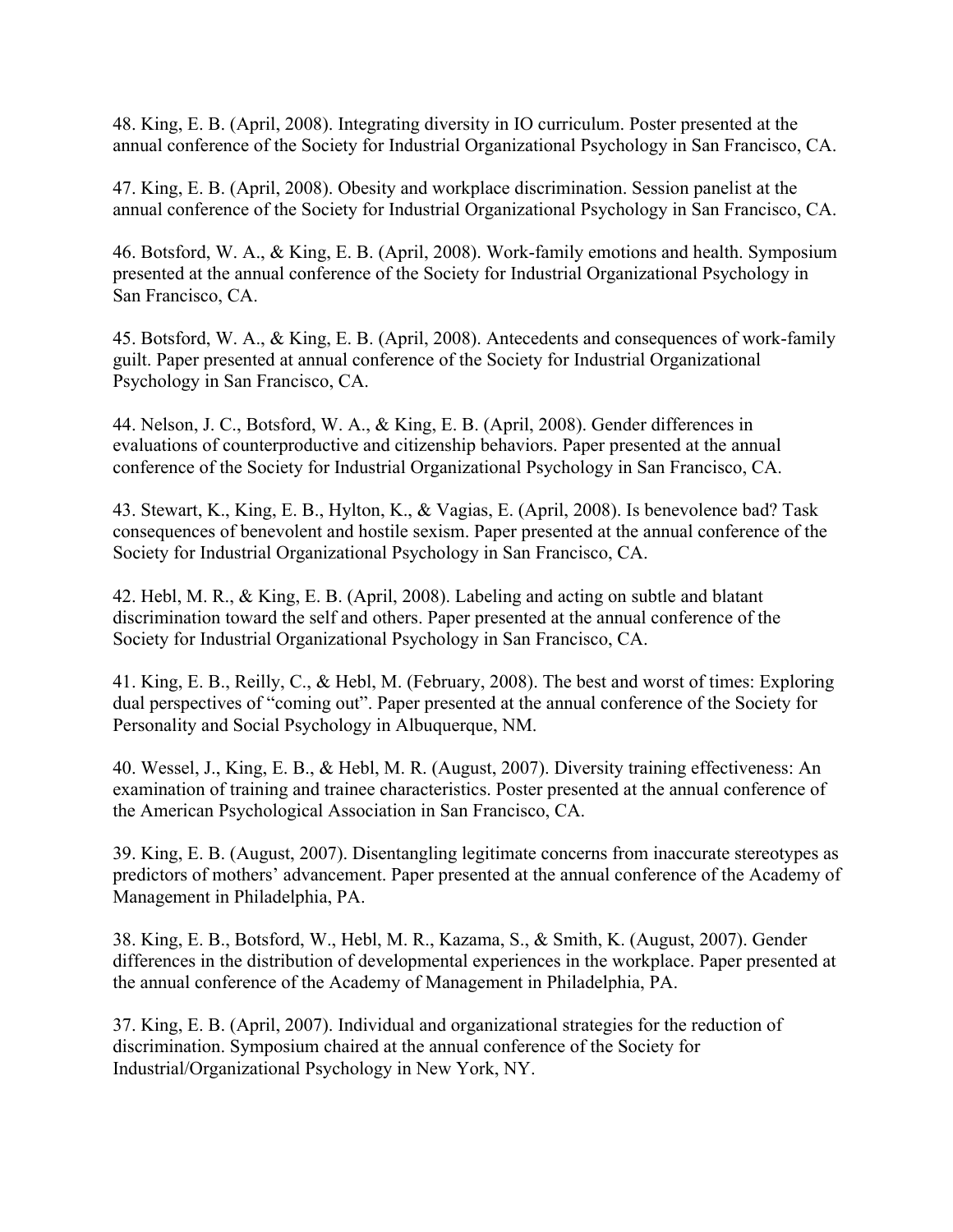48. King, E. B. (April, 2008). Integrating diversity in IO curriculum. Poster presented at the annual conference of the Society for Industrial Organizational Psychology in San Francisco, CA.

47. King, E. B. (April, 2008). Obesity and workplace discrimination. Session panelist at the annual conference of the Society for Industrial Organizational Psychology in San Francisco, CA.

46. Botsford, W. A., & King, E. B. (April, 2008). Work-family emotions and health. Symposium presented at the annual conference of the Society for Industrial Organizational Psychology in San Francisco, CA.

45. Botsford, W. A., & King, E. B. (April, 2008). Antecedents and consequences of work-family guilt. Paper presented at annual conference of the Society for Industrial Organizational Psychology in San Francisco, CA.

44. Nelson, J. C., Botsford, W. A., & King, E. B. (April, 2008). Gender differences in evaluations of counterproductive and citizenship behaviors. Paper presented at the annual conference of the Society for Industrial Organizational Psychology in San Francisco, CA.

43. Stewart, K., King, E. B., Hylton, K., & Vagias, E. (April, 2008). Is benevolence bad? Task consequences of benevolent and hostile sexism. Paper presented at the annual conference of the Society for Industrial Organizational Psychology in San Francisco, CA.

42. Hebl, M. R., & King, E. B. (April, 2008). Labeling and acting on subtle and blatant discrimination toward the self and others. Paper presented at the annual conference of the Society for Industrial Organizational Psychology in San Francisco, CA.

41. King, E. B., Reilly, C., & Hebl, M. (February, 2008). The best and worst of times: Exploring dual perspectives of "coming out". Paper presented at the annual conference of the Society for Personality and Social Psychology in Albuquerque, NM.

40. Wessel, J., King, E. B., & Hebl, M. R. (August, 2007). Diversity training effectiveness: An examination of training and trainee characteristics. Poster presented at the annual conference of the American Psychological Association in San Francisco, CA.

39. King, E. B. (August, 2007). Disentangling legitimate concerns from inaccurate stereotypes as predictors of mothers' advancement. Paper presented at the annual conference of the Academy of Management in Philadelphia, PA.

38. King, E. B., Botsford, W., Hebl, M. R., Kazama, S., & Smith, K. (August, 2007). Gender differences in the distribution of developmental experiences in the workplace. Paper presented at the annual conference of the Academy of Management in Philadelphia, PA.

37. King, E. B. (April, 2007). Individual and organizational strategies for the reduction of discrimination. Symposium chaired at the annual conference of the Society for Industrial/Organizational Psychology in New York, NY.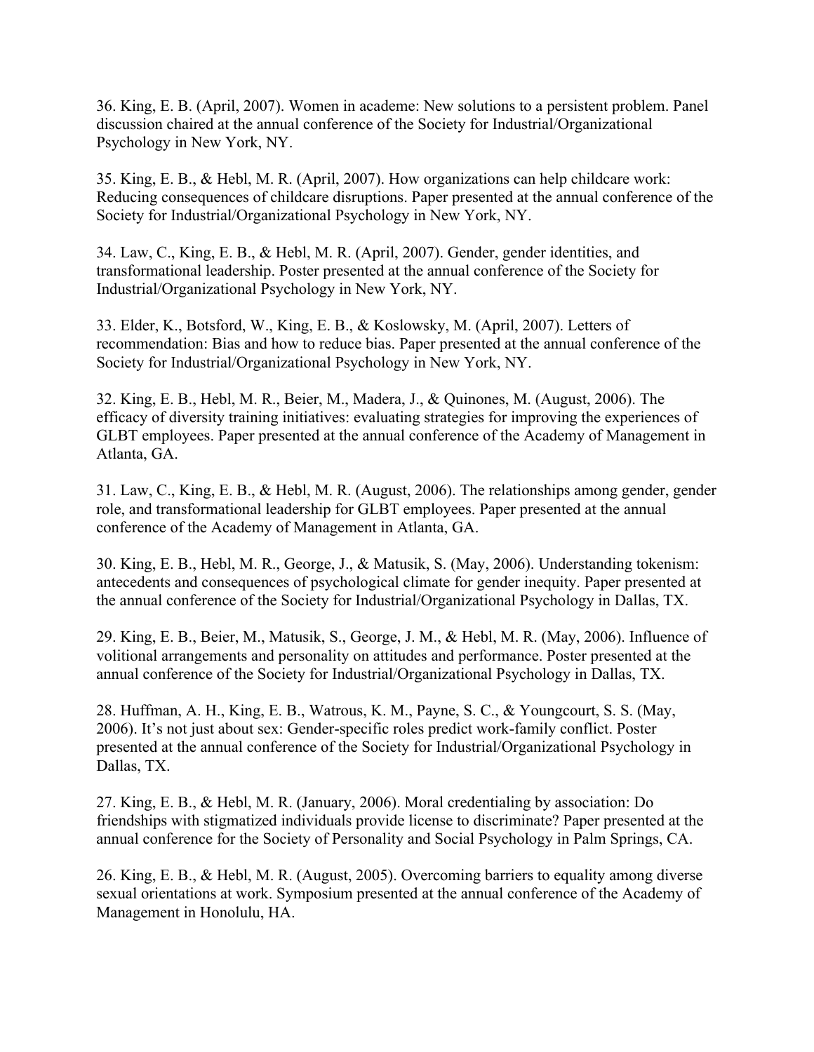36. King, E. B. (April, 2007). Women in academe: New solutions to a persistent problem. Panel discussion chaired at the annual conference of the Society for Industrial/Organizational Psychology in New York, NY.

35. King, E. B., & Hebl, M. R. (April, 2007). How organizations can help childcare work: Reducing consequences of childcare disruptions. Paper presented at the annual conference of the Society for Industrial/Organizational Psychology in New York, NY.

34. Law, C., King, E. B., & Hebl, M. R. (April, 2007). Gender, gender identities, and transformational leadership. Poster presented at the annual conference of the Society for Industrial/Organizational Psychology in New York, NY.

33. Elder, K., Botsford, W., King, E. B., & Koslowsky, M. (April, 2007). Letters of recommendation: Bias and how to reduce bias. Paper presented at the annual conference of the Society for Industrial/Organizational Psychology in New York, NY.

32. King, E. B., Hebl, M. R., Beier, M., Madera, J., & Quinones, M. (August, 2006). The efficacy of diversity training initiatives: evaluating strategies for improving the experiences of GLBT employees. Paper presented at the annual conference of the Academy of Management in Atlanta, GA.

31. Law, C., King, E. B., & Hebl, M. R. (August, 2006). The relationships among gender, gender role, and transformational leadership for GLBT employees. Paper presented at the annual conference of the Academy of Management in Atlanta, GA.

30. King, E. B., Hebl, M. R., George, J., & Matusik, S. (May, 2006). Understanding tokenism: antecedents and consequences of psychological climate for gender inequity. Paper presented at the annual conference of the Society for Industrial/Organizational Psychology in Dallas, TX.

29. King, E. B., Beier, M., Matusik, S., George, J. M., & Hebl, M. R. (May, 2006). Influence of volitional arrangements and personality on attitudes and performance. Poster presented at the annual conference of the Society for Industrial/Organizational Psychology in Dallas, TX.

28. Huffman, A. H., King, E. B., Watrous, K. M., Payne, S. C., & Youngcourt, S. S. (May, 2006). It's not just about sex: Gender-specific roles predict work-family conflict. Poster presented at the annual conference of the Society for Industrial/Organizational Psychology in Dallas, TX.

27. King, E. B., & Hebl, M. R. (January, 2006). Moral credentialing by association: Do friendships with stigmatized individuals provide license to discriminate? Paper presented at the annual conference for the Society of Personality and Social Psychology in Palm Springs, CA.

26. King, E. B., & Hebl, M. R. (August, 2005). Overcoming barriers to equality among diverse sexual orientations at work. Symposium presented at the annual conference of the Academy of Management in Honolulu, HA.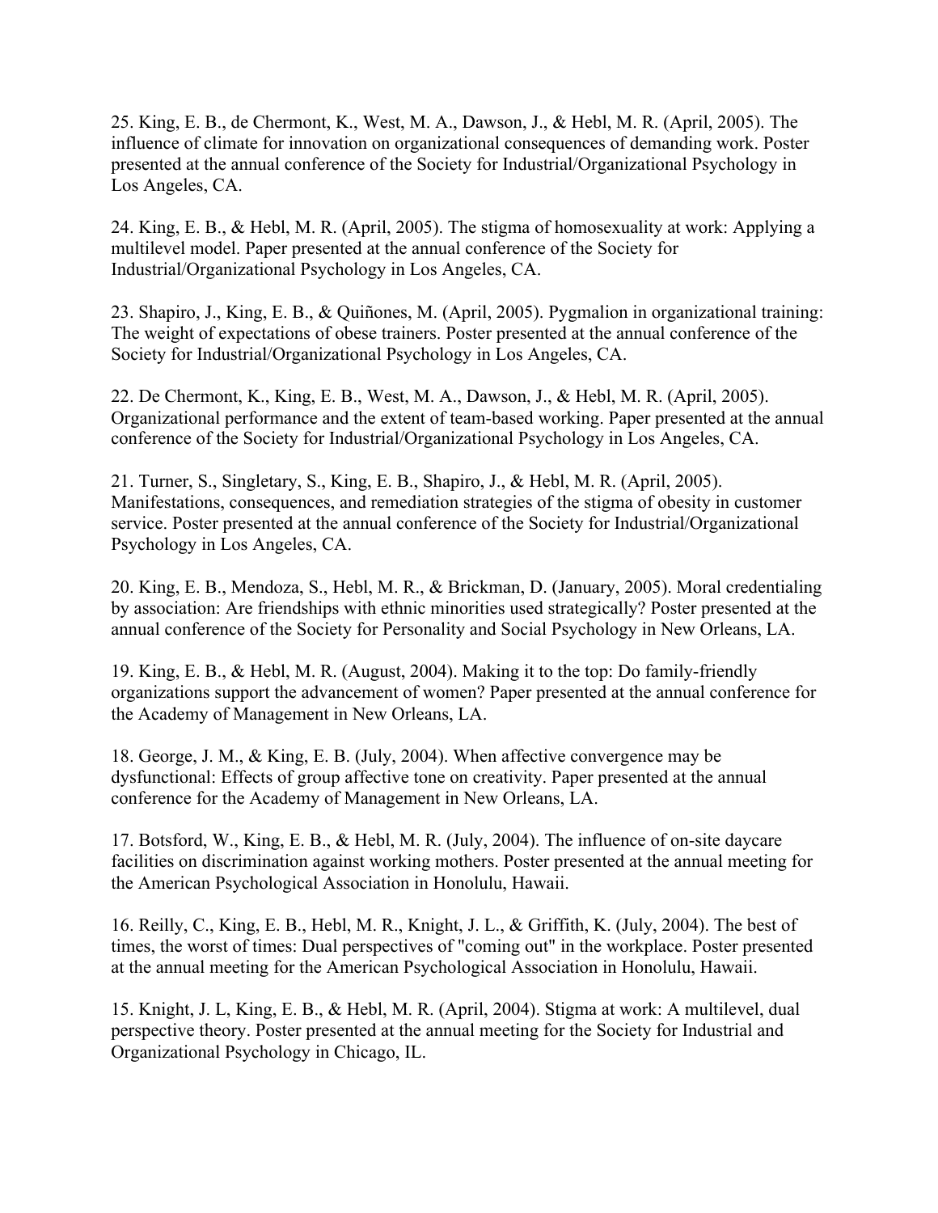25. King, E. B., de Chermont, K., West, M. A., Dawson, J., & Hebl, M. R. (April, 2005). The influence of climate for innovation on organizational consequences of demanding work. Poster presented at the annual conference of the Society for Industrial/Organizational Psychology in Los Angeles, CA.

24. King, E. B., & Hebl, M. R. (April, 2005). The stigma of homosexuality at work: Applying a multilevel model. Paper presented at the annual conference of the Society for Industrial/Organizational Psychology in Los Angeles, CA.

23. Shapiro, J., King, E. B., & Quiñones, M. (April, 2005). Pygmalion in organizational training: The weight of expectations of obese trainers. Poster presented at the annual conference of the Society for Industrial/Organizational Psychology in Los Angeles, CA.

22. De Chermont, K., King, E. B., West, M. A., Dawson, J., & Hebl, M. R. (April, 2005). Organizational performance and the extent of team-based working. Paper presented at the annual conference of the Society for Industrial/Organizational Psychology in Los Angeles, CA.

21. Turner, S., Singletary, S., King, E. B., Shapiro, J., & Hebl, M. R. (April, 2005). Manifestations, consequences, and remediation strategies of the stigma of obesity in customer service. Poster presented at the annual conference of the Society for Industrial/Organizational Psychology in Los Angeles, CA.

20. King, E. B., Mendoza, S., Hebl, M. R., & Brickman, D. (January, 2005). Moral credentialing by association: Are friendships with ethnic minorities used strategically? Poster presented at the annual conference of the Society for Personality and Social Psychology in New Orleans, LA.

19. King, E. B., & Hebl, M. R. (August, 2004). Making it to the top: Do family-friendly organizations support the advancement of women? Paper presented at the annual conference for the Academy of Management in New Orleans, LA.

18. George, J. M., & King, E. B. (July, 2004). When affective convergence may be dysfunctional: Effects of group affective tone on creativity. Paper presented at the annual conference for the Academy of Management in New Orleans, LA.

17. Botsford, W., King, E. B., & Hebl, M. R. (July, 2004). The influence of on-site daycare facilities on discrimination against working mothers. Poster presented at the annual meeting for the American Psychological Association in Honolulu, Hawaii.

16. Reilly, C., King, E. B., Hebl, M. R., Knight, J. L., & Griffith, K. (July, 2004). The best of times, the worst of times: Dual perspectives of "coming out" in the workplace. Poster presented at the annual meeting for the American Psychological Association in Honolulu, Hawaii.

15. Knight, J. L, King, E. B., & Hebl, M. R. (April, 2004). Stigma at work: A multilevel, dual perspective theory. Poster presented at the annual meeting for the Society for Industrial and Organizational Psychology in Chicago, IL.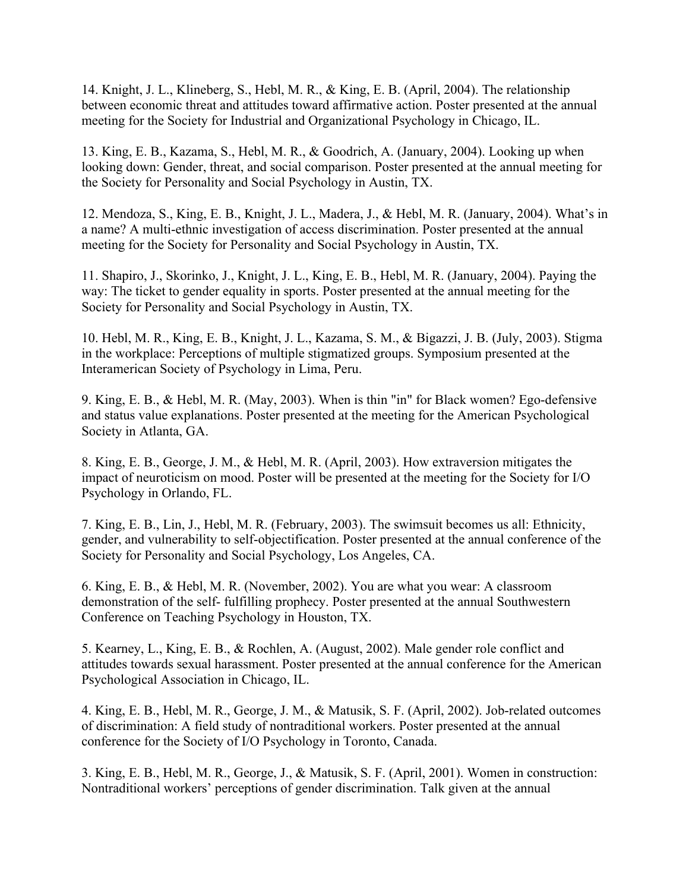14. Knight, J. L., Klineberg, S., Hebl, M. R., & King, E. B. (April, 2004). The relationship between economic threat and attitudes toward affirmative action. Poster presented at the annual meeting for the Society for Industrial and Organizational Psychology in Chicago, IL.

13. King, E. B., Kazama, S., Hebl, M. R., & Goodrich, A. (January, 2004). Looking up when looking down: Gender, threat, and social comparison. Poster presented at the annual meeting for the Society for Personality and Social Psychology in Austin, TX.

12. Mendoza, S., King, E. B., Knight, J. L., Madera, J., & Hebl, M. R. (January, 2004). What's in a name? A multi-ethnic investigation of access discrimination. Poster presented at the annual meeting for the Society for Personality and Social Psychology in Austin, TX.

11. Shapiro, J., Skorinko, J., Knight, J. L., King, E. B., Hebl, M. R. (January, 2004). Paying the way: The ticket to gender equality in sports. Poster presented at the annual meeting for the Society for Personality and Social Psychology in Austin, TX.

10. Hebl, M. R., King, E. B., Knight, J. L., Kazama, S. M., & Bigazzi, J. B. (July, 2003). Stigma in the workplace: Perceptions of multiple stigmatized groups. Symposium presented at the Interamerican Society of Psychology in Lima, Peru.

9. King, E. B., & Hebl, M. R. (May, 2003). When is thin "in" for Black women? Ego-defensive and status value explanations. Poster presented at the meeting for the American Psychological Society in Atlanta, GA.

8. King, E. B., George, J. M., & Hebl, M. R. (April, 2003). How extraversion mitigates the impact of neuroticism on mood. Poster will be presented at the meeting for the Society for I/O Psychology in Orlando, FL.

7. King, E. B., Lin, J., Hebl, M. R. (February, 2003). The swimsuit becomes us all: Ethnicity, gender, and vulnerability to self-objectification. Poster presented at the annual conference of the Society for Personality and Social Psychology, Los Angeles, CA.

6. King, E. B., & Hebl, M. R. (November, 2002). You are what you wear: A classroom demonstration of the self- fulfilling prophecy. Poster presented at the annual Southwestern Conference on Teaching Psychology in Houston, TX.

5. Kearney, L., King, E. B., & Rochlen, A. (August, 2002). Male gender role conflict and attitudes towards sexual harassment. Poster presented at the annual conference for the American Psychological Association in Chicago, IL.

4. King, E. B., Hebl, M. R., George, J. M., & Matusik, S. F. (April, 2002). Job-related outcomes of discrimination: A field study of nontraditional workers. Poster presented at the annual conference for the Society of I/O Psychology in Toronto, Canada.

3. King, E. B., Hebl, M. R., George, J., & Matusik, S. F. (April, 2001). Women in construction: Nontraditional workers' perceptions of gender discrimination. Talk given at the annual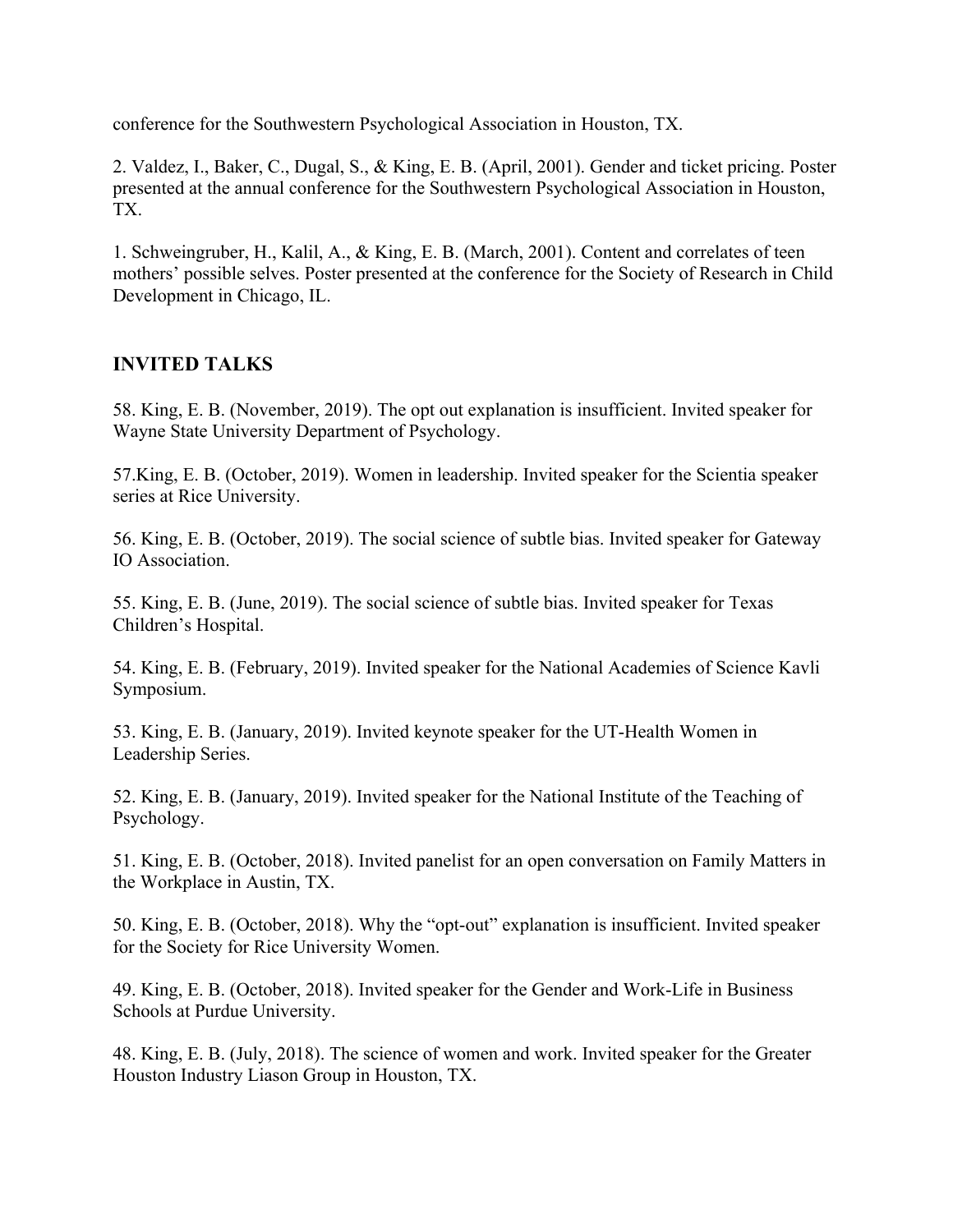conference for the Southwestern Psychological Association in Houston, TX.

2. Valdez, I., Baker, C., Dugal, S., & King, E. B. (April, 2001). Gender and ticket pricing. Poster presented at the annual conference for the Southwestern Psychological Association in Houston, TX.

1. Schweingruber, H., Kalil, A., & King, E. B. (March, 2001). Content and correlates of teen mothers' possible selves. Poster presented at the conference for the Society of Research in Child Development in Chicago, IL.

## INVITED TALKS

58. King, E. B. (November, 2019). The opt out explanation is insufficient. Invited speaker for Wayne State University Department of Psychology.

57.King, E. B. (October, 2019). Women in leadership. Invited speaker for the Scientia speaker series at Rice University.

56. King, E. B. (October, 2019). The social science of subtle bias. Invited speaker for Gateway IO Association.

55. King, E. B. (June, 2019). The social science of subtle bias. Invited speaker for Texas Children's Hospital.

54. King, E. B. (February, 2019). Invited speaker for the National Academies of Science Kavli Symposium.

53. King, E. B. (January, 2019). Invited keynote speaker for the UT-Health Women in Leadership Series.

52. King, E. B. (January, 2019). Invited speaker for the National Institute of the Teaching of Psychology.

51. King, E. B. (October, 2018). Invited panelist for an open conversation on Family Matters in the Workplace in Austin, TX.

50. King, E. B. (October, 2018). Why the "opt-out" explanation is insufficient. Invited speaker for the Society for Rice University Women.

49. King, E. B. (October, 2018). Invited speaker for the Gender and Work-Life in Business Schools at Purdue University.

48. King, E. B. (July, 2018). The science of women and work. Invited speaker for the Greater Houston Industry Liason Group in Houston, TX.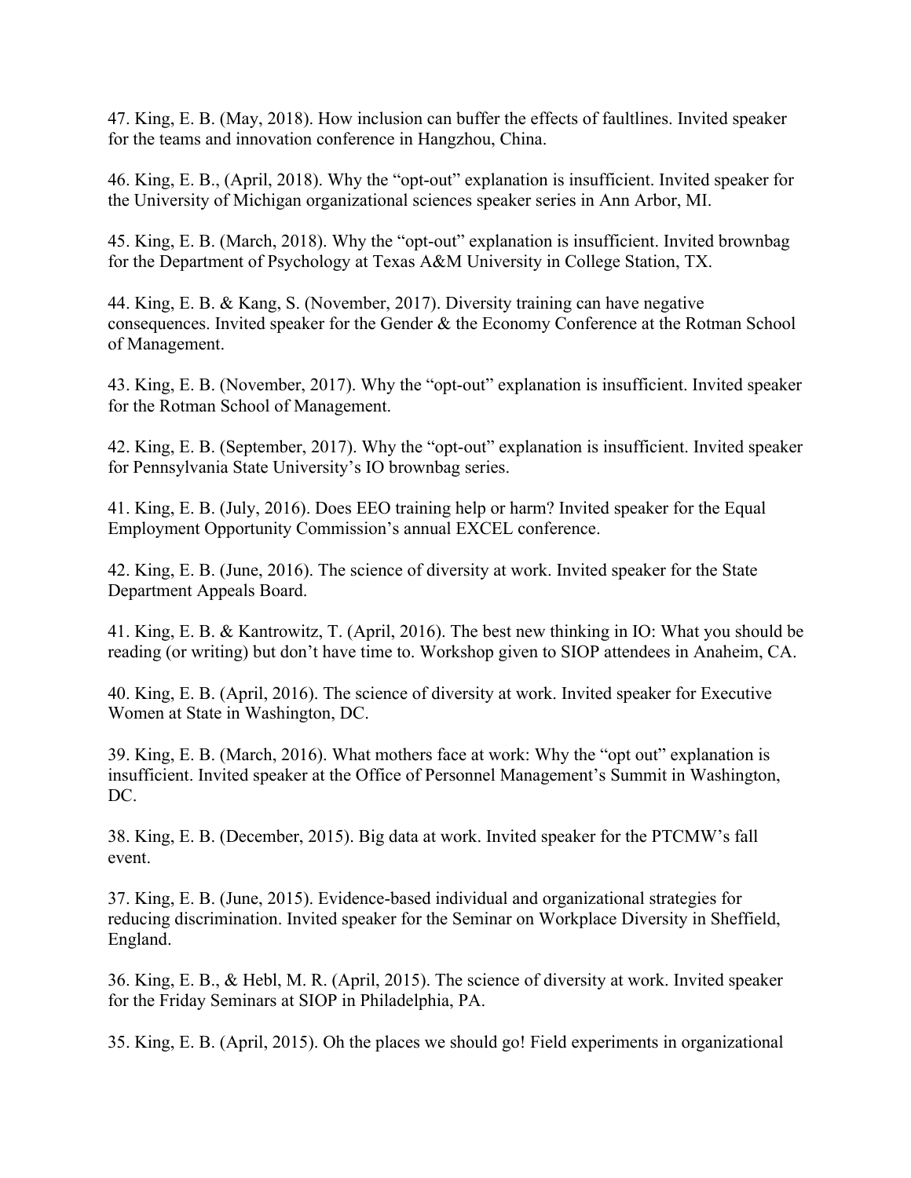47. King, E. B. (May, 2018). How inclusion can buffer the effects of faultlines. Invited speaker for the teams and innovation conference in Hangzhou, China.

46. King, E. B., (April, 2018). Why the "opt-out" explanation is insufficient. Invited speaker for the University of Michigan organizational sciences speaker series in Ann Arbor, MI.

45. King, E. B. (March, 2018). Why the "opt-out" explanation is insufficient. Invited brownbag for the Department of Psychology at Texas A&M University in College Station, TX.

44. King, E. B. & Kang, S. (November, 2017). Diversity training can have negative consequences. Invited speaker for the Gender & the Economy Conference at the Rotman School of Management.

43. King, E. B. (November, 2017). Why the "opt-out" explanation is insufficient. Invited speaker for the Rotman School of Management.

42. King, E. B. (September, 2017). Why the "opt-out" explanation is insufficient. Invited speaker for Pennsylvania State University's IO brownbag series.

41. King, E. B. (July, 2016). Does EEO training help or harm? Invited speaker for the Equal Employment Opportunity Commission's annual EXCEL conference.

42. King, E. B. (June, 2016). The science of diversity at work. Invited speaker for the State Department Appeals Board.

41. King, E. B. & Kantrowitz, T. (April, 2016). The best new thinking in IO: What you should be reading (or writing) but don't have time to. Workshop given to SIOP attendees in Anaheim, CA.

40. King, E. B. (April, 2016). The science of diversity at work. Invited speaker for Executive Women at State in Washington, DC.

39. King, E. B. (March, 2016). What mothers face at work: Why the "opt out" explanation is insufficient. Invited speaker at the Office of Personnel Management's Summit in Washington, DC.

38. King, E. B. (December, 2015). Big data at work. Invited speaker for the PTCMW's fall event.

37. King, E. B. (June, 2015). Evidence-based individual and organizational strategies for reducing discrimination. Invited speaker for the Seminar on Workplace Diversity in Sheffield, England.

36. King, E. B., & Hebl, M. R. (April, 2015). The science of diversity at work. Invited speaker for the Friday Seminars at SIOP in Philadelphia, PA.

35. King, E. B. (April, 2015). Oh the places we should go! Field experiments in organizational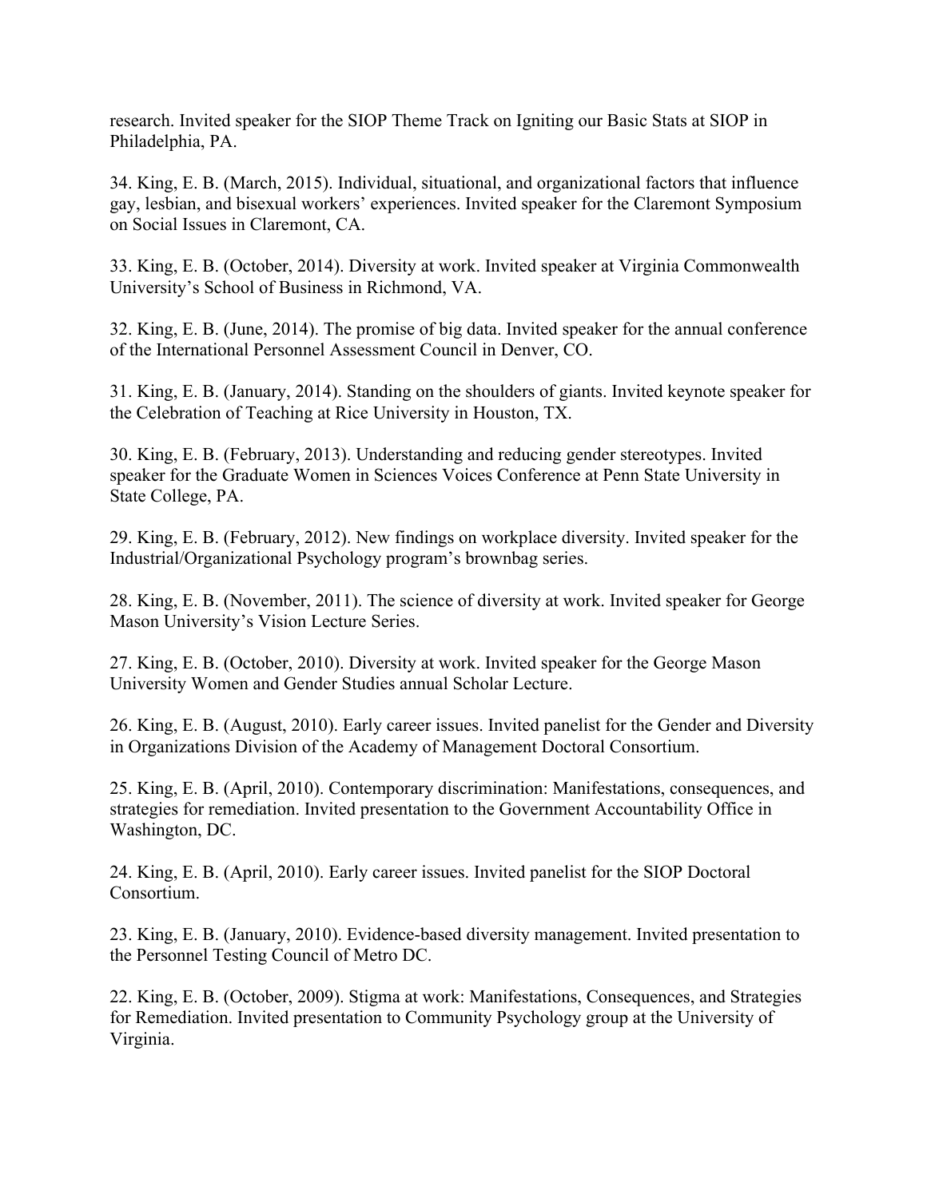research. Invited speaker for the SIOP Theme Track on Igniting our Basic Stats at SIOP in Philadelphia, PA.

34. King, E. B. (March, 2015). Individual, situational, and organizational factors that influence gay, lesbian, and bisexual workers' experiences. Invited speaker for the Claremont Symposium on Social Issues in Claremont, CA.

33. King, E. B. (October, 2014). Diversity at work. Invited speaker at Virginia Commonwealth University's School of Business in Richmond, VA.

32. King, E. B. (June, 2014). The promise of big data. Invited speaker for the annual conference of the International Personnel Assessment Council in Denver, CO.

31. King, E. B. (January, 2014). Standing on the shoulders of giants. Invited keynote speaker for the Celebration of Teaching at Rice University in Houston, TX.

30. King, E. B. (February, 2013). Understanding and reducing gender stereotypes. Invited speaker for the Graduate Women in Sciences Voices Conference at Penn State University in State College, PA.

29. King, E. B. (February, 2012). New findings on workplace diversity. Invited speaker for the Industrial/Organizational Psychology program's brownbag series.

28. King, E. B. (November, 2011). The science of diversity at work. Invited speaker for George Mason University's Vision Lecture Series.

27. King, E. B. (October, 2010). Diversity at work. Invited speaker for the George Mason University Women and Gender Studies annual Scholar Lecture.

26. King, E. B. (August, 2010). Early career issues. Invited panelist for the Gender and Diversity in Organizations Division of the Academy of Management Doctoral Consortium.

25. King, E. B. (April, 2010). Contemporary discrimination: Manifestations, consequences, and strategies for remediation. Invited presentation to the Government Accountability Office in Washington, DC.

24. King, E. B. (April, 2010). Early career issues. Invited panelist for the SIOP Doctoral Consortium.

23. King, E. B. (January, 2010). Evidence-based diversity management. Invited presentation to the Personnel Testing Council of Metro DC.

22. King, E. B. (October, 2009). Stigma at work: Manifestations, Consequences, and Strategies for Remediation. Invited presentation to Community Psychology group at the University of Virginia.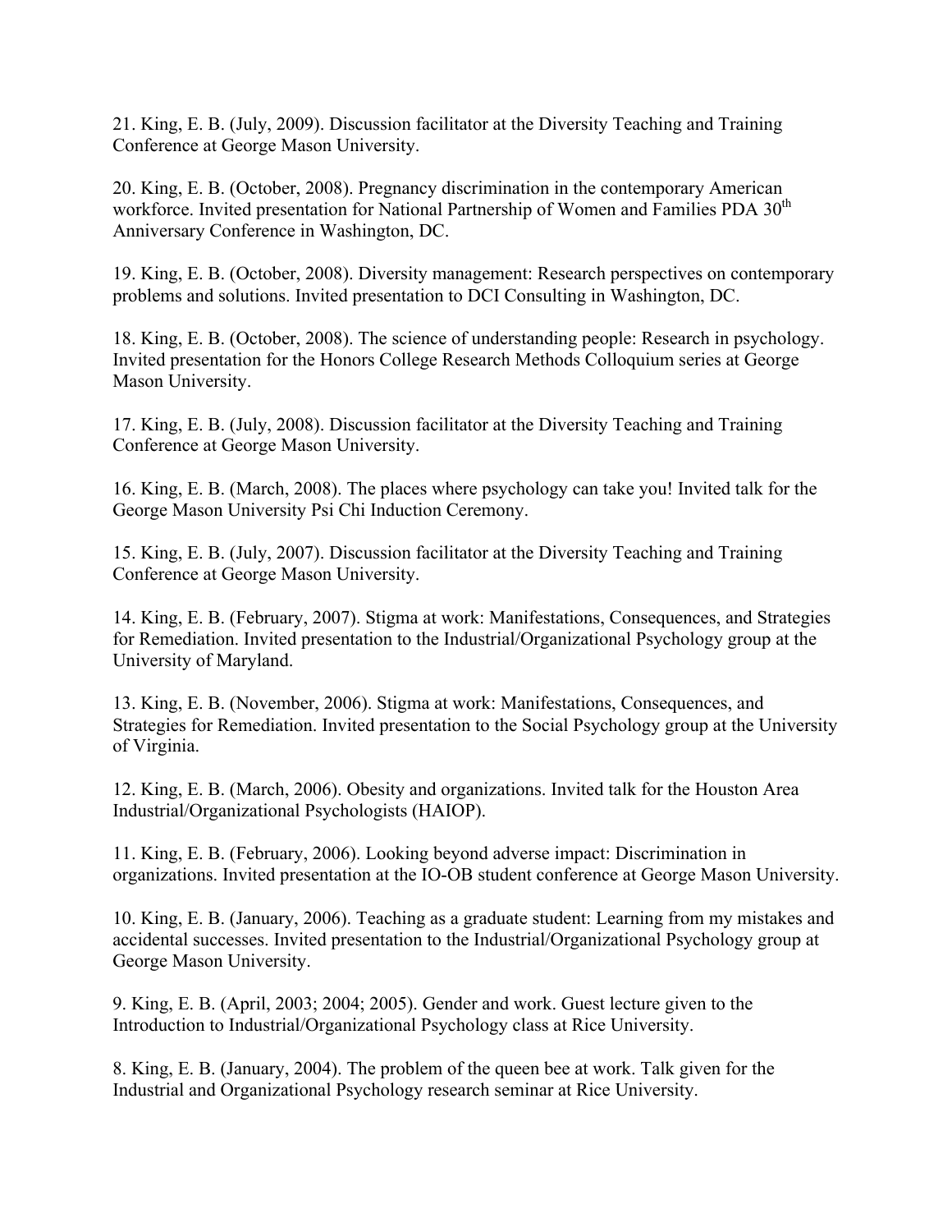21. King, E. B. (July, 2009). Discussion facilitator at the Diversity Teaching and Training Conference at George Mason University.

20. King, E. B. (October, 2008). Pregnancy discrimination in the contemporary American workforce. Invited presentation for National Partnership of Women and Families PDA 30th Anniversary Conference in Washington, DC.

19. King, E. B. (October, 2008). Diversity management: Research perspectives on contemporary problems and solutions. Invited presentation to DCI Consulting in Washington, DC.

18. King, E. B. (October, 2008). The science of understanding people: Research in psychology. Invited presentation for the Honors College Research Methods Colloquium series at George Mason University.

17. King, E. B. (July, 2008). Discussion facilitator at the Diversity Teaching and Training Conference at George Mason University.

16. King, E. B. (March, 2008). The places where psychology can take you! Invited talk for the George Mason University Psi Chi Induction Ceremony.

15. King, E. B. (July, 2007). Discussion facilitator at the Diversity Teaching and Training Conference at George Mason University.

14. King, E. B. (February, 2007). Stigma at work: Manifestations, Consequences, and Strategies for Remediation. Invited presentation to the Industrial/Organizational Psychology group at the University of Maryland.

13. King, E. B. (November, 2006). Stigma at work: Manifestations, Consequences, and Strategies for Remediation. Invited presentation to the Social Psychology group at the University of Virginia.

12. King, E. B. (March, 2006). Obesity and organizations. Invited talk for the Houston Area Industrial/Organizational Psychologists (HAIOP).

11. King, E. B. (February, 2006). Looking beyond adverse impact: Discrimination in organizations. Invited presentation at the IO-OB student conference at George Mason University.

10. King, E. B. (January, 2006). Teaching as a graduate student: Learning from my mistakes and accidental successes. Invited presentation to the Industrial/Organizational Psychology group at George Mason University.

9. King, E. B. (April, 2003; 2004; 2005). Gender and work. Guest lecture given to the Introduction to Industrial/Organizational Psychology class at Rice University.

8. King, E. B. (January, 2004). The problem of the queen bee at work. Talk given for the Industrial and Organizational Psychology research seminar at Rice University.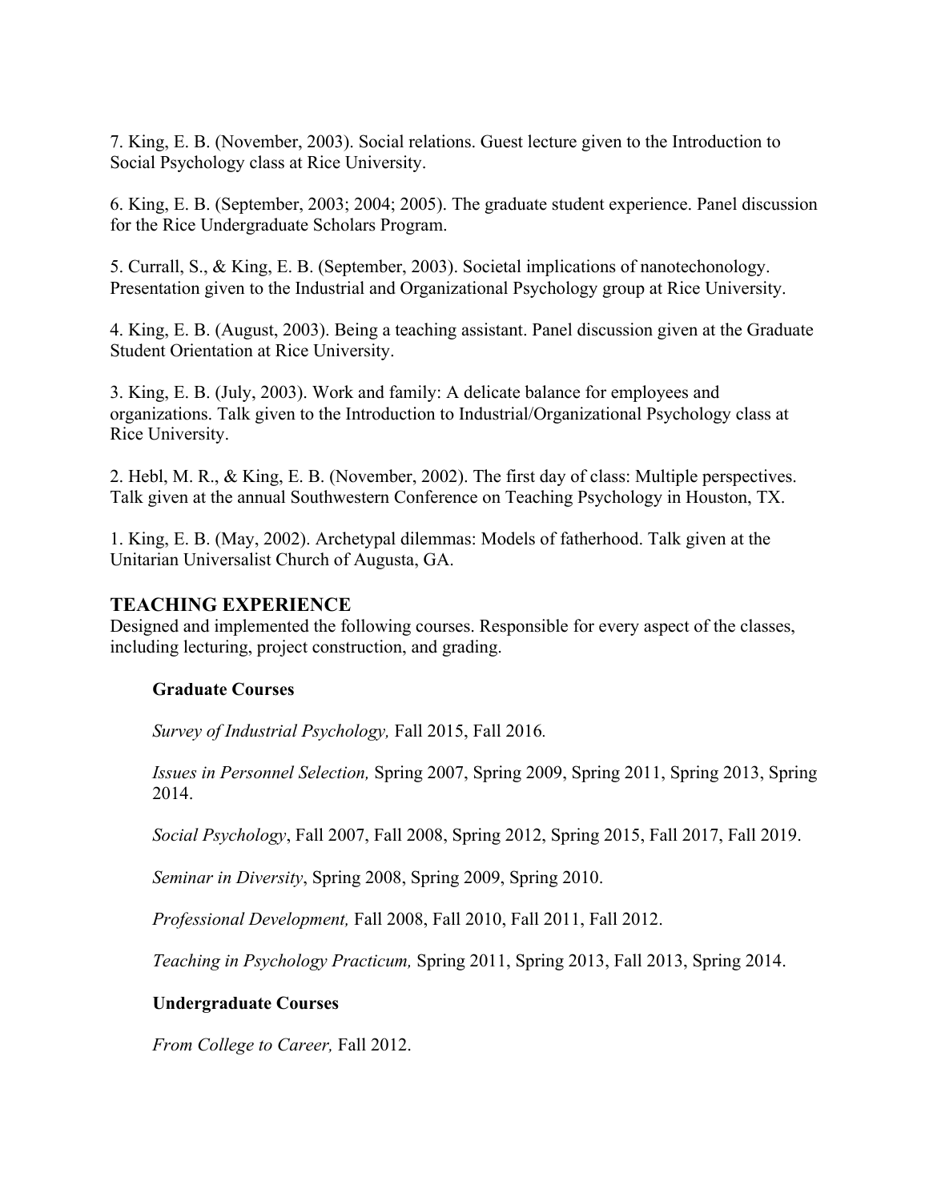7. King, E. B. (November, 2003). Social relations. Guest lecture given to the Introduction to Social Psychology class at Rice University.

6. King, E. B. (September, 2003; 2004; 2005). The graduate student experience. Panel discussion for the Rice Undergraduate Scholars Program.

5. Currall, S., & King, E. B. (September, 2003). Societal implications of nanotechonology. Presentation given to the Industrial and Organizational Psychology group at Rice University.

4. King, E. B. (August, 2003). Being a teaching assistant. Panel discussion given at the Graduate Student Orientation at Rice University.

3. King, E. B. (July, 2003). Work and family: A delicate balance for employees and organizations. Talk given to the Introduction to Industrial/Organizational Psychology class at Rice University.

2. Hebl, M. R., & King, E. B. (November, 2002). The first day of class: Multiple perspectives. Talk given at the annual Southwestern Conference on Teaching Psychology in Houston, TX.

1. King, E. B. (May, 2002). Archetypal dilemmas: Models of fatherhood. Talk given at the Unitarian Universalist Church of Augusta, GA.

## TEACHING EXPERIENCE

Designed and implemented the following courses. Responsible for every aspect of the classes, including lecturing, project construction, and grading.

### Graduate Courses

*Survey of Industrial Psychology,* Fall 2015, Fall 2016.

*Issues in Personnel Selection,* Spring 2007, Spring 2009, Spring 2011, Spring 2013, Spring 2014.

*Social Psychology*, Fall 2007, Fall 2008, Spring 2012, Spring 2015, Fall 2017, Fall 2019.

*Seminar in Diversity*, Spring 2008, Spring 2009, Spring 2010.

*Professional Development,* Fall 2008, Fall 2010, Fall 2011, Fall 2012.

*Teaching in Psychology Practicum,* Spring 2011, Spring 2013, Fall 2013, Spring 2014.

### Undergraduate Courses

*From College to Career,* Fall 2012.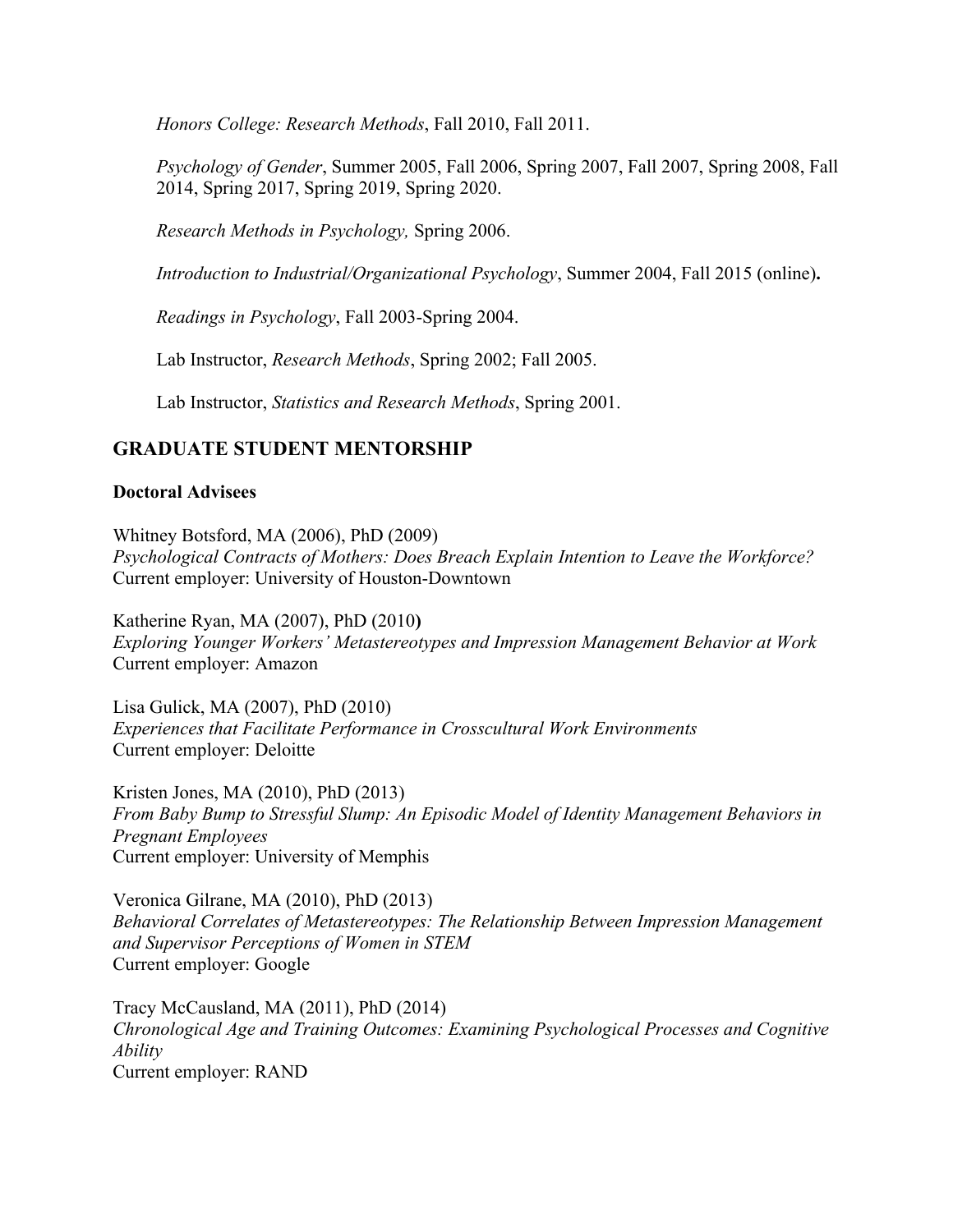*Honors College: Research Methods*, Fall 2010, Fall 2011.

*Psychology of Gender*, Summer 2005, Fall 2006, Spring 2007, Fall 2007, Spring 2008, Fall 2014, Spring 2017, Spring 2019, Spring 2020.

*Research Methods in Psychology,* Spring 2006.

*Introduction to Industrial/Organizational Psychology*, Summer 2004, Fall 2015 (online)**.**

*Readings in Psychology*, Fall 2003-Spring 2004.

Lab Instructor, *Research Methods*, Spring 2002; Fall 2005.

Lab Instructor, *Statistics and Research Methods*, Spring 2001.

## GRADUATE STUDENT MENTORSHIP

**Doctoral Advisees**

Whitney Botsford, MA (2006), PhD (2009)
*Psychological Contracts of Mothers: Does Breach Explain Intention to Leave the Workforce?*
Current employer: University of Houston-Downtown

Katherine Ryan, MA (2007), PhD (2010**)**
*Exploring Younger Workers' Metastereotypes and Impression Management Behavior at Work*
Current employer: Amazon

Lisa Gulick, MA (2007), PhD (2010)
*Experiences that Facilitate Performance in Crosscultural Work Environments*
Current employer: Deloitte

Kristen Jones, MA (2010), PhD (2013)
*From Baby Bump to Stressful Slump: An Episodic Model of Identity Management Behaviors in Pregnant Employees*
Current employer: University of Memphis

Veronica Gilrane, MA (2010), PhD (2013)
*Behavioral Correlates of Metastereotypes: The Relationship Between Impression Management and Supervisor Perceptions of Women in STEM*
Current employer: Google

Tracy McCausland, MA (2011), PhD (2014)
*Chronological Age and Training Outcomes: Examining Psychological Processes and Cognitive Ability*
Current employer: RAND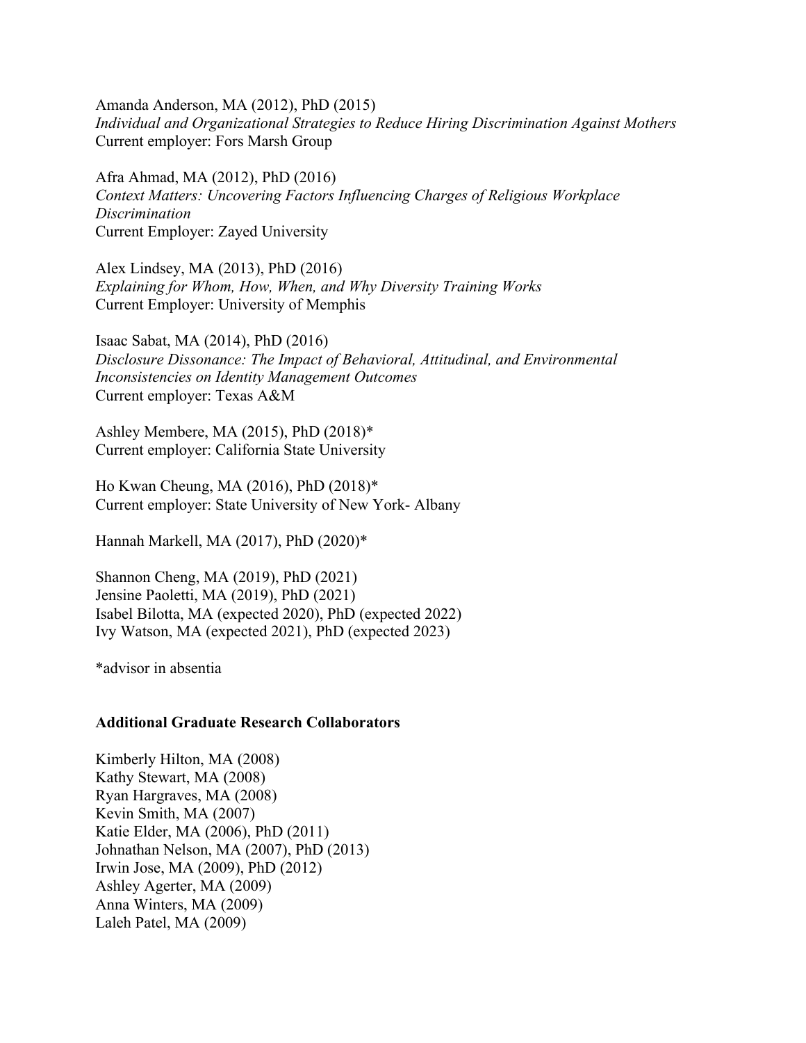Amanda Anderson, MA (2012), PhD (2015)
*Individual and Organizational Strategies to Reduce Hiring Discrimination Against Mothers*
Current employer: Fors Marsh Group

Afra Ahmad, MA (2012), PhD (2016)
*Context Matters: Uncovering Factors Influencing Charges of Religious Workplace Discrimination*
Current Employer: Zayed University

Alex Lindsey, MA (2013), PhD (2016)
*Explaining for Whom, How, When, and Why Diversity Training Works*
Current Employer: University of Memphis

Isaac Sabat, MA (2014), PhD (2016)
*Disclosure Dissonance: The Impact of Behavioral, Attitudinal, and Environmental Inconsistencies on Identity Management Outcomes*
Current employer: Texas A&M

Ashley Membere, MA (2015), PhD (2018)*
Current employer: California State University

Ho Kwan Cheung, MA (2016), PhD (2018)*
Current employer: State University of New York- Albany

Hannah Markell, MA (2017), PhD (2020)*

Shannon Cheng, MA (2019), PhD (2021)
Jensine Paoletti, MA (2019), PhD (2021)
Isabel Bilotta, MA (expected 2020), PhD (expected 2022)
Ivy Watson, MA (expected 2021), PhD (expected 2023)

*advisor in absentia

**Additional Graduate Research Collaborators**

Kimberly Hilton, MA (2008)
Kathy Stewart, MA (2008)
Ryan Hargraves, MA (2008)
Kevin Smith, MA (2007)
Katie Elder, MA (2006), PhD (2011)
Johnathan Nelson, MA (2007), PhD (2013)
Irwin Jose, MA (2009), PhD (2012)
Ashley Agerter, MA (2009)
Anna Winters, MA (2009)
Laleh Patel, MA (2009)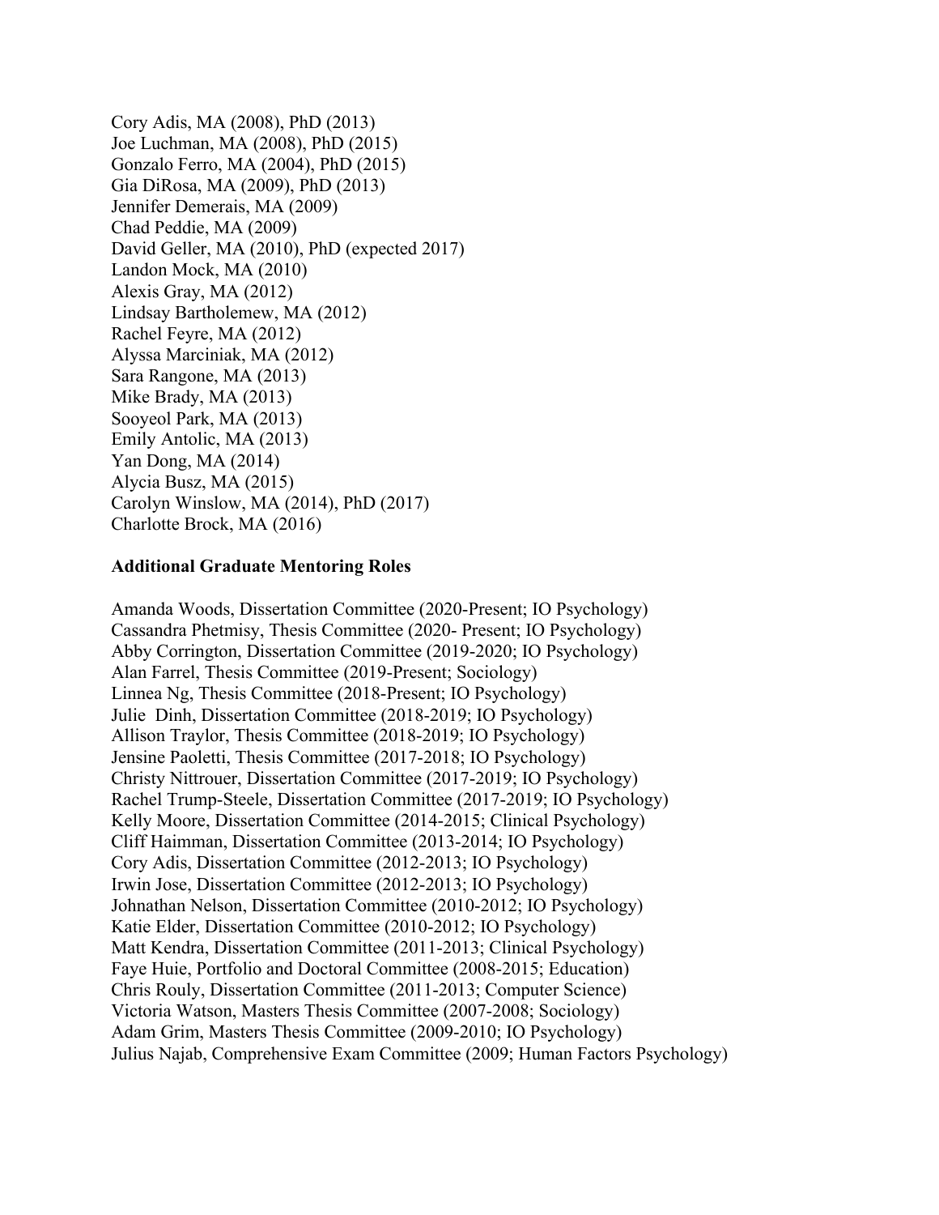Cory Adis, MA (2008), PhD (2013)
Joe Luchman, MA (2008), PhD (2015)
Gonzalo Ferro, MA (2004), PhD (2015)
Gia DiRosa, MA (2009), PhD (2013)
Jennifer Demerais, MA (2009)
Chad Peddie, MA (2009)
David Geller, MA (2010), PhD (expected 2017)
Landon Mock, MA (2010)
Alexis Gray, MA (2012)
Lindsay Bartholemew, MA (2012)
Rachel Feyre, MA (2012)
Alyssa Marciniak, MA (2012)
Sara Rangone, MA (2013)
Mike Brady, MA (2013)
Sooyeol Park, MA (2013)
Emily Antolic, MA (2013)
Yan Dong, MA (2014)
Alycia Busz, MA (2015)
Carolyn Winslow, MA (2014), PhD (2017)
Charlotte Brock, MA (2016)

**Additional Graduate Mentoring Roles**

Amanda Woods, Dissertation Committee (2020-Present; IO Psychology)
Cassandra Phetmisy, Thesis Committee (2020- Present; IO Psychology)
Abby Corrington, Dissertation Committee (2019-2020; IO Psychology)
Alan Farrel, Thesis Committee (2019-Present; Sociology)
Linnea Ng, Thesis Committee (2018-Present; IO Psychology)
Julie Dinh, Dissertation Committee (2018-2019; IO Psychology)
Allison Traylor, Thesis Committee (2018-2019; IO Psychology)
Jensine Paoletti, Thesis Committee (2017-2018; IO Psychology)
Christy Nittrouer, Dissertation Committee (2017-2019; IO Psychology)
Rachel Trump-Steele, Dissertation Committee (2017-2019; IO Psychology)
Kelly Moore, Dissertation Committee (2014-2015; Clinical Psychology)
Cliff Haimman, Dissertation Committee (2013-2014; IO Psychology)
Cory Adis, Dissertation Committee (2012-2013; IO Psychology)
Irwin Jose, Dissertation Committee (2012-2013; IO Psychology)
Johnathan Nelson, Dissertation Committee (2010-2012; IO Psychology)
Katie Elder, Dissertation Committee (2010-2012; IO Psychology)
Matt Kendra, Dissertation Committee (2011-2013; Clinical Psychology)
Faye Huie, Portfolio and Doctoral Committee (2008-2015; Education)
Chris Rouly, Dissertation Committee (2011-2013; Computer Science)
Victoria Watson, Masters Thesis Committee (2007-2008; Sociology)
Adam Grim, Masters Thesis Committee (2009-2010; IO Psychology)
Julius Najab, Comprehensive Exam Committee (2009; Human Factors Psychology)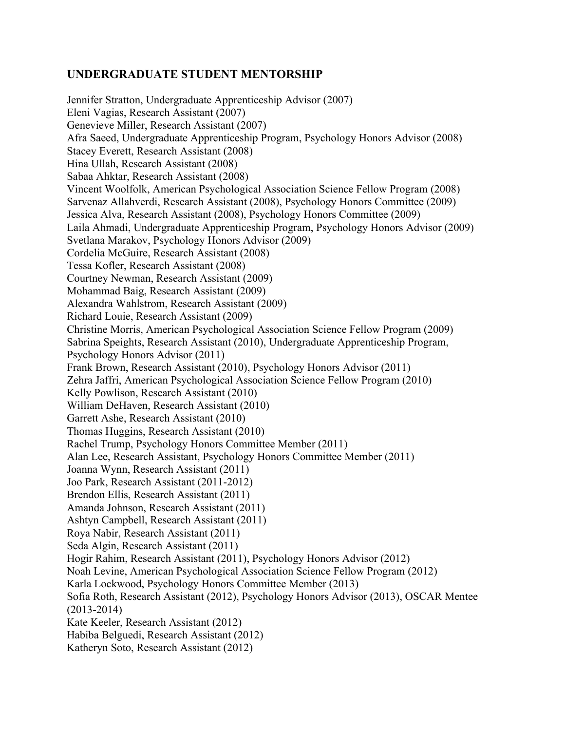## UNDERGRADUATE STUDENT MENTORSHIP

Jennifer Stratton, Undergraduate Apprenticeship Advisor (2007)
Eleni Vagias, Research Assistant (2007)
Genevieve Miller, Research Assistant (2007)
Afra Saeed, Undergraduate Apprenticeship Program, Psychology Honors Advisor (2008)
Stacey Everett, Research Assistant (2008)
Hina Ullah, Research Assistant (2008)
Sabaa Ahktar, Research Assistant (2008)
Vincent Woolfolk, American Psychological Association Science Fellow Program (2008)
Sarvenaz Allahverdi, Research Assistant (2008), Psychology Honors Committee (2009)
Jessica Alva, Research Assistant (2008), Psychology Honors Committee (2009)
Laila Ahmadi, Undergraduate Apprenticeship Program, Psychology Honors Advisor (2009)
Svetlana Marakov, Psychology Honors Advisor (2009)
Cordelia McGuire, Research Assistant (2008)
Tessa Kofler, Research Assistant (2008)
Courtney Newman, Research Assistant (2009)
Mohammad Baig, Research Assistant (2009)
Alexandra Wahlstrom, Research Assistant (2009)
Richard Louie, Research Assistant (2009)
Christine Morris, American Psychological Association Science Fellow Program (2009)
Sabrina Speights, Research Assistant (2010), Undergraduate Apprenticeship Program, Psychology Honors Advisor (2011)
Frank Brown, Research Assistant (2010), Psychology Honors Advisor (2011)
Zehra Jaffri, American Psychological Association Science Fellow Program (2010)
Kelly Powlison, Research Assistant (2010)
William DeHaven, Research Assistant (2010)
Garrett Ashe, Research Assistant (2010)
Thomas Huggins, Research Assistant (2010)
Rachel Trump, Psychology Honors Committee Member (2011)
Alan Lee, Research Assistant, Psychology Honors Committee Member (2011)
Joanna Wynn, Research Assistant (2011)
Joo Park, Research Assistant (2011-2012)
Brendon Ellis, Research Assistant (2011)
Amanda Johnson, Research Assistant (2011)
Ashtyn Campbell, Research Assistant (2011)
Roya Nabir, Research Assistant (2011)
Seda Algin, Research Assistant (2011)
Hogir Rahim, Research Assistant (2011), Psychology Honors Advisor (2012)
Noah Levine, American Psychological Association Science Fellow Program (2012)
Karla Lockwood, Psychology Honors Committee Member (2013)
Sofia Roth, Research Assistant (2012), Psychology Honors Advisor (2013), OSCAR Mentee (2013-2014)
Kate Keeler, Research Assistant (2012)
Habiba Belguedi, Research Assistant (2012)
Katheryn Soto, Research Assistant (2012)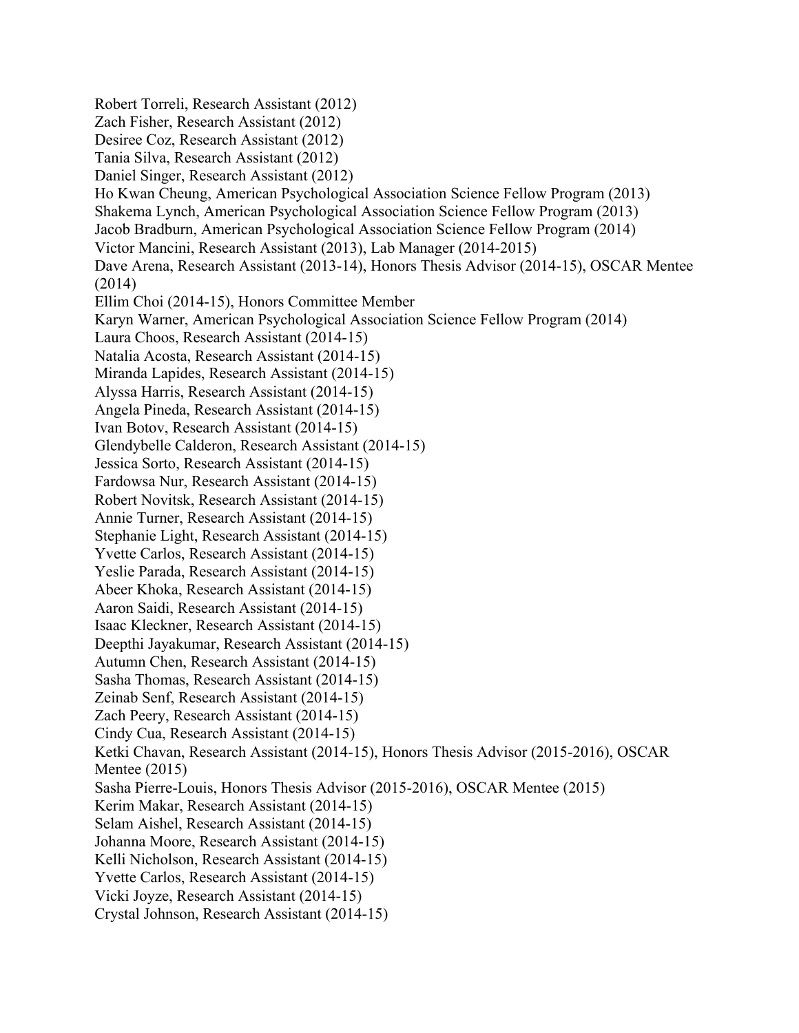Robert Torreli, Research Assistant (2012)
Zach Fisher, Research Assistant (2012)
Desiree Coz, Research Assistant (2012)
Tania Silva, Research Assistant (2012)
Daniel Singer, Research Assistant (2012)
Ho Kwan Cheung, American Psychological Association Science Fellow Program (2013)
Shakema Lynch, American Psychological Association Science Fellow Program (2013)
Jacob Bradburn, American Psychological Association Science Fellow Program (2014)
Victor Mancini, Research Assistant (2013), Lab Manager (2014-2015)
Dave Arena, Research Assistant (2013-14), Honors Thesis Advisor (2014-15), OSCAR Mentee (2014)
Ellim Choi (2014-15), Honors Committee Member
Karyn Warner, American Psychological Association Science Fellow Program (2014)
Laura Choos, Research Assistant (2014-15)
Natalia Acosta, Research Assistant (2014-15)
Miranda Lapides, Research Assistant (2014-15)
Alyssa Harris, Research Assistant (2014-15)
Angela Pineda, Research Assistant (2014-15)
Ivan Botov, Research Assistant (2014-15)
Glendybelle Calderon, Research Assistant (2014-15)
Jessica Sorto, Research Assistant (2014-15)
Fardowsa Nur, Research Assistant (2014-15)
Robert Novitsk, Research Assistant (2014-15)
Annie Turner, Research Assistant (2014-15)
Stephanie Light, Research Assistant (2014-15)
Yvette Carlos, Research Assistant (2014-15)
Yeslie Parada, Research Assistant (2014-15)
Abeer Khoka, Research Assistant (2014-15)
Aaron Saidi, Research Assistant (2014-15)
Isaac Kleckner, Research Assistant (2014-15)
Deepthi Jayakumar, Research Assistant (2014-15)
Autumn Chen, Research Assistant (2014-15)
Sasha Thomas, Research Assistant (2014-15)
Zeinab Senf, Research Assistant (2014-15)
Zach Peery, Research Assistant (2014-15)
Cindy Cua, Research Assistant (2014-15)
Ketki Chavan, Research Assistant (2014-15), Honors Thesis Advisor (2015-2016), OSCAR Mentee (2015)
Sasha Pierre-Louis, Honors Thesis Advisor (2015-2016), OSCAR Mentee (2015)
Kerim Makar, Research Assistant (2014-15)
Selam Aishel, Research Assistant (2014-15)
Johanna Moore, Research Assistant (2014-15)
Kelli Nicholson, Research Assistant (2014-15)
Yvette Carlos, Research Assistant (2014-15)
Vicki Joyze, Research Assistant (2014-15)
Crystal Johnson, Research Assistant (2014-15)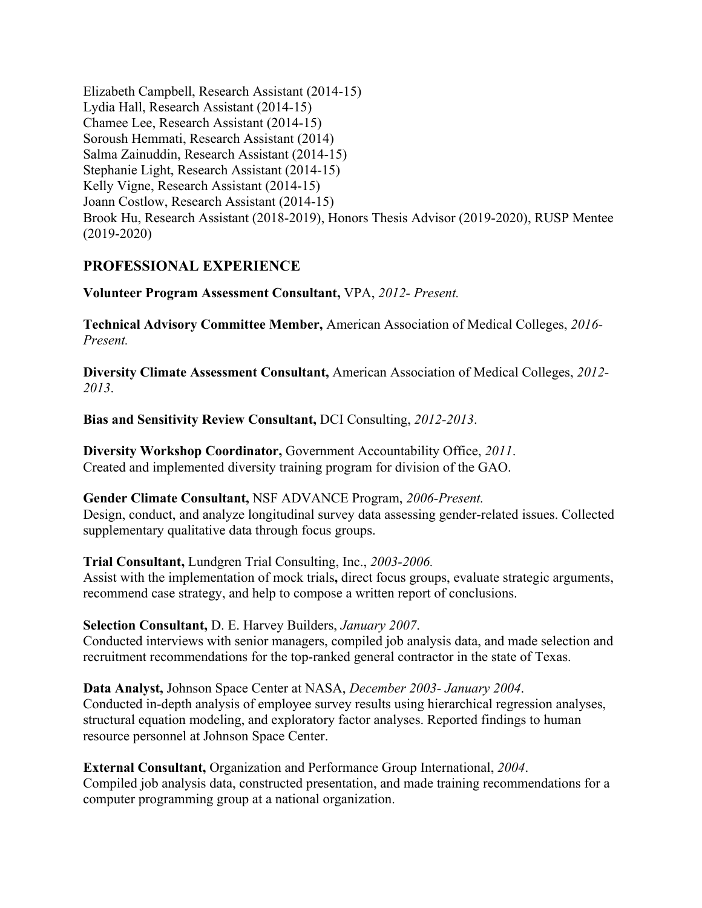Elizabeth Campbell, Research Assistant (2014-15)
Lydia Hall, Research Assistant (2014-15)
Chamee Lee, Research Assistant (2014-15)
Soroush Hemmati, Research Assistant (2014)
Salma Zainuddin, Research Assistant (2014-15)
Stephanie Light, Research Assistant (2014-15)
Kelly Vigne, Research Assistant (2014-15)
Joann Costlow, Research Assistant (2014-15)
Brook Hu, Research Assistant (2018-2019), Honors Thesis Advisor (2019-2020), RUSP Mentee (2019-2020)

## PROFESSIONAL EXPERIENCE

**Volunteer Program Assessment Consultant,** VPA, *2012- Present.*

**Technical Advisory Committee Member,** American Association of Medical Colleges, *2016-Present.*

**Diversity Climate Assessment Consultant,** American Association of Medical Colleges, *2012-2013*.

**Bias and Sensitivity Review Consultant,** DCI Consulting, *2012-2013*.

**Diversity Workshop Coordinator,** Government Accountability Office, *2011*.
Created and implemented diversity training program for division of the GAO.

**Gender Climate Consultant,** NSF ADVANCE Program, *2006-Present.*
Design, conduct, and analyze longitudinal survey data assessing gender-related issues. Collected supplementary qualitative data through focus groups.

**Trial Consultant,** Lundgren Trial Consulting, Inc., *2003-2006.*
Assist with the implementation of mock trials, direct focus groups, evaluate strategic arguments, recommend case strategy, and help to compose a written report of conclusions.

**Selection Consultant,** D. E. Harvey Builders, *January 2007*.
Conducted interviews with senior managers, compiled job analysis data, and made selection and recruitment recommendations for the top-ranked general contractor in the state of Texas.

**Data Analyst,** Johnson Space Center at NASA, *December 2003- January 2004*.
Conducted in-depth analysis of employee survey results using hierarchical regression analyses, structural equation modeling, and exploratory factor analyses. Reported findings to human resource personnel at Johnson Space Center.

**External Consultant,** Organization and Performance Group International, *2004*.
Compiled job analysis data, constructed presentation, and made training recommendations for a computer programming group at a national organization.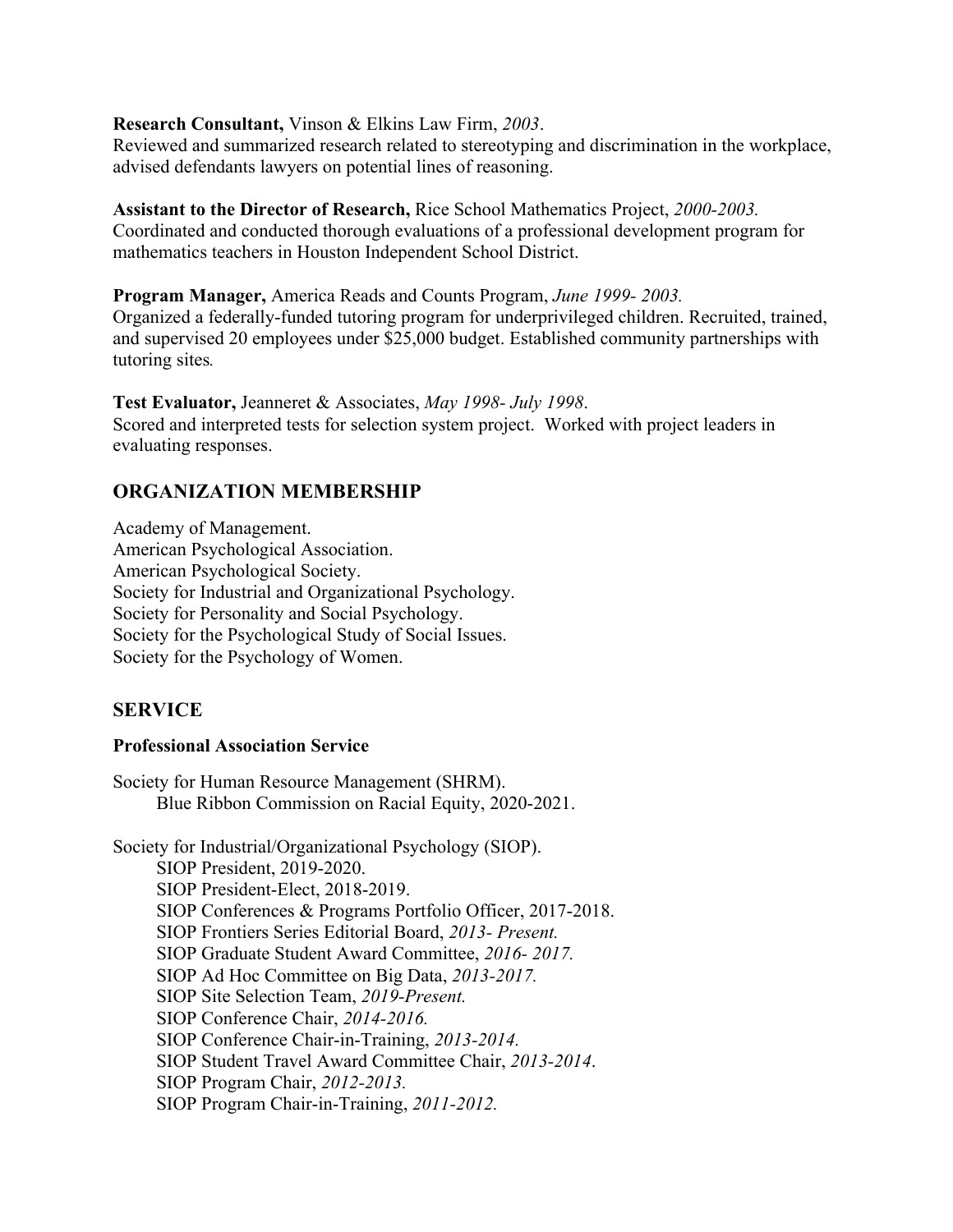**Research Consultant,** Vinson & Elkins Law Firm, *2003*.
Reviewed and summarized research related to stereotyping and discrimination in the workplace, advised defendants lawyers on potential lines of reasoning.

**Assistant to the Director of Research,** Rice School Mathematics Project, *2000-2003.*
Coordinated and conducted thorough evaluations of a professional development program for mathematics teachers in Houston Independent School District.

**Program Manager,** America Reads and Counts Program, *June 1999- 2003.*
Organized a federally-funded tutoring program for underprivileged children. Recruited, trained, and supervised 20 employees under $25,000 budget. Established community partnerships with tutoring sites*.*

**Test Evaluator,** Jeanneret & Associates, *May 1998- July 1998*.
Scored and interpreted tests for selection system project. Worked with project leaders in evaluating responses.

## ORGANIZATION MEMBERSHIP

Academy of Management.
American Psychological Association.
American Psychological Society.
Society for Industrial and Organizational Psychology.
Society for Personality and Social Psychology.
Society for the Psychological Study of Social Issues.
Society for the Psychology of Women.

## SERVICE

### Professional Association Service

Society for Human Resource Management (SHRM).
- Blue Ribbon Commission on Racial Equity, 2020-2021.

Society for Industrial/Organizational Psychology (SIOP).
- SIOP President, 2019-2020.
- SIOP President-Elect, 2018-2019.
- SIOP Conferences & Programs Portfolio Officer, 2017-2018.
- SIOP Frontiers Series Editorial Board, *2013- Present.*
- SIOP Graduate Student Award Committee, *2016- 2017.*
- SIOP Ad Hoc Committee on Big Data, *2013-2017.*
- SIOP Site Selection Team, *2019-Present.*
- SIOP Conference Chair, *2014-2016.*
- SIOP Conference Chair-in-Training, *2013-2014.*
- SIOP Student Travel Award Committee Chair, *2013-2014*.
- SIOP Program Chair, *2012-2013.*
- SIOP Program Chair-in-Training, *2011-2012.*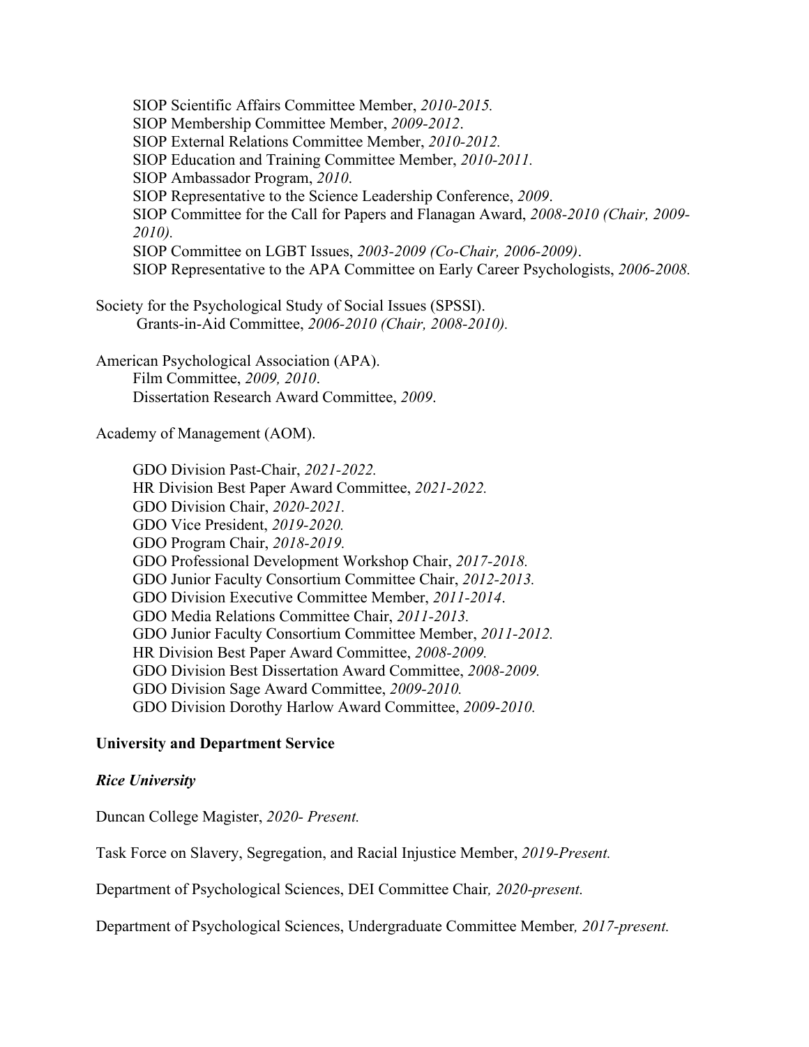SIOP Scientific Affairs Committee Member, *2010-2015.*
SIOP Membership Committee Member, *2009-2012*.
SIOP External Relations Committee Member, *2010-2012.*
SIOP Education and Training Committee Member, *2010-2011.*
SIOP Ambassador Program, *2010*.
SIOP Representative to the Science Leadership Conference, *2009*.
SIOP Committee for the Call for Papers and Flanagan Award, *2008-2010 (Chair, 2009-2010).*
SIOP Committee on LGBT Issues, *2003-2009 (Co-Chair, 2006-2009)*.
SIOP Representative to the APA Committee on Early Career Psychologists, *2006-2008.*

Society for the Psychological Study of Social Issues (SPSSI).
Grants-in-Aid Committee, *2006-2010 (Chair, 2008-2010).*

American Psychological Association (APA).
Film Committee, *2009, 2010*.
Dissertation Research Award Committee, *2009*.

Academy of Management (AOM).

GDO Division Past-Chair, *2021-2022.*
HR Division Best Paper Award Committee, *2021-2022.*
GDO Division Chair, *2020-2021.*
GDO Vice President, *2019-2020.*
GDO Program Chair, *2018-2019.*
GDO Professional Development Workshop Chair, *2017-2018.*
GDO Junior Faculty Consortium Committee Chair, *2012-2013.*
GDO Division Executive Committee Member, *2011-2014*.
GDO Media Relations Committee Chair, *2011-2013.*
GDO Junior Faculty Consortium Committee Member, *2011-2012.*
HR Division Best Paper Award Committee, *2008-2009.*
GDO Division Best Dissertation Award Committee, *2008-2009.*
GDO Division Sage Award Committee, *2009-2010.*
GDO Division Dorothy Harlow Award Committee, *2009-2010.*

**University and Department Service**

***Rice University***

Duncan College Magister, *2020- Present.*

Task Force on Slavery, Segregation, and Racial Injustice Member, *2019-Present.*

Department of Psychological Sciences, DEI Committee Chair*, 2020-present.*

Department of Psychological Sciences, Undergraduate Committee Member*, 2017-present.*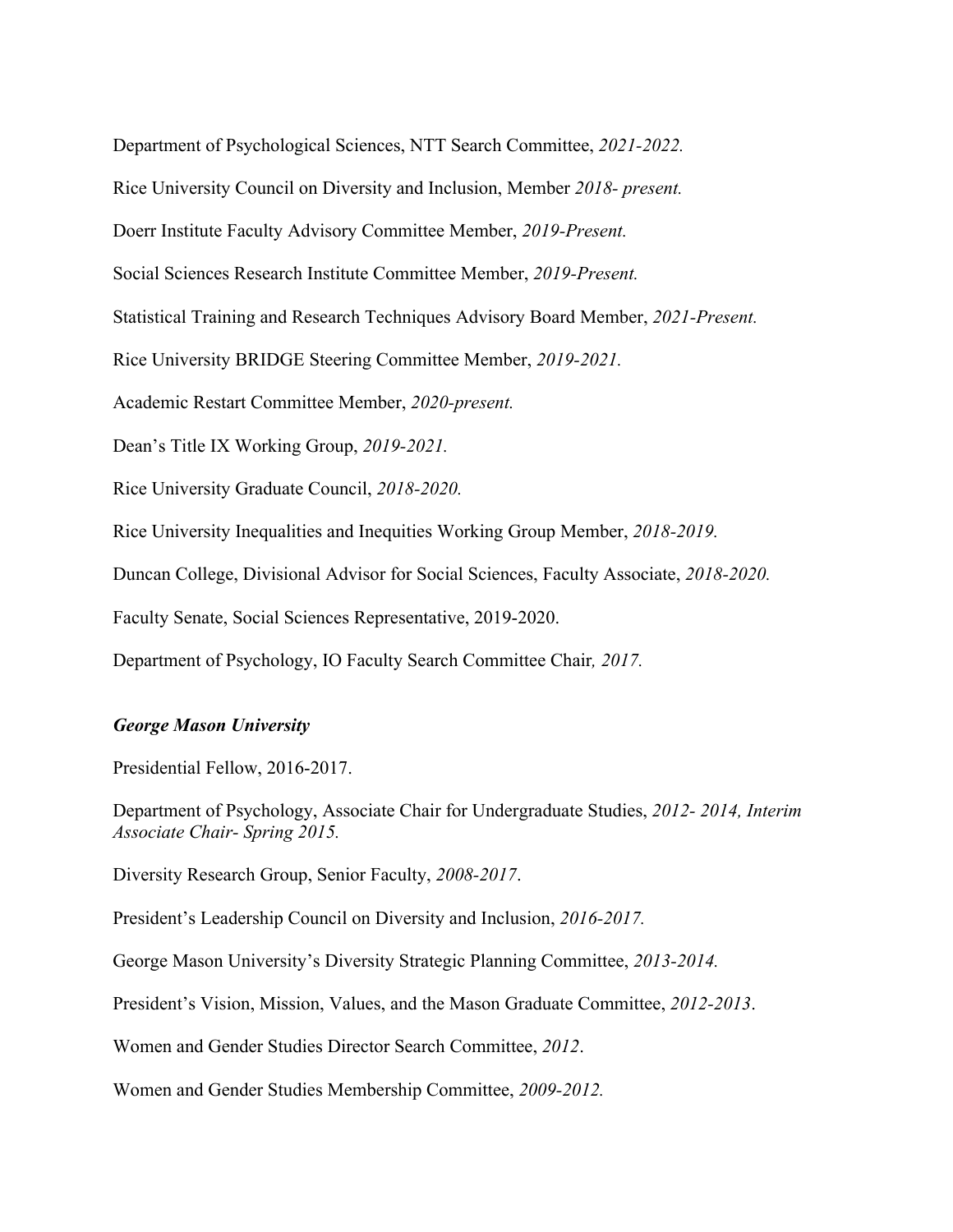Department of Psychological Sciences, NTT Search Committee, *2021-2022.*

Rice University Council on Diversity and Inclusion, Member *2018- present.*

Doerr Institute Faculty Advisory Committee Member, *2019-Present.*

Social Sciences Research Institute Committee Member, *2019-Present.*

Statistical Training and Research Techniques Advisory Board Member, *2021-Present.*

Rice University BRIDGE Steering Committee Member, *2019-2021.*

Academic Restart Committee Member, *2020-present.*

Dean's Title IX Working Group, *2019-2021.*

Rice University Graduate Council, *2018-2020.*

Rice University Inequalities and Inequities Working Group Member, *2018-2019.*

Duncan College, Divisional Advisor for Social Sciences, Faculty Associate, *2018-2020.*

Faculty Senate, Social Sciences Representative, 2019-2020.

Department of Psychology, IO Faculty Search Committee Chair*, 2017.*

***George Mason University***

Presidential Fellow, 2016-2017.

Department of Psychology, Associate Chair for Undergraduate Studies, *2012- 2014, Interim Associate Chair- Spring 2015.*

Diversity Research Group, Senior Faculty, *2008-2017*.

President's Leadership Council on Diversity and Inclusion, *2016-2017.*

George Mason University's Diversity Strategic Planning Committee, *2013-2014.*

President's Vision, Mission, Values, and the Mason Graduate Committee, *2012-2013*.

Women and Gender Studies Director Search Committee, *2012*.

Women and Gender Studies Membership Committee, *2009-2012.*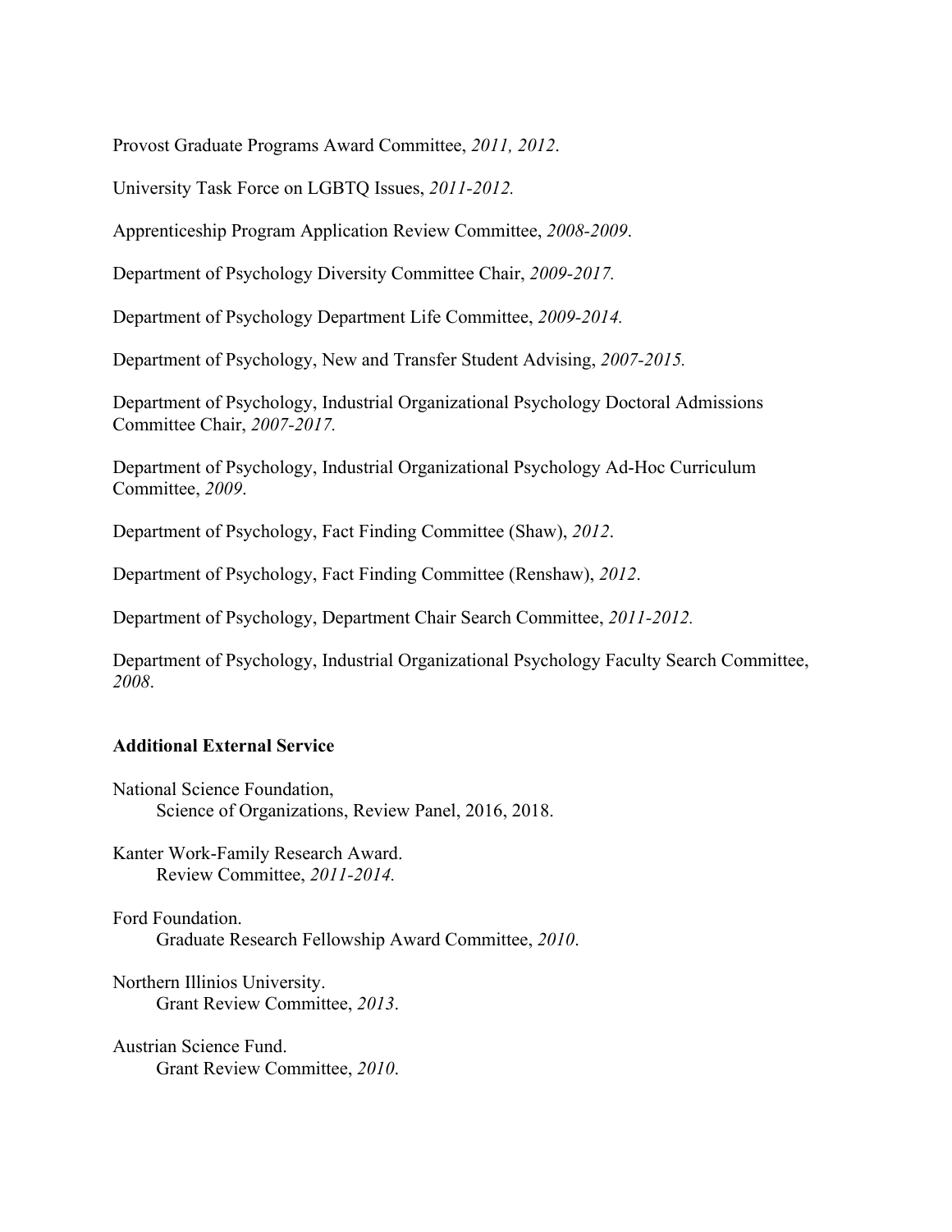Provost Graduate Programs Award Committee, *2011, 2012*.

University Task Force on LGBTQ Issues, *2011-2012.*

Apprenticeship Program Application Review Committee, *2008-2009*.

Department of Psychology Diversity Committee Chair, *2009-2017.*

Department of Psychology Department Life Committee, *2009-2014.*

Department of Psychology, New and Transfer Student Advising, *2007-2015.*

Department of Psychology, Industrial Organizational Psychology Doctoral Admissions Committee Chair, *2007-2017.*

Department of Psychology, Industrial Organizational Psychology Ad-Hoc Curriculum Committee, *2009*.

Department of Psychology, Fact Finding Committee (Shaw), *2012*.

Department of Psychology, Fact Finding Committee (Renshaw), *2012*.

Department of Psychology, Department Chair Search Committee, *2011-2012.*

Department of Psychology, Industrial Organizational Psychology Faculty Search Committee, *2008*.

**Additional External Service**

National Science Foundation,
  Science of Organizations, Review Panel, 2016, 2018.

Kanter Work-Family Research Award.
  Review Committee, *2011-2014.*

Ford Foundation.
  Graduate Research Fellowship Award Committee, *2010*.

Northern Illinios University.
  Grant Review Committee, *2013*.

Austrian Science Fund.
  Grant Review Committee, *2010*.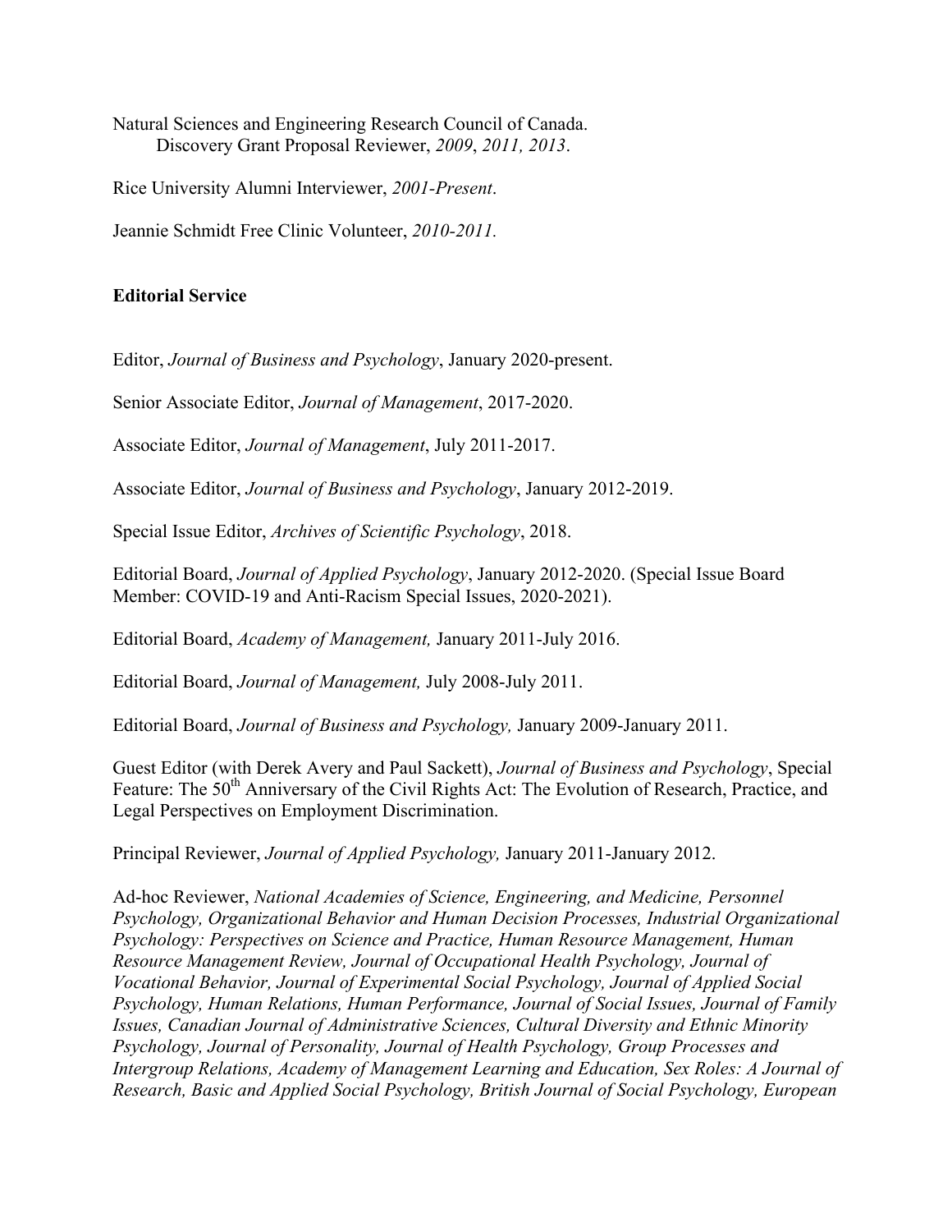Natural Sciences and Engineering Research Council of Canada.
Discovery Grant Proposal Reviewer, *2009*, *2011, 2013*.

Rice University Alumni Interviewer, *2001-Present*.

Jeannie Schmidt Free Clinic Volunteer, *2010-2011.*

**Editorial Service**

Editor, *Journal of Business and Psychology*, January 2020-present.

Senior Associate Editor, *Journal of Management*, 2017-2020.

Associate Editor, *Journal of Management*, July 2011-2017.

Associate Editor, *Journal of Business and Psychology*, January 2012-2019.

Special Issue Editor, *Archives of Scientific Psychology*, 2018.

Editorial Board, *Journal of Applied Psychology*, January 2012-2020. (Special Issue Board Member: COVID-19 and Anti-Racism Special Issues, 2020-2021).

Editorial Board, *Academy of Management,* January 2011-July 2016.

Editorial Board, *Journal of Management,* July 2008-July 2011.

Editorial Board, *Journal of Business and Psychology,* January 2009-January 2011.

Guest Editor (with Derek Avery and Paul Sackett), *Journal of Business and Psychology*, Special Feature: The 50th Anniversary of the Civil Rights Act: The Evolution of Research, Practice, and Legal Perspectives on Employment Discrimination.

Principal Reviewer, *Journal of Applied Psychology,* January 2011-January 2012.

Ad-hoc Reviewer, *National Academies of Science, Engineering, and Medicine, Personnel Psychology, Organizational Behavior and Human Decision Processes, Industrial Organizational Psychology: Perspectives on Science and Practice, Human Resource Management, Human Resource Management Review, Journal of Occupational Health Psychology, Journal of Vocational Behavior, Journal of Experimental Social Psychology, Journal of Applied Social Psychology, Human Relations, Human Performance, Journal of Social Issues, Journal of Family Issues, Canadian Journal of Administrative Sciences, Cultural Diversity and Ethnic Minority Psychology, Journal of Personality, Journal of Health Psychology, Group Processes and Intergroup Relations, Academy of Management Learning and Education, Sex Roles: A Journal of Research, Basic and Applied Social Psychology, British Journal of Social Psychology, European*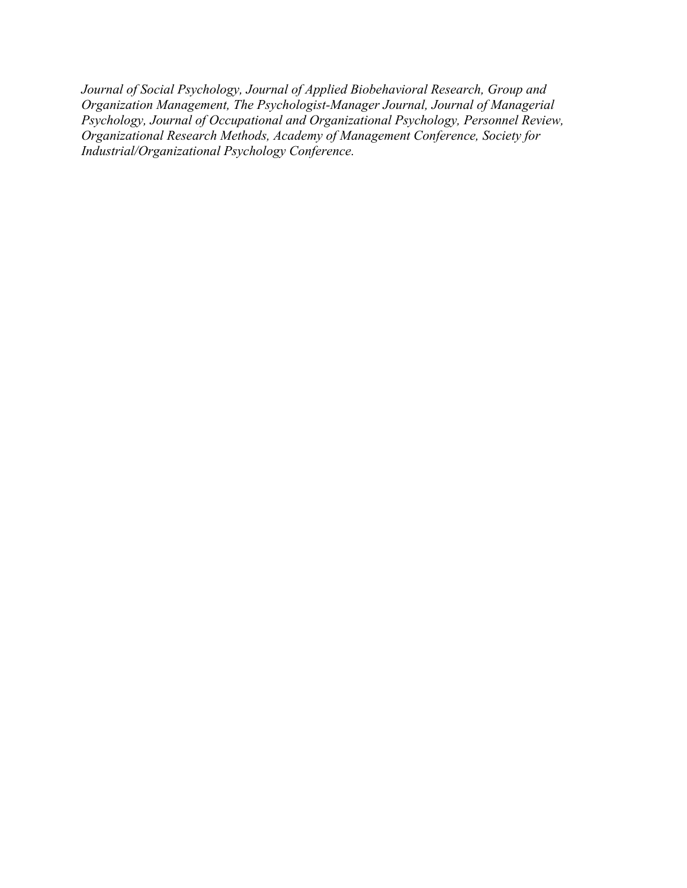*Journal of Social Psychology, Journal of Applied Biobehavioral Research, Group and Organization Management, The Psychologist-Manager Journal, Journal of Managerial Psychology, Journal of Occupational and Organizational Psychology, Personnel Review, Organizational Research Methods, Academy of Management Conference, Society for Industrial/Organizational Psychology Conference.*